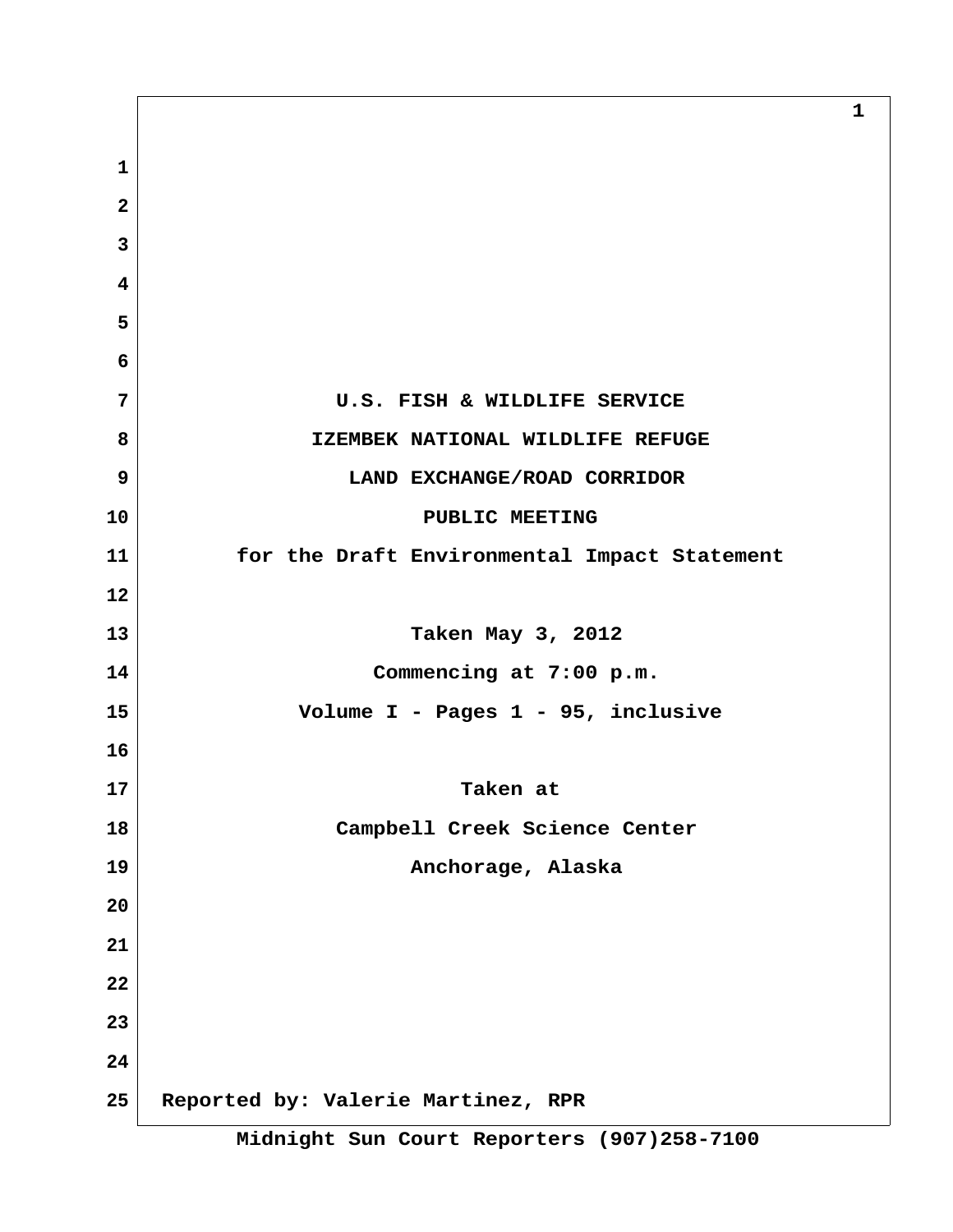# U.S. FISH & WILDLIFE SERVICE

# IZEMBEK NATIONAL WILDLIFE REFUGE

# LAND EXCHANGE/ROAD CORRIDOR

# PUBLIC MEETING

**for the Draft Environmental Impact Statement**

**Taken May 3, 2012**

**Commencing at 7:00 p.m.**

**Volume I - Pages 1 - 95, inclusive**

**Taken at**

**Campbell Creek Science Center**

**Anchorage, Alaska**

**Reported by: Valerie Martinez, RPR**

**Midnight Sun Court Reporters (907)258-7100**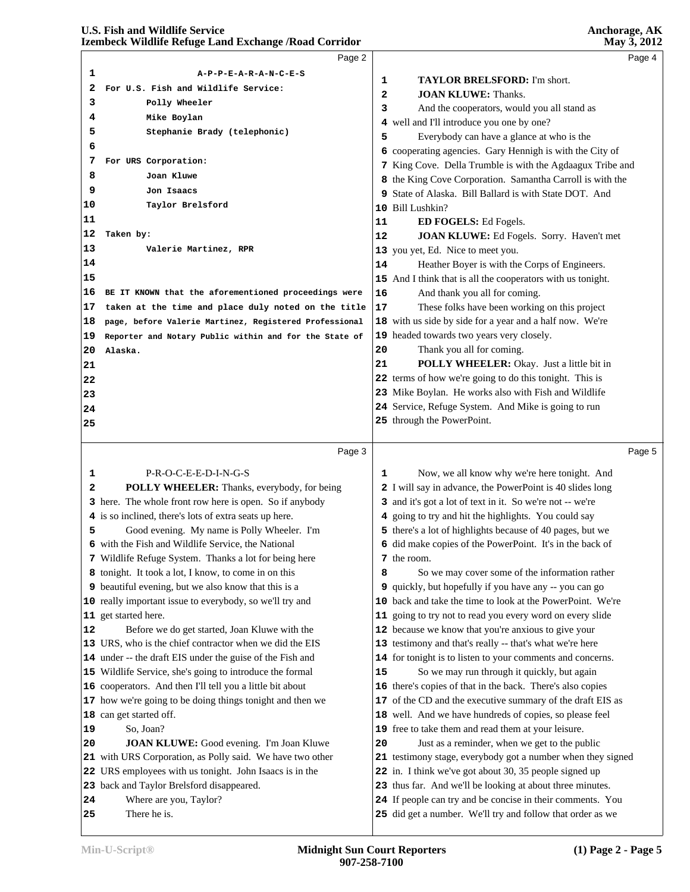A-P-P-E-A-R-A-N-C-E-S

For U.S. Fish and Wildlife Service:

Polly Wheeler
Mike Boylan
Stephanie Brady (telephonic)

For URS Corporation:

Joan Kluwe
Jon Isaacs
Taylor Brelsford

Taken by:

Valerie Martinez, RPR

BE IT KNOWN that the aforementioned proceedings were taken at the time and place duly noted on the title page, before Valerie Martinez, Registered Professional Reporter and Notary Public within and for the State of Alaska.

P-R-O-C-E-E-D-I-N-G-S

**POLLY WHEELER:** Thanks, everybody, for being here. The whole front row here is open. So if anybody is so inclined, there's lots of extra seats up here.

Good evening. My name is Polly Wheeler. I'm with the Fish and Wildlife Service, the National Wildlife Refuge System. Thanks a lot for being here tonight. It took a lot, I know, to come in on this beautiful evening, but we also know that this is a really important issue to everybody, so we'll try and get started here.

Before we do get started, Joan Kluwe with the URS, who is the chief contractor when we did the EIS under -- the draft EIS under the guise of the Fish and Wildlife Service, she's going to introduce the formal cooperators. And then I'll tell you a little bit about how we're going to be doing things tonight and then we can get started off.

So, Joan?

**JOAN KLUWE:** Good evening. I'm Joan Kluwe with URS Corporation, as Polly said. We have two other URS employees with us tonight. John Isaacs is in the back and Taylor Brelsford disappeared.

Where are you, Taylor?

There he is.

**TAYLOR BRELSFORD:** I'm short.

**JOAN KLUWE:** Thanks.

And the cooperators, would you all stand as well and I'll introduce you one by one?

Everybody can have a glance at who is the cooperating agencies. Gary Hennigh is with the City of King Cove. Della Trumble is with the Agdaagux Tribe and the King Cove Corporation. Samantha Carroll is with the State of Alaska. Bill Ballard is with State DOT. And Bill Lushkin?

**ED FOGELS:** Ed Fogels.

**JOAN KLUWE:** Ed Fogels. Sorry. Haven't met you yet, Ed. Nice to meet you.

Heather Boyer is with the Corps of Engineers. And I think that is all the cooperators with us tonight.

And thank you all for coming.

These folks have been working on this project with us side by side for a year and a half now. We're headed towards two years very closely.

Thank you all for coming.

**POLLY WHEELER:** Okay. Just a little bit in terms of how we're going to do this tonight. This is Mike Boylan. He works also with Fish and Wildlife Service, Refuge System. And Mike is going to run through the PowerPoint.

Now, we all know why we're here tonight. And I will say in advance, the PowerPoint is 40 slides long and it's got a lot of text in it. So we're not -- we're going to try and hit the highlights. You could say there's a lot of highlights because of 40 pages, but we did make copies of the PowerPoint. It's in the back of the room.

So we may cover some of the information rather quickly, but hopefully if you have any -- you can go back and take the time to look at the PowerPoint. We're going to try not to read you every word on every slide because we know that you're anxious to give your testimony and that's really -- that's what we're here for tonight is to listen to your comments and concerns.

So we may run through it quickly, but again there's copies of that in the back. There's also copies of the CD and the executive summary of the draft EIS as well. And we have hundreds of copies, so please feel free to take them and read them at your leisure.

Just as a reminder, when we get to the public testimony stage, everybody got a number when they signed in. I think we've got about 30, 35 people signed up thus far. And we'll be looking at about three minutes. If people can try and be concise in their comments. You did get a number. We'll try and follow that order as we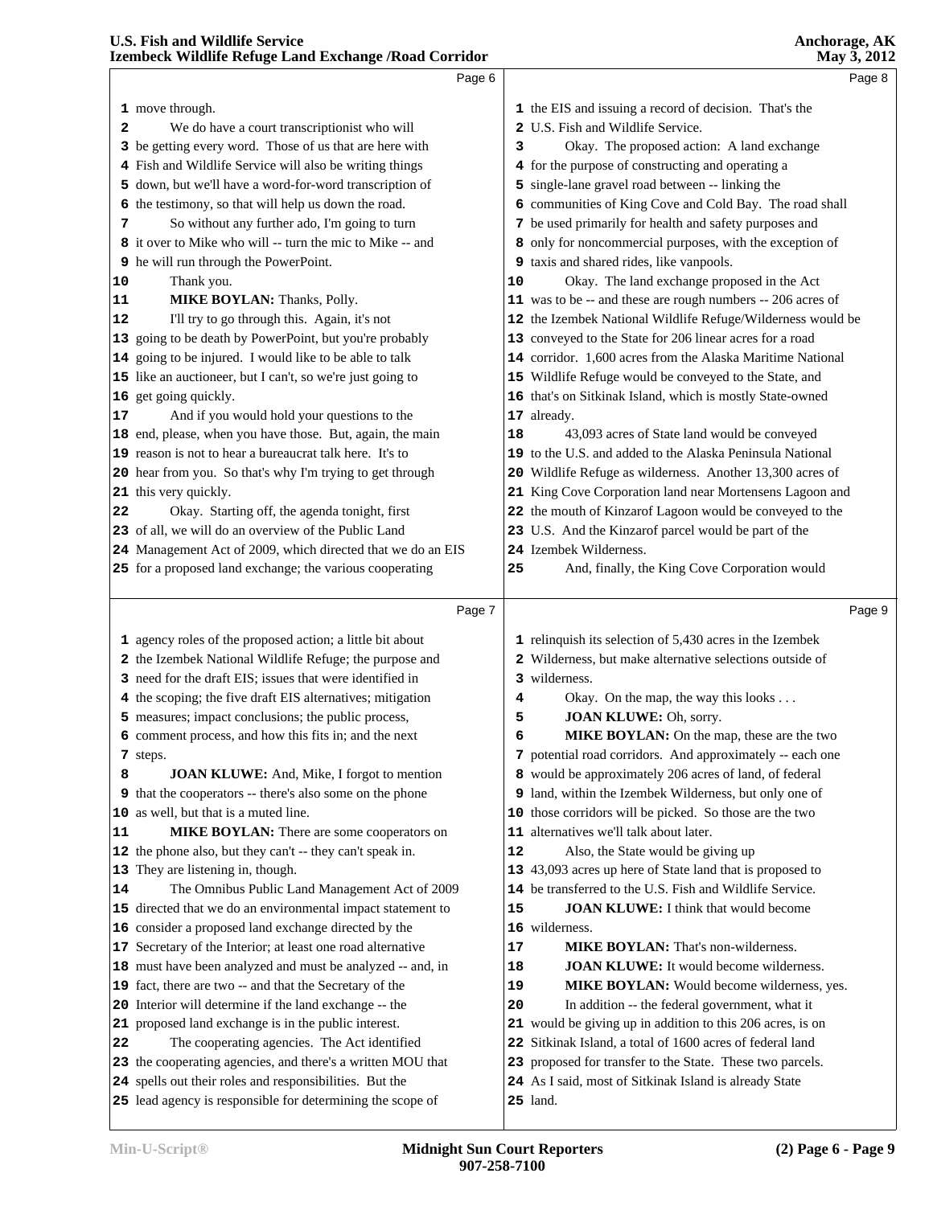Page 6

1 move through.
2 We do have a court transcriptionist who will
3 be getting every word. Those of us that are here with
4 Fish and Wildlife Service will also be writing things
5 down, but we'll have a word-for-word transcription of
6 the testimony, so that will help us down the road.
7 So without any further ado, I'm going to turn
8 it over to Mike who will -- turn the mic to Mike -- and
9 he will run through the PowerPoint.
10 Thank you.
11 **MIKE BOYLAN:** Thanks, Polly.
12 I'll try to go through this. Again, it's not
13 going to be death by PowerPoint, but you're probably
14 going to be injured. I would like to be able to talk
15 like an auctioneer, but I can't, so we're just going to
16 get going quickly.
17 And if you would hold your questions to the
18 end, please, when you have those. But, again, the main
19 reason is not to hear a bureaucrat talk here. It's to
20 hear from you. So that's why I'm trying to get through
21 this very quickly.
22 Okay. Starting off, the agenda tonight, first
23 of all, we will do an overview of the Public Land
24 Management Act of 2009, which directed that we do an EIS
25 for a proposed land exchange; the various cooperating

Page 7

1 agency roles of the proposed action; a little bit about
2 the Izembek National Wildlife Refuge; the purpose and
3 need for the draft EIS; issues that were identified in
4 the scoping; the five draft EIS alternatives; mitigation
5 measures; impact conclusions; the public process,
6 comment process, and how this fits in; and the next
7 steps.
8 **JOAN KLUWE:** And, Mike, I forgot to mention
9 that the cooperators -- there's also some on the phone
10 as well, but that is a muted line.
11 **MIKE BOYLAN:** There are some cooperators on
12 the phone also, but they can't -- they can't speak in.
13 They are listening in, though.
14 The Omnibus Public Land Management Act of 2009
15 directed that we do an environmental impact statement to
16 consider a proposed land exchange directed by the
17 Secretary of the Interior; at least one road alternative
18 must have been analyzed and must be analyzed -- and, in
19 fact, there are two -- and that the Secretary of the
20 Interior will determine if the land exchange -- the
21 proposed land exchange is in the public interest.
22 The cooperating agencies. The Act identified
23 the cooperating agencies, and there's a written MOU that
24 spells out their roles and responsibilities. But the
25 lead agency is responsible for determining the scope of

Page 8

1 the EIS and issuing a record of decision. That's the
2 U.S. Fish and Wildlife Service.
3 Okay. The proposed action: A land exchange
4 for the purpose of constructing and operating a
5 single-lane gravel road between -- linking the
6 communities of King Cove and Cold Bay. The road shall
7 be used primarily for health and safety purposes and
8 only for noncommercial purposes, with the exception of
9 taxis and shared rides, like vanpools.
10 Okay. The land exchange proposed in the Act
11 was to be -- and these are rough numbers -- 206 acres of
12 the Izembek National Wildlife Refuge/Wilderness would be
13 conveyed to the State for 206 linear acres for a road
14 corridor. 1,600 acres from the Alaska Maritime National
15 Wildlife Refuge would be conveyed to the State, and
16 that's on Sitkinak Island, which is mostly State-owned
17 already.
18 43,093 acres of State land would be conveyed
19 to the U.S. and added to the Alaska Peninsula National
20 Wildlife Refuge as wilderness. Another 13,300 acres of
21 King Cove Corporation land near Mortensens Lagoon and
22 the mouth of Kinzarof Lagoon would be conveyed to the
23 U.S. And the Kinzarof parcel would be part of the
24 Izembek Wilderness.
25 And, finally, the King Cove Corporation would

Page 9

1 relinquish its selection of 5,430 acres in the Izembek
2 Wilderness, but make alternative selections outside of
3 wilderness.
4 Okay. On the map, the way this looks . . .
5 **JOAN KLUWE:** Oh, sorry.
6 **MIKE BOYLAN:** On the map, these are the two
7 potential road corridors. And approximately -- each one
8 would be approximately 206 acres of land, of federal
9 land, within the Izembek Wilderness, but only one of
10 those corridors will be picked. So those are the two
11 alternatives we'll talk about later.
12 Also, the State would be giving up
13 43,093 acres up here of State land that is proposed to
14 be transferred to the U.S. Fish and Wildlife Service.
15 **JOAN KLUWE:** I think that would become
16 wilderness.
17 **MIKE BOYLAN:** That's non-wilderness.
18 **JOAN KLUWE:** It would become wilderness.
19 **MIKE BOYLAN:** Would become wilderness, yes.
20 In addition -- the federal government, what it
21 would be giving up in addition to this 206 acres, is on
22 Sitkinak Island, a total of 1600 acres of federal land
23 proposed for transfer to the State. These two parcels.
24 As I said, most of Sitkinak Island is already State
25 land.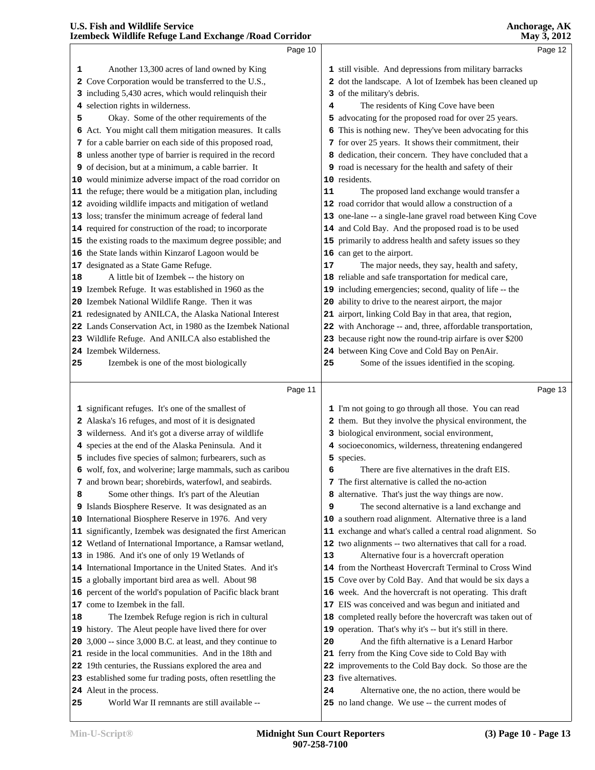Another 13,300 acres of land owned by King Cove Corporation would be transferred to the U.S., including 5,430 acres, which would relinquish their selection rights in wilderness.

Okay. Some of the other requirements of the Act. You might call them mitigation measures. It calls for a cable barrier on each side of this proposed road, unless another type of barrier is required in the record of decision, but at a minimum, a cable barrier. It would minimize adverse impact of the road corridor on the refuge; there would be a mitigation plan, including avoiding wildlife impacts and mitigation of wetland loss; transfer the minimum acreage of federal land required for construction of the road; to incorporate the existing roads to the maximum degree possible; and the State lands within Kinzarof Lagoon would be designated as a State Game Refuge.

A little bit of Izembek -- the history on Izembek Refuge. It was established in 1960 as the Izembek National Wildlife Range. Then it was redesignated by ANILCA, the Alaska National Interest Lands Conservation Act, in 1980 as the Izembek National Wildlife Refuge. And ANILCA also established the Izembek Wilderness.

Izembek is one of the most biologically significant refuges. It's one of the smallest of Alaska's 16 refuges, and most of it is designated wilderness. And it's got a diverse array of wildlife species at the end of the Alaska Peninsula. And it includes five species of salmon; furbearers, such as wolf, fox, and wolverine; large mammals, such as caribou and brown bear; shorebirds, waterfowl, and seabirds.

Some other things. It's part of the Aleutian Islands Biosphere Reserve. It was designated as an International Biosphere Reserve in 1976. And very significantly, Izembek was designated the first American Wetland of International Importance, a Ramsar wetland, in 1986. And it's one of only 19 Wetlands of International Importance in the United States. And it's a globally important bird area as well. About 98 percent of the world's population of Pacific black brant come to Izembek in the fall.

The Izembek Refuge region is rich in cultural history. The Aleut people have lived there for over 3,000 -- since 3,000 B.C. at least, and they continue to reside in the local communities. And in the 18th and 19th centuries, the Russians explored the area and established some fur trading posts, often resettling the Aleut in the process.

World War II remnants are still available -- still visible. And depressions from military barracks dot the landscape. A lot of Izembek has been cleaned up of the military's debris.

The residents of King Cove have been advocating for the proposed road for over 25 years. This is nothing new. They've been advocating for this for over 25 years. It shows their commitment, their dedication, their concern. They have concluded that a road is necessary for the health and safety of their residents.

The proposed land exchange would transfer a road corridor that would allow a construction of a one-lane -- a single-lane gravel road between King Cove and Cold Bay. And the proposed road is to be used primarily to address health and safety issues so they can get to the airport.

The major needs, they say, health and safety, reliable and safe transportation for medical care, including emergencies; second, quality of life -- the ability to drive to the nearest airport, the major airport, linking Cold Bay in that area, that region, with Anchorage -- and, three, affordable transportation, because right now the round-trip airfare is over $200 between King Cove and Cold Bay on PenAir.

Some of the issues identified in the scoping. I'm not going to go through all those. You can read them. But they involve the physical environment, the biological environment, social environment, socioeconomics, wilderness, threatening endangered species.

There are five alternatives in the draft EIS. The first alternative is called the no-action alternative. That's just the way things are now.

The second alternative is a land exchange and a southern road alignment. Alternative three is a land exchange and what's called a central road alignment. So two alignments -- two alternatives that call for a road.

Alternative four is a hovercraft operation from the Northeast Hovercraft Terminal to Cross Wind Cove over by Cold Bay. And that would be six days a week. And the hovercraft is not operating. This draft EIS was conceived and was begun and initiated and completed really before the hovercraft was taken out of operation. That's why it's -- but it's still in there.

And the fifth alternative is a Lenard Harbor ferry from the King Cove side to Cold Bay with improvements to the Cold Bay dock. So those are the five alternatives.

Alternative one, the no action, there would be no land change. We use -- the current modes of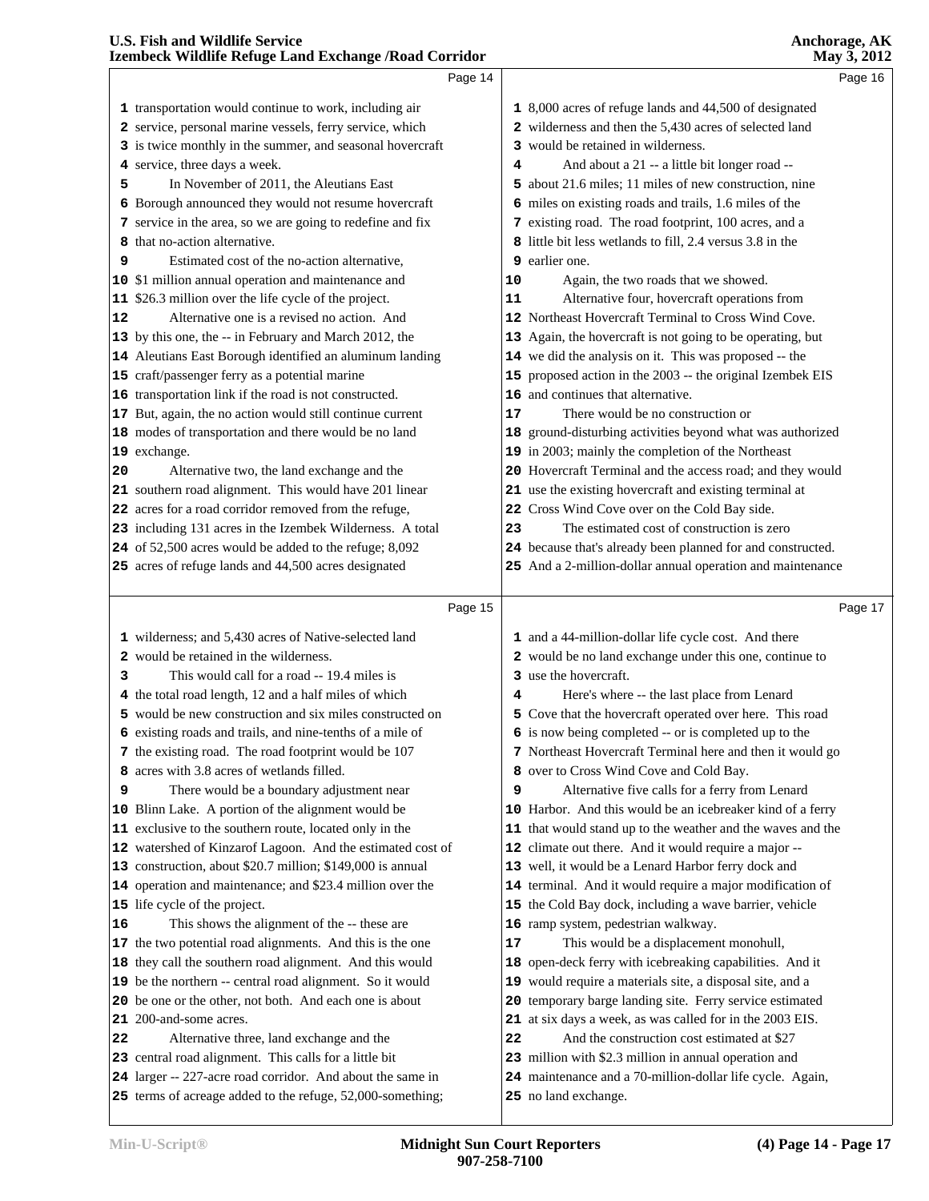Page 14

1 transportation would continue to work, including air
2 service, personal marine vessels, ferry service, which
3 is twice monthly in the summer, and seasonal hovercraft
4 service, three days a week.
5 In November of 2011, the Aleutians East
6 Borough announced they would not resume hovercraft
7 service in the area, so we are going to redefine and fix
8 that no-action alternative.
9 Estimated cost of the no-action alternative,
10 $1 million annual operation and maintenance and
11 $26.3 million over the life cycle of the project.
12 Alternative one is a revised no action. And
13 by this one, the -- in February and March 2012, the
14 Aleutians East Borough identified an aluminum landing
15 craft/passenger ferry as a potential marine
16 transportation link if the road is not constructed.
17 But, again, the no action would still continue current
18 modes of transportation and there would be no land
19 exchange.
20 Alternative two, the land exchange and the
21 southern road alignment. This would have 201 linear
22 acres for a road corridor removed from the refuge,
23 including 131 acres in the Izembek Wilderness. A total
24 of 52,500 acres would be added to the refuge; 8,092
25 acres of refuge lands and 44,500 acres designated

Page 15

1 wilderness; and 5,430 acres of Native-selected land
2 would be retained in the wilderness.
3 This would call for a road -- 19.4 miles is
4 the total road length, 12 and a half miles of which
5 would be new construction and six miles constructed on
6 existing roads and trails, and nine-tenths of a mile of
7 the existing road. The road footprint would be 107
8 acres with 3.8 acres of wetlands filled.
9 There would be a boundary adjustment near
10 Blinn Lake. A portion of the alignment would be
11 exclusive to the southern route, located only in the
12 watershed of Kinzarof Lagoon. And the estimated cost of
13 construction, about $20.7 million; $149,000 is annual
14 operation and maintenance; and $23.4 million over the
15 life cycle of the project.
16 This shows the alignment of the -- these are
17 the two potential road alignments. And this is the one
18 they call the southern road alignment. And this would
19 be the northern -- central road alignment. So it would
20 be one or the other, not both. And each one is about
21 200-and-some acres.
22 Alternative three, land exchange and the
23 central road alignment. This calls for a little bit
24 larger -- 227-acre road corridor. And about the same in
25 terms of acreage added to the refuge, 52,000-something;

Page 16

1 8,000 acres of refuge lands and 44,500 of designated
2 wilderness and then the 5,430 acres of selected land
3 would be retained in wilderness.
4 And about a 21 -- a little bit longer road --
5 about 21.6 miles; 11 miles of new construction, nine
6 miles on existing roads and trails, 1.6 miles of the
7 existing road. The road footprint, 100 acres, and a
8 little bit less wetlands to fill, 2.4 versus 3.8 in the
9 earlier one.
10 Again, the two roads that we showed.
11 Alternative four, hovercraft operations from
12 Northeast Hovercraft Terminal to Cross Wind Cove.
13 Again, the hovercraft is not going to be operating, but
14 we did the analysis on it. This was proposed -- the
15 proposed action in the 2003 -- the original Izembek EIS
16 and continues that alternative.
17 There would be no construction or
18 ground-disturbing activities beyond what was authorized
19 in 2003; mainly the completion of the Northeast
20 Hovercraft Terminal and the access road; and they would
21 use the existing hovercraft and existing terminal at
22 Cross Wind Cove over on the Cold Bay side.
23 The estimated cost of construction is zero
24 because that's already been planned for and constructed.
25 And a 2-million-dollar annual operation and maintenance

Page 17

1 and a 44-million-dollar life cycle cost. And there
2 would be no land exchange under this one, continue to
3 use the hovercraft.
4 Here's where -- the last place from Lenard
5 Cove that the hovercraft operated over here. This road
6 is now being completed -- or is completed up to the
7 Northeast Hovercraft Terminal here and then it would go
8 over to Cross Wind Cove and Cold Bay.
9 Alternative five calls for a ferry from Lenard
10 Harbor. And this would be an icebreaker kind of a ferry
11 that would stand up to the weather and the waves and the
12 climate out there. And it would require a major --
13 well, it would be a Lenard Harbor ferry dock and
14 terminal. And it would require a major modification of
15 the Cold Bay dock, including a wave barrier, vehicle
16 ramp system, pedestrian walkway.
17 This would be a displacement monohull,
18 open-deck ferry with icebreaking capabilities. And it
19 would require a materials site, a disposal site, and a
20 temporary barge landing site. Ferry service estimated
21 at six days a week, as was called for in the 2003 EIS.
22 And the construction cost estimated at $27
23 million with $2.3 million in annual operation and
24 maintenance and a 70-million-dollar life cycle. Again,
25 no land exchange.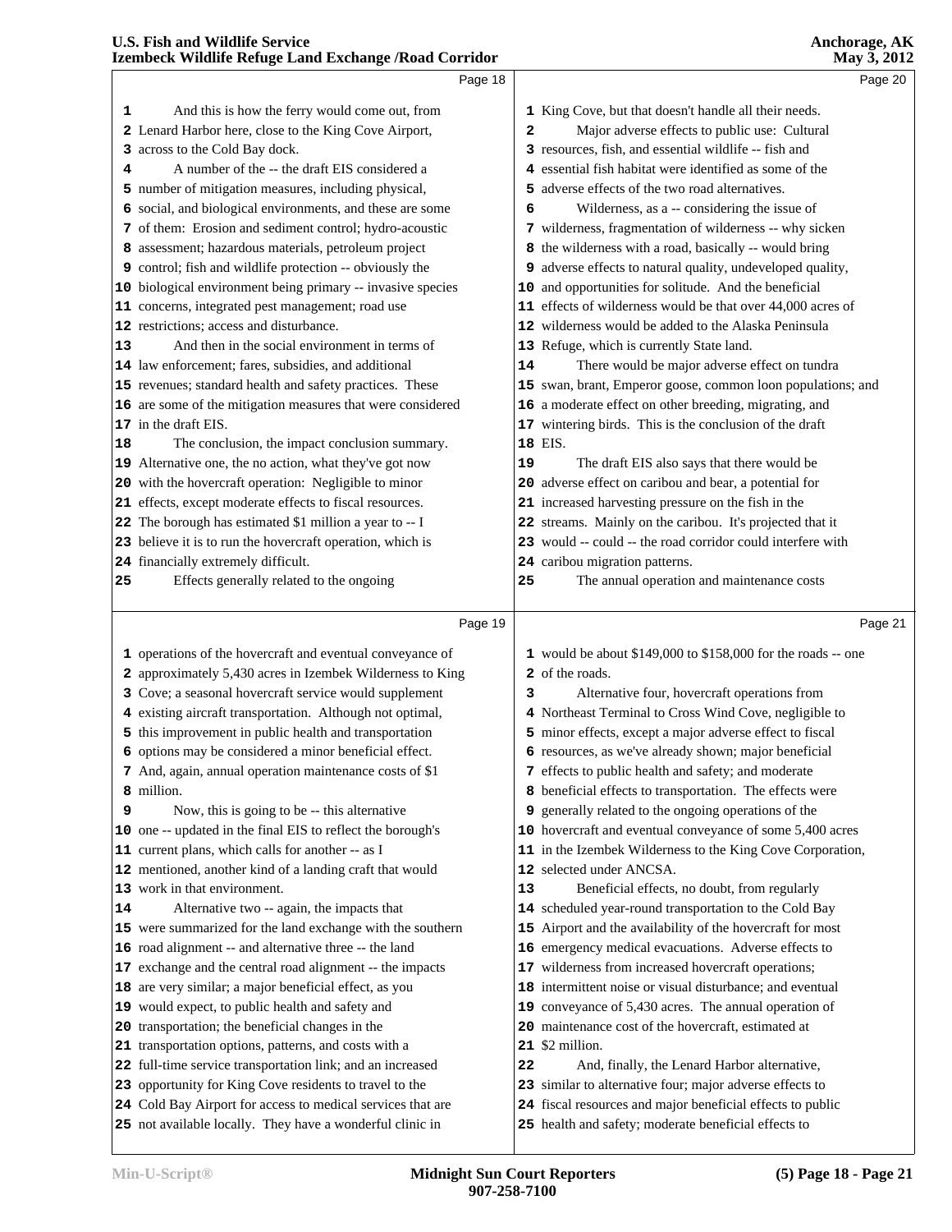Page 18

1 And this is how the ferry would come out, from
2 Lenard Harbor here, close to the King Cove Airport,
3 across to the Cold Bay dock.
4 A number of the -- the draft EIS considered a
5 number of mitigation measures, including physical,
6 social, and biological environments, and these are some
7 of them: Erosion and sediment control; hydro-acoustic
8 assessment; hazardous materials, petroleum project
9 control; fish and wildlife protection -- obviously the
10 biological environment being primary -- invasive species
11 concerns, integrated pest management; road use
12 restrictions; access and disturbance.
13 And then in the social environment in terms of
14 law enforcement; fares, subsidies, and additional
15 revenues; standard health and safety practices. These
16 are some of the mitigation measures that were considered
17 in the draft EIS.
18 The conclusion, the impact conclusion summary.
19 Alternative one, the no action, what they've got now
20 with the hovercraft operation: Negligible to minor
21 effects, except moderate effects to fiscal resources.
22 The borough has estimated $1 million a year to -- I
23 believe it is to run the hovercraft operation, which is
24 financially extremely difficult.
25 Effects generally related to the ongoing

Page 19

1 operations of the hovercraft and eventual conveyance of
2 approximately 5,430 acres in Izembek Wilderness to King
3 Cove; a seasonal hovercraft service would supplement
4 existing aircraft transportation. Although not optimal,
5 this improvement in public health and transportation
6 options may be considered a minor beneficial effect.
7 And, again, annual operation maintenance costs of $1
8 million.
9 Now, this is going to be -- this alternative
10 one -- updated in the final EIS to reflect the borough's
11 current plans, which calls for another -- as I
12 mentioned, another kind of a landing craft that would
13 work in that environment.
14 Alternative two -- again, the impacts that
15 were summarized for the land exchange with the southern
16 road alignment -- and alternative three -- the land
17 exchange and the central road alignment -- the impacts
18 are very similar; a major beneficial effect, as you
19 would expect, to public health and safety and
20 transportation; the beneficial changes in the
21 transportation options, patterns, and costs with a
22 full-time service transportation link; and an increased
23 opportunity for King Cove residents to travel to the
24 Cold Bay Airport for access to medical services that are
25 not available locally. They have a wonderful clinic in

Page 20

1 King Cove, but that doesn't handle all their needs.
2 Major adverse effects to public use: Cultural
3 resources, fish, and essential wildlife -- fish and
4 essential fish habitat were identified as some of the
5 adverse effects of the two road alternatives.
6 Wilderness, as a -- considering the issue of
7 wilderness, fragmentation of wilderness -- why sicken
8 the wilderness with a road, basically -- would bring
9 adverse effects to natural quality, undeveloped quality,
10 and opportunities for solitude. And the beneficial
11 effects of wilderness would be that over 44,000 acres of
12 wilderness would be added to the Alaska Peninsula
13 Refuge, which is currently State land.
14 There would be major adverse effect on tundra
15 swan, brant, Emperor goose, common loon populations; and
16 a moderate effect on other breeding, migrating, and
17 wintering birds. This is the conclusion of the draft
18 EIS.
19 The draft EIS also says that there would be
20 adverse effect on caribou and bear, a potential for
21 increased harvesting pressure on the fish in the
22 streams. Mainly on the caribou. It's projected that it
23 would -- could -- the road corridor could interfere with
24 caribou migration patterns.
25 The annual operation and maintenance costs

Page 21

1 would be about $149,000 to $158,000 for the roads -- one
2 of the roads.
3 Alternative four, hovercraft operations from
4 Northeast Terminal to Cross Wind Cove, negligible to
5 minor effects, except a major adverse effect to fiscal
6 resources, as we've already shown; major beneficial
7 effects to public health and safety; and moderate
8 beneficial effects to transportation. The effects were
9 generally related to the ongoing operations of the
10 hovercraft and eventual conveyance of some 5,400 acres
11 in the Izembek Wilderness to the King Cove Corporation,
12 selected under ANCSA.
13 Beneficial effects, no doubt, from regularly
14 scheduled year-round transportation to the Cold Bay
15 Airport and the availability of the hovercraft for most
16 emergency medical evacuations. Adverse effects to
17 wilderness from increased hovercraft operations;
18 intermittent noise or visual disturbance; and eventual
19 conveyance of 5,430 acres. The annual operation of
20 maintenance cost of the hovercraft, estimated at
21 $2 million.
22 And, finally, the Lenard Harbor alternative,
23 similar to alternative four; major adverse effects to
24 fiscal resources and major beneficial effects to public
25 health and safety; moderate beneficial effects to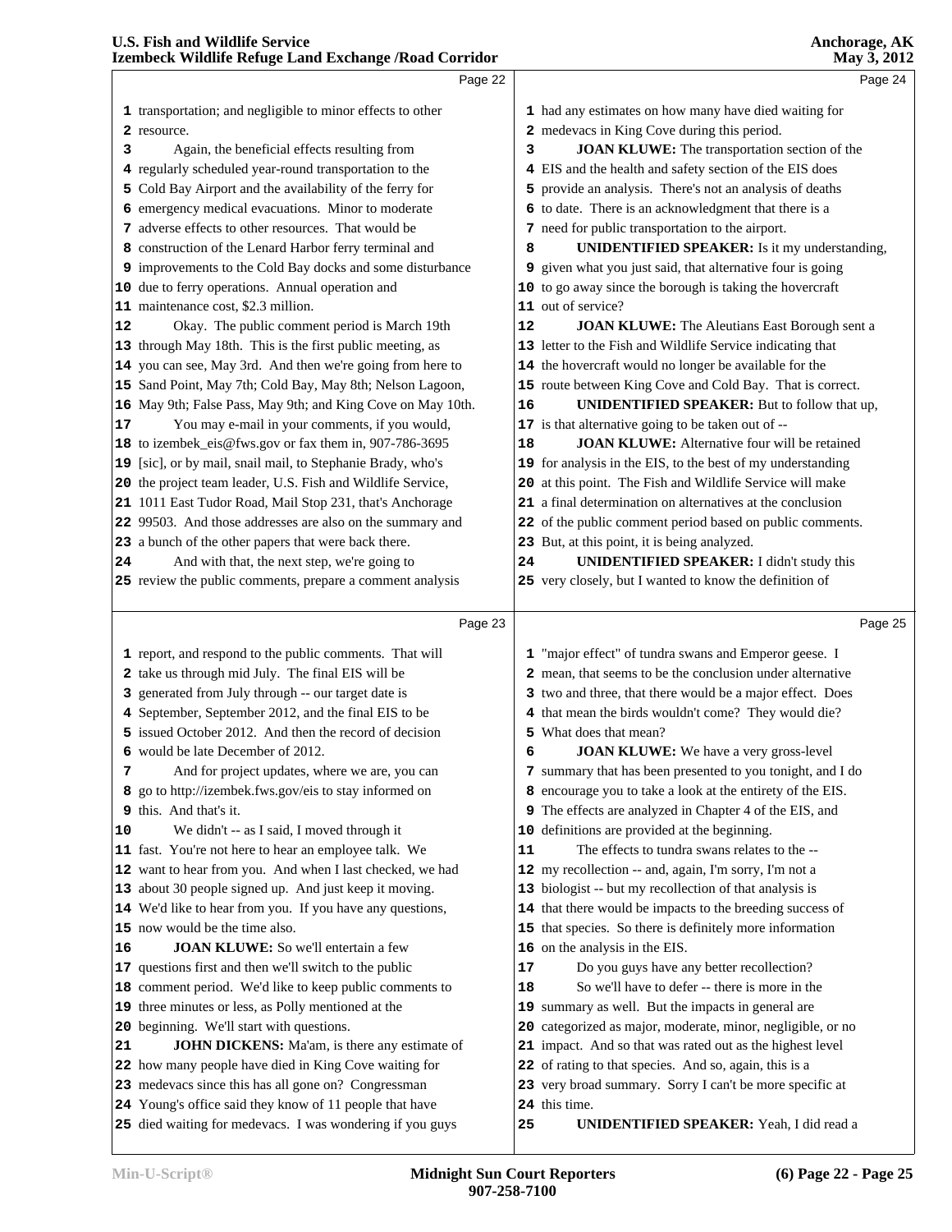transportation; and negligible to minor effects to other resource.

Again, the beneficial effects resulting from regularly scheduled year-round transportation to the Cold Bay Airport and the availability of the ferry for emergency medical evacuations. Minor to moderate adverse effects to other resources. That would be construction of the Lenard Harbor ferry terminal and improvements to the Cold Bay docks and some disturbance due to ferry operations. Annual operation and maintenance cost, $2.3 million.

Okay. The public comment period is March 19th through May 18th. This is the first public meeting, as you can see, May 3rd. And then we're going from here to Sand Point, May 7th; Cold Bay, May 8th; Nelson Lagoon, May 9th; False Pass, May 9th; and King Cove on May 10th.

You may e-mail in your comments, if you would, to izembek_eis@fws.gov or fax them in, 907-786-3695 [sic], or by mail, snail mail, to Stephanie Brady, who's the project team leader, U.S. Fish and Wildlife Service, 1011 East Tudor Road, Mail Stop 231, that's Anchorage 99503. And those addresses are also on the summary and a bunch of the other papers that were back there.

And with that, the next step, we're going to review the public comments, prepare a comment analysis report, and respond to the public comments. That will take us through mid July. The final EIS will be generated from July through -- our target date is September, September 2012, and the final EIS to be issued October 2012. And then the record of decision would be late December of 2012.

And for project updates, where we are, you can go to http://izembek.fws.gov/eis to stay informed on this. And that's it.

We didn't -- as I said, I moved through it fast. You're not here to hear an employee talk. We want to hear from you. And when I last checked, we had about 30 people signed up. And just keep it moving. We'd like to hear from you. If you have any questions, now would be the time also.

**JOAN KLUWE:** So we'll entertain a few questions first and then we'll switch to the public comment period. We'd like to keep public comments to three minutes or less, as Polly mentioned at the beginning. We'll start with questions.

**JOHN DICKENS:** Ma'am, is there any estimate of how many people have died in King Cove waiting for medevacs since this has all gone on? Congressman Young's office said they know of 11 people that have died waiting for medevacs. I was wondering if you guys had any estimates on how many have died waiting for medevacs in King Cove during this period.

**JOAN KLUWE:** The transportation section of the EIS and the health and safety section of the EIS does provide an analysis. There's not an analysis of deaths to date. There is an acknowledgment that there is a need for public transportation to the airport.

**UNIDENTIFIED SPEAKER:** Is it my understanding, given what you just said, that alternative four is going to go away since the borough is taking the hovercraft out of service?

**JOAN KLUWE:** The Aleutians East Borough sent a letter to the Fish and Wildlife Service indicating that the hovercraft would no longer be available for the route between King Cove and Cold Bay. That is correct.

**UNIDENTIFIED SPEAKER:** But to follow that up, is that alternative going to be taken out of --

**JOAN KLUWE:** Alternative four will be retained for analysis in the EIS, to the best of my understanding at this point. The Fish and Wildlife Service will make a final determination on alternatives at the conclusion of the public comment period based on public comments. But, at this point, it is being analyzed.

**UNIDENTIFIED SPEAKER:** I didn't study this very closely, but I wanted to know the definition of "major effect" of tundra swans and Emperor geese. I mean, that seems to be the conclusion under alternative two and three, that there would be a major effect. Does that mean the birds wouldn't come? They would die? What does that mean?

**JOAN KLUWE:** We have a very gross-level summary that has been presented to you tonight, and I do encourage you to take a look at the entirety of the EIS. The effects are analyzed in Chapter 4 of the EIS, and definitions are provided at the beginning.

The effects to tundra swans relates to the -- my recollection -- and, again, I'm sorry, I'm not a biologist -- but my recollection of that analysis is that there would be impacts to the breeding success of that species. So there is definitely more information on the analysis in the EIS.

Do you guys have any better recollection?

So we'll have to defer -- there is more in the summary as well. But the impacts in general are categorized as major, moderate, minor, negligible, or no impact. And so that was rated out as the highest level of rating to that species. And so, again, this is a very broad summary. Sorry I can't be more specific at this time.

**UNIDENTIFIED SPEAKER:** Yeah, I did read a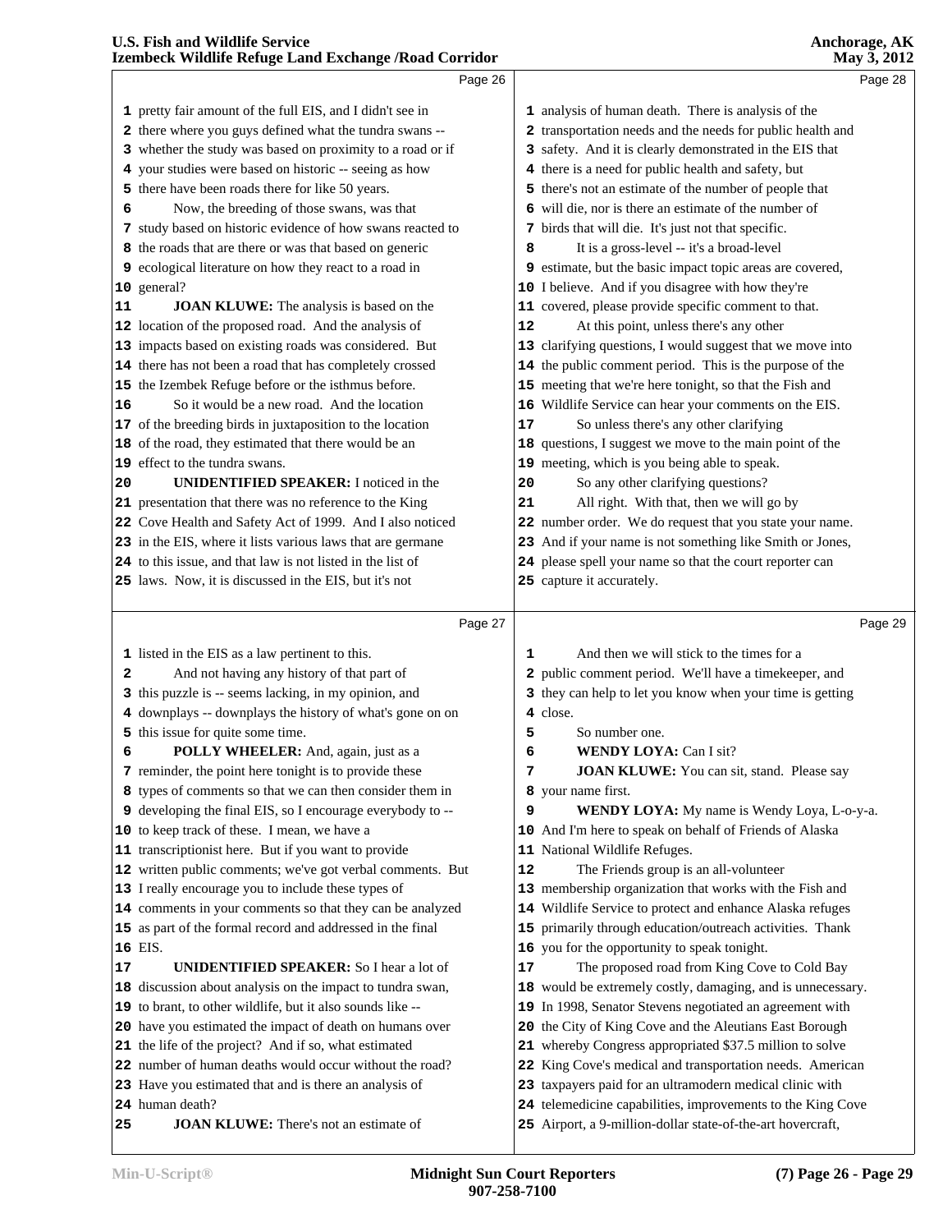pretty fair amount of the full EIS, and I didn't see in there where you guys defined what the tundra swans -- whether the study was based on proximity to a road or if your studies were based on historic -- seeing as how there have been roads there for like 50 years.

Now, the breeding of those swans, was that study based on historic evidence of how swans reacted to the roads that are there or was that based on generic ecological literature on how they react to a road in general?

**JOAN KLUWE:** The analysis is based on the location of the proposed road. And the analysis of impacts based on existing roads was considered. But there has not been a road that has completely crossed the Izembek Refuge before or the isthmus before.

So it would be a new road. And the location of the breeding birds in juxtaposition to the location of the road, they estimated that there would be an effect to the tundra swans.

**UNIDENTIFIED SPEAKER:** I noticed in the presentation that there was no reference to the King Cove Health and Safety Act of 1999. And I also noticed in the EIS, where it lists various laws that are germane to this issue, and that law is not listed in the list of laws. Now, it is discussed in the EIS, but it's not listed in the EIS as a law pertinent to this.

And not having any history of that part of this puzzle is -- seems lacking, in my opinion, and downplays -- downplays the history of what's gone on on this issue for quite some time.

**POLLY WHEELER:** And, again, just as a reminder, the point here tonight is to provide these types of comments so that we can then consider them in developing the final EIS, so I encourage everybody to -- to keep track of these. I mean, we have a transcriptionist here. But if you want to provide written public comments; we've got verbal comments. But I really encourage you to include these types of comments in your comments so that they can be analyzed as part of the formal record and addressed in the final EIS.

**UNIDENTIFIED SPEAKER:** So I hear a lot of discussion about analysis on the impact to tundra swan, to brant, to other wildlife, but it also sounds like -- have you estimated the impact of death on humans over the life of the project? And if so, what estimated number of human deaths would occur without the road? Have you estimated that and is there an analysis of human death?

**JOAN KLUWE:** There's not an estimate of analysis of human death. There is analysis of the transportation needs and the needs for public health and safety. And it is clearly demonstrated in the EIS that there is a need for public health and safety, but there's not an estimate of the number of people that will die, nor is there an estimate of the number of birds that will die. It's just not that specific.

It is a gross-level -- it's a broad-level estimate, but the basic impact topic areas are covered, I believe. And if you disagree with how they're covered, please provide specific comment to that.

At this point, unless there's any other clarifying questions, I would suggest that we move into the public comment period. This is the purpose of the meeting that we're here tonight, so that the Fish and Wildlife Service can hear your comments on the EIS.

So unless there's any other clarifying questions, I suggest we move to the main point of the meeting, which is you being able to speak.

So any other clarifying questions?

All right. With that, then we will go by number order. We do request that you state your name. And if your name is not something like Smith or Jones, please spell your name so that the court reporter can capture it accurately.

And then we will stick to the times for a public comment period. We'll have a timekeeper, and they can help to let you know when your time is getting close.

So number one.

**WENDY LOYA:** Can I sit?

**JOAN KLUWE:** You can sit, stand. Please say your name first.

**WENDY LOYA:** My name is Wendy Loya, L-o-y-a. And I'm here to speak on behalf of Friends of Alaska National Wildlife Refuges.

The Friends group is an all-volunteer membership organization that works with the Fish and Wildlife Service to protect and enhance Alaska refuges primarily through education/outreach activities. Thank you for the opportunity to speak tonight.

The proposed road from King Cove to Cold Bay would be extremely costly, damaging, and is unnecessary. In 1998, Senator Stevens negotiated an agreement with the City of King Cove and the Aleutians East Borough whereby Congress appropriated $37.5 million to solve King Cove's medical and transportation needs. American taxpayers paid for an ultramodern medical clinic with telemedicine capabilities, improvements to the King Cove Airport, a 9-million-dollar state-of-the-art hovercraft,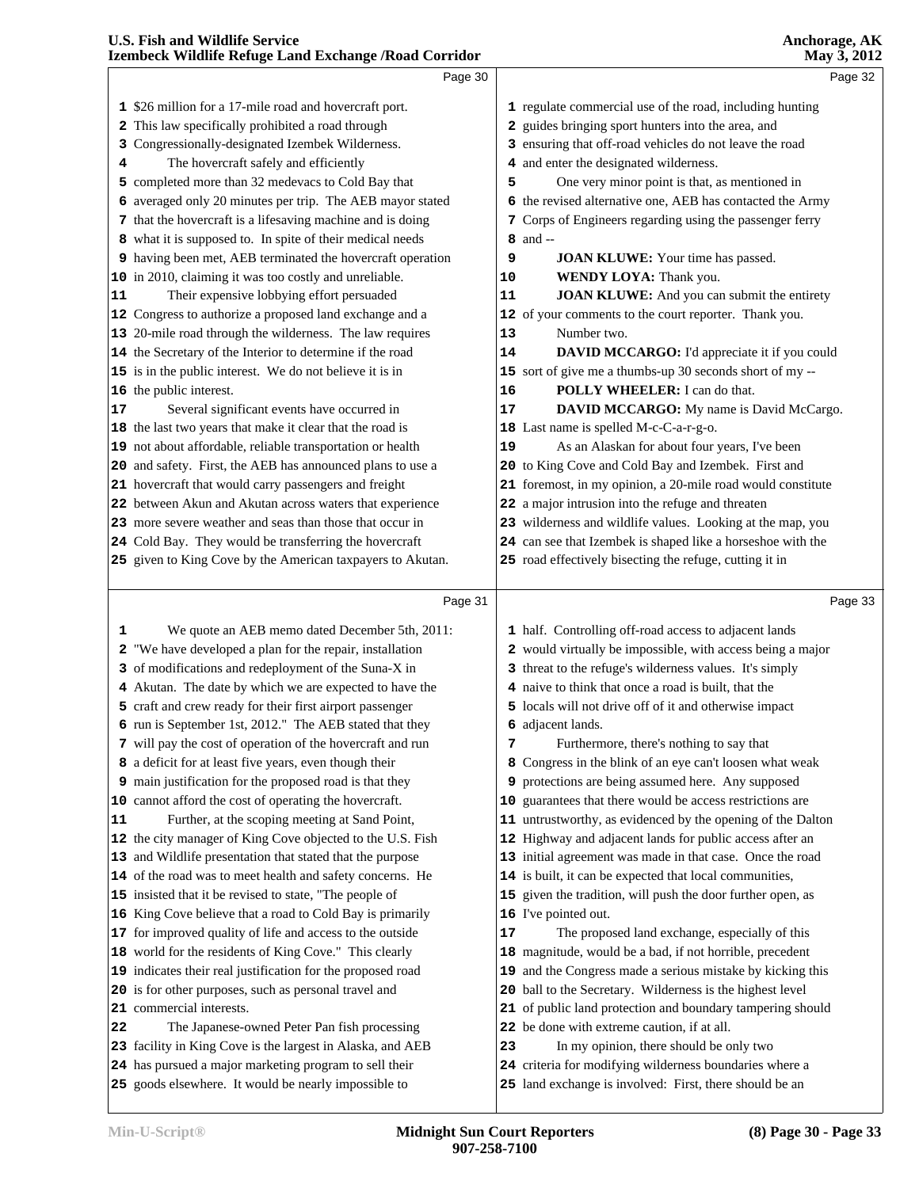$26 million for a 17-mile road and hovercraft port. This law specifically prohibited a road through Congressionally-designated Izembek Wilderness.

The hovercraft safely and efficiently completed more than 32 medevacs to Cold Bay that averaged only 20 minutes per trip. The AEB mayor stated that the hovercraft is a lifesaving machine and is doing what it is supposed to. In spite of their medical needs having been met, AEB terminated the hovercraft operation in 2010, claiming it was too costly and unreliable.

Their expensive lobbying effort persuaded Congress to authorize a proposed land exchange and a 20-mile road through the wilderness. The law requires the Secretary of the Interior to determine if the road is in the public interest. We do not believe it is in the public interest.

Several significant events have occurred in the last two years that make it clear that the road is not about affordable, reliable transportation or health and safety. First, the AEB has announced plans to use a hovercraft that would carry passengers and freight between Akun and Akutan across waters that experience more severe weather and seas than those that occur in Cold Bay. They would be transferring the hovercraft given to King Cove by the American taxpayers to Akutan.

We quote an AEB memo dated December 5th, 2011: "We have developed a plan for the repair, installation of modifications and redeployment of the Suna-X in Akutan. The date by which we are expected to have the craft and crew ready for their first airport passenger run is September 1st, 2012." The AEB stated that they will pay the cost of operation of the hovercraft and run a deficit for at least five years, even though their main justification for the proposed road is that they cannot afford the cost of operating the hovercraft.

Further, at the scoping meeting at Sand Point, the city manager of King Cove objected to the U.S. Fish and Wildlife presentation that stated that the purpose of the road was to meet health and safety concerns. He insisted that it be revised to state, "The people of King Cove believe that a road to Cold Bay is primarily for improved quality of life and access to the outside world for the residents of King Cove." This clearly indicates their real justification for the proposed road is for other purposes, such as personal travel and commercial interests.

The Japanese-owned Peter Pan fish processing facility in King Cove is the largest in Alaska, and AEB has pursued a major marketing program to sell their goods elsewhere. It would be nearly impossible to regulate commercial use of the road, including hunting guides bringing sport hunters into the area, and ensuring that off-road vehicles do not leave the road and enter the designated wilderness.

One very minor point is that, as mentioned in the revised alternative one, AEB has contacted the Army Corps of Engineers regarding using the passenger ferry and --

**JOAN KLUWE:** Your time has passed.

**WENDY LOYA:** Thank you.

**JOAN KLUWE:** And you can submit the entirety of your comments to the court reporter. Thank you.

Number two.

**DAVID MCCARGO:** I'd appreciate it if you could sort of give me a thumbs-up 30 seconds short of my --

**POLLY WHEELER:** I can do that.

**DAVID MCCARGO:** My name is David McCargo. Last name is spelled M-c-C-a-r-g-o.

As an Alaskan for about four years, I've been to King Cove and Cold Bay and Izembek. First and foremost, in my opinion, a 20-mile road would constitute a major intrusion into the refuge and threaten wilderness and wildlife values. Looking at the map, you can see that Izembek is shaped like a horseshoe with the road effectively bisecting the refuge, cutting it in half. Controlling off-road access to adjacent lands would virtually be impossible, with access being a major threat to the refuge's wilderness values. It's simply naive to think that once a road is built, that the locals will not drive off of it and otherwise impact adjacent lands.

Furthermore, there's nothing to say that Congress in the blink of an eye can't loosen what weak protections are being assumed here. Any supposed guarantees that there would be access restrictions are untrustworthy, as evidenced by the opening of the Dalton Highway and adjacent lands for public access after an initial agreement was made in that case. Once the road is built, it can be expected that local communities, given the tradition, will push the door further open, as I've pointed out.

The proposed land exchange, especially of this magnitude, would be a bad, if not horrible, precedent and the Congress made a serious mistake by kicking this ball to the Secretary. Wilderness is the highest level of public land protection and boundary tampering should be done with extreme caution, if at all.

In my opinion, there should be only two criteria for modifying wilderness boundaries where a land exchange is involved: First, there should be an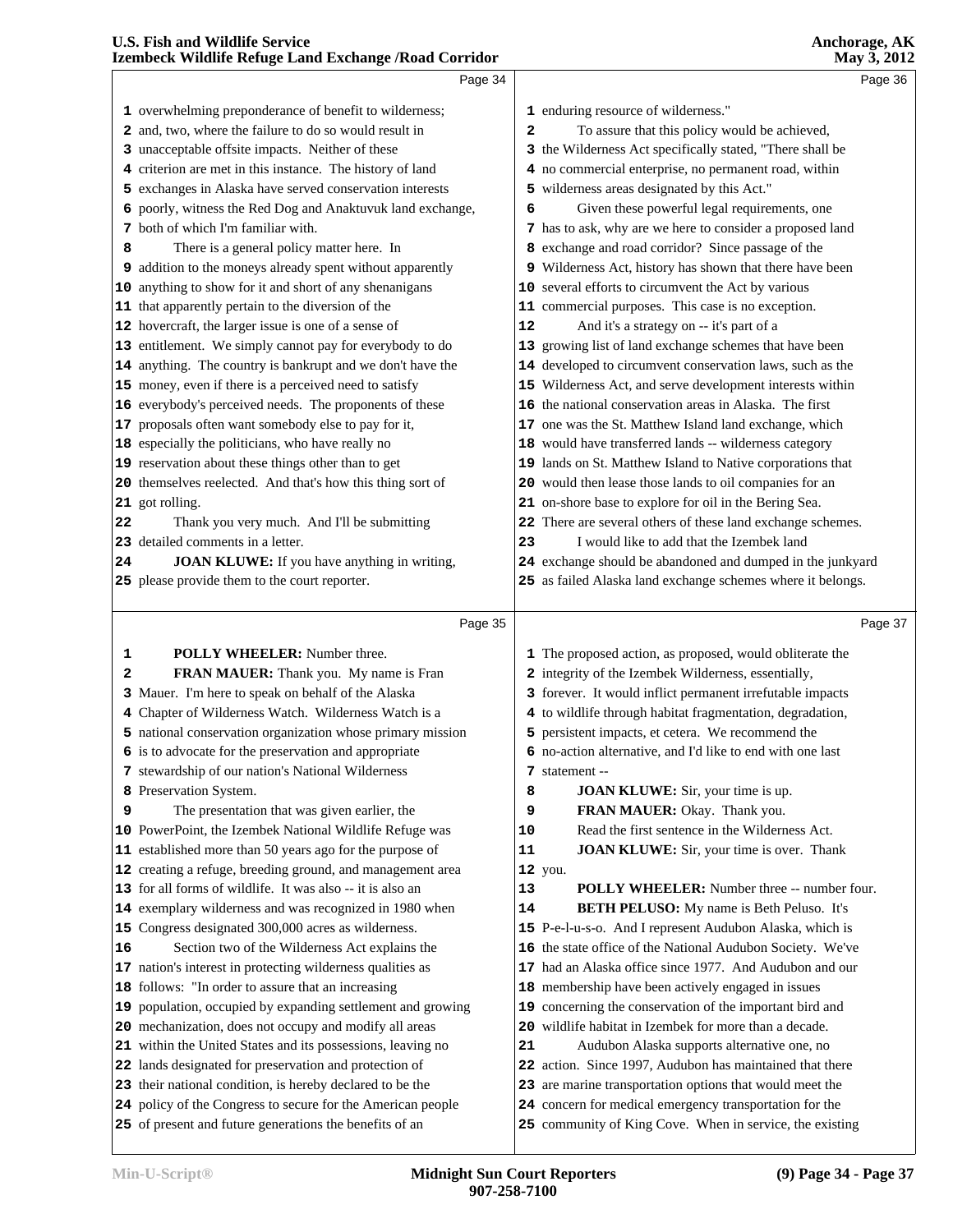overwhelming preponderance of benefit to wilderness; and, two, where the failure to do so would result in unacceptable offsite impacts. Neither of these criterion are met in this instance. The history of land exchanges in Alaska have served conservation interests poorly, witness the Red Dog and Anaktuvuk land exchange, both of which I'm familiar with.

There is a general policy matter here. In addition to the moneys already spent without apparently anything to show for it and short of any shenanigans that apparently pertain to the diversion of the hovercraft, the larger issue is one of a sense of entitlement. We simply cannot pay for everybody to do anything. The country is bankrupt and we don't have the money, even if there is a perceived need to satisfy everybody's perceived needs. The proponents of these proposals often want somebody else to pay for it, especially the politicians, who have really no reservation about these things other than to get themselves reelected. And that's how this thing sort of got rolling.

Thank you very much. And I'll be submitting detailed comments in a letter.

**JOAN KLUWE:** If you have anything in writing, please provide them to the court reporter.

**POLLY WHEELER:** Number three.

**FRAN MAUER:** Thank you. My name is Fran Mauer. I'm here to speak on behalf of the Alaska Chapter of Wilderness Watch. Wilderness Watch is a national conservation organization whose primary mission is to advocate for the preservation and appropriate stewardship of our nation's National Wilderness Preservation System.

The presentation that was given earlier, the PowerPoint, the Izembek National Wildlife Refuge was established more than 50 years ago for the purpose of creating a refuge, breeding ground, and management area for all forms of wildlife. It was also -- it is also an exemplary wilderness and was recognized in 1980 when Congress designated 300,000 acres as wilderness.

Section two of the Wilderness Act explains the nation's interest in protecting wilderness qualities as follows: "In order to assure that an increasing population, occupied by expanding settlement and growing mechanization, does not occupy and modify all areas within the United States and its possessions, leaving no lands designated for preservation and protection of their national condition, is hereby declared to be the policy of the Congress to secure for the American people of present and future generations the benefits of an enduring resource of wilderness."

To assure that this policy would be achieved, the Wilderness Act specifically stated, "There shall be no commercial enterprise, no permanent road, within wilderness areas designated by this Act."

Given these powerful legal requirements, one has to ask, why are we here to consider a proposed land exchange and road corridor? Since passage of the Wilderness Act, history has shown that there have been several efforts to circumvent the Act by various commercial purposes. This case is no exception.

And it's a strategy on -- it's part of a growing list of land exchange schemes that have been developed to circumvent conservation laws, such as the Wilderness Act, and serve development interests within the national conservation areas in Alaska. The first one was the St. Matthew Island land exchange, which would have transferred lands -- wilderness category lands on St. Matthew Island to Native corporations that would then lease those lands to oil companies for an on-shore base to explore for oil in the Bering Sea. There are several others of these land exchange schemes.

I would like to add that the Izembek land exchange should be abandoned and dumped in the junkyard as failed Alaska land exchange schemes where it belongs. The proposed action, as proposed, would obliterate the integrity of the Izembek Wilderness, essentially, forever. It would inflict permanent irrefutable impacts to wildlife through habitat fragmentation, degradation, persistent impacts, et cetera. We recommend the no-action alternative, and I'd like to end with one last statement --

**JOAN KLUWE:** Sir, your time is up.

**FRAN MAUER:** Okay. Thank you.

Read the first sentence in the Wilderness Act.

**JOAN KLUWE:** Sir, your time is over. Thank you.

**POLLY WHEELER:** Number three -- number four.

**BETH PELUSO:** My name is Beth Peluso. It's P-e-l-u-s-o. And I represent Audubon Alaska, which is the state office of the National Audubon Society. We've had an Alaska office since 1977. And Audubon and our membership have been actively engaged in issues concerning the conservation of the important bird and wildlife habitat in Izembek for more than a decade.

Audubon Alaska supports alternative one, no action. Since 1997, Audubon has maintained that there are marine transportation options that would meet the concern for medical emergency transportation for the community of King Cove. When in service, the existing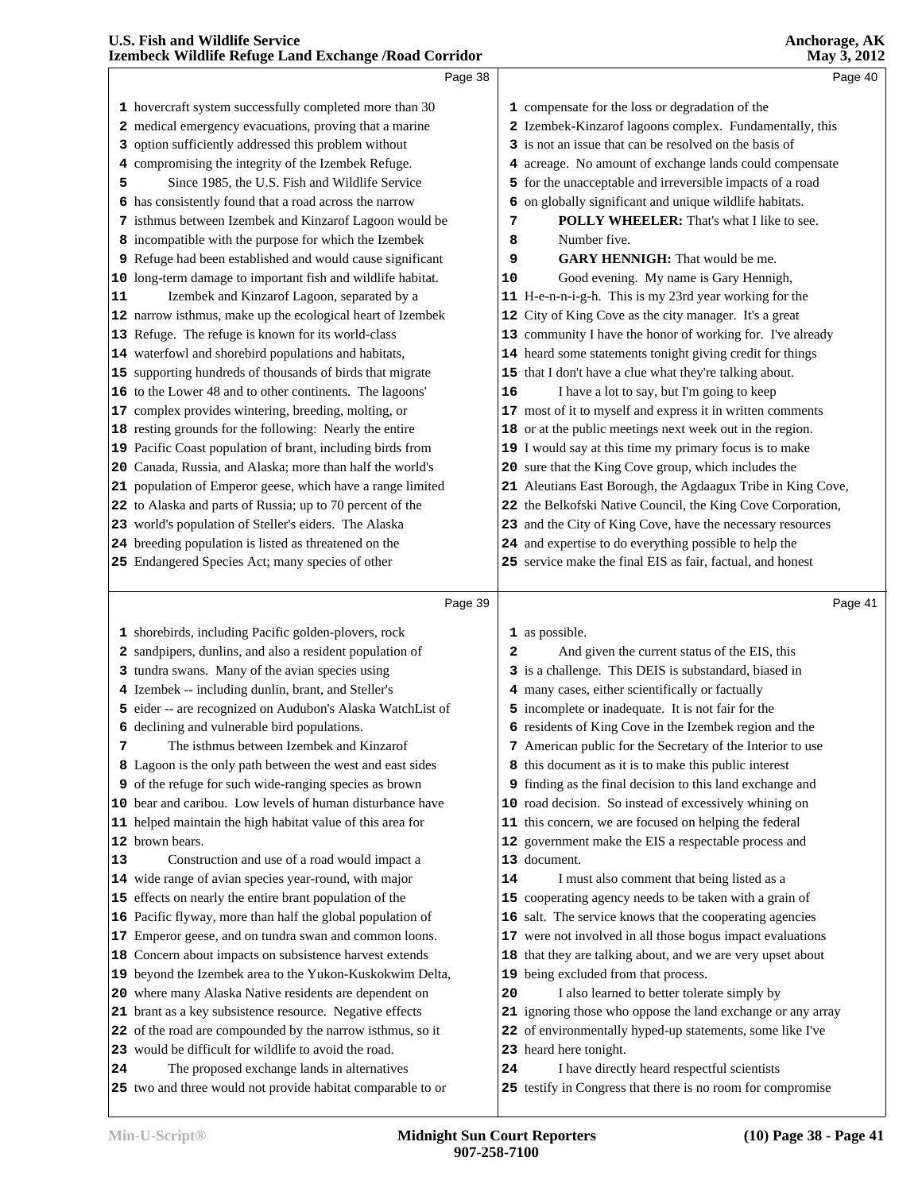hovercraft system successfully completed more than 30 medical emergency evacuations, proving that a marine option sufficiently addressed this problem without compromising the integrity of the Izembek Refuge.

Since 1985, the U.S. Fish and Wildlife Service has consistently found that a road across the narrow isthmus between Izembek and Kinzarof Lagoon would be incompatible with the purpose for which the Izembek Refuge had been established and would cause significant long-term damage to important fish and wildlife habitat.

Izembek and Kinzarof Lagoon, separated by a narrow isthmus, make up the ecological heart of Izembek Refuge. The refuge is known for its world-class waterfowl and shorebird populations and habitats, supporting hundreds of thousands of birds that migrate to the Lower 48 and to other continents. The lagoons' complex provides wintering, breeding, molting, or resting grounds for the following: Nearly the entire Pacific Coast population of brant, including birds from Canada, Russia, and Alaska; more than half the world's population of Emperor geese, which have a range limited to Alaska and parts of Russia; up to 70 percent of the world's population of Steller's eiders. The Alaska breeding population is listed as threatened on the Endangered Species Act; many species of other shorebirds, including Pacific golden-plovers, rock sandpipers, dunlins, and also a resident population of tundra swans. Many of the avian species using Izembek -- including dunlin, brant, and Steller's eider -- are recognized on Audubon's Alaska WatchList of declining and vulnerable bird populations.

The isthmus between Izembek and Kinzarof Lagoon is the only path between the west and east sides of the refuge for such wide-ranging species as brown bear and caribou. Low levels of human disturbance have helped maintain the high habitat value of this area for brown bears.

Construction and use of a road would impact a wide range of avian species year-round, with major effects on nearly the entire brant population of the Pacific flyway, more than half the global population of Emperor geese, and on tundra swan and common loons. Concern about impacts on subsistence harvest extends beyond the Izembek area to the Yukon-Kuskokwim Delta, where many Alaska Native residents are dependent on brant as a key subsistence resource. Negative effects of the road are compounded by the narrow isthmus, so it would be difficult for wildlife to avoid the road.

The proposed exchange lands in alternatives two and three would not provide habitat comparable to or compensate for the loss or degradation of the Izembek-Kinzarof lagoons complex. Fundamentally, this is not an issue that can be resolved on the basis of acreage. No amount of exchange lands could compensate for the unacceptable and irreversible impacts of a road on globally significant and unique wildlife habitats.

**POLLY WHEELER:** That's what I like to see. Number five.

**GARY HENNIGH:** That would be me.

Good evening. My name is Gary Hennigh, H-e-n-n-i-g-h. This is my 23rd year working for the City of King Cove as the city manager. It's a great community I have the honor of working for. I've already heard some statements tonight giving credit for things that I don't have a clue what they're talking about.

I have a lot to say, but I'm going to keep most of it to myself and express it in written comments or at the public meetings next week out in the region. I would say at this time my primary focus is to make sure that the King Cove group, which includes the Aleutians East Borough, the Agdaagux Tribe in King Cove, the Belkofski Native Council, the King Cove Corporation, and the City of King Cove, have the necessary resources and expertise to do everything possible to help the service make the final EIS as fair, factual, and honest as possible.

And given the current status of the EIS, this is a challenge. This DEIS is substandard, biased in many cases, either scientifically or factually incomplete or inadequate. It is not fair for the residents of King Cove in the Izembek region and the American public for the Secretary of the Interior to use this document as it is to make this public interest finding as the final decision to this land exchange and road decision. So instead of excessively whining on this concern, we are focused on helping the federal government make the EIS a respectable process and document.

I must also comment that being listed as a cooperating agency needs to be taken with a grain of salt. The service knows that the cooperating agencies were not involved in all those bogus impact evaluations that they are talking about, and we are very upset about being excluded from that process.

I also learned to better tolerate simply by ignoring those who oppose the land exchange or any array of environmentally hyped-up statements, some like I've heard here tonight.

I have directly heard respectful scientists testify in Congress that there is no room for compromise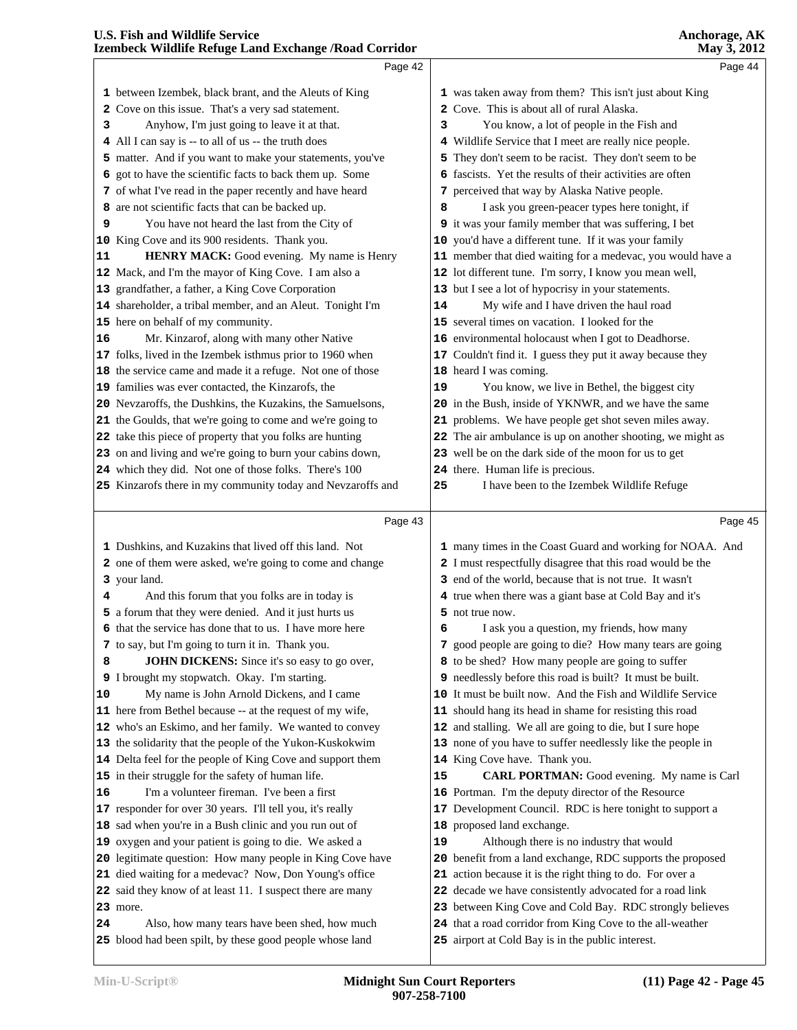between Izembek, black brant, and the Aleuts of King Cove on this issue. That's a very sad statement.

Anyhow, I'm just going to leave it at that. All I can say is -- to all of us -- the truth does matter. And if you want to make your statements, you've got to have the scientific facts to back them up. Some of what I've read in the paper recently and have heard are not scientific facts that can be backed up.

You have not heard the last from the City of King Cove and its 900 residents. Thank you.

**HENRY MACK:** Good evening. My name is Henry Mack, and I'm the mayor of King Cove. I am also a grandfather, a father, a King Cove Corporation shareholder, a tribal member, and an Aleut. Tonight I'm here on behalf of my community.

Mr. Kinzarof, along with many other Native folks, lived in the Izembek isthmus prior to 1960 when the service came and made it a refuge. Not one of those families was ever contacted, the Kinzarofs, the Nevzaroffs, the Dushkins, the Kuzakins, the Samuelsons, the Goulds, that we're going to come and we're going to take this piece of property that you folks are hunting on and living and we're going to burn your cabins down, which they did. Not one of those folks. There's 100 Kinzarofs there in my community today and Nevzaroffs and Dushkins, and Kuzakins that lived off this land. Not one of them were asked, we're going to come and change your land.

And this forum that you folks are in today is a forum that they were denied. And it just hurts us that the service has done that to us. I have more here to say, but I'm going to turn it in. Thank you.

**JOHN DICKENS:** Since it's so easy to go over, I brought my stopwatch. Okay. I'm starting.

My name is John Arnold Dickens, and I came here from Bethel because -- at the request of my wife, who's an Eskimo, and her family. We wanted to convey the solidarity that the people of the Yukon-Kuskokwim Delta feel for the people of King Cove and support them in their struggle for the safety of human life.

I'm a volunteer fireman. I've been a first responder for over 30 years. I'll tell you, it's really sad when you're in a Bush clinic and you run out of oxygen and your patient is going to die. We asked a legitimate question: How many people in King Cove have died waiting for a medevac? Now, Don Young's office said they know of at least 11. I suspect there are many more.

Also, how many tears have been shed, how much blood had been spilt, by these good people whose land was taken away from them? This isn't just about King Cove. This is about all of rural Alaska.

You know, a lot of people in the Fish and Wildlife Service that I meet are really nice people. They don't seem to be racist. They don't seem to be fascists. Yet the results of their activities are often perceived that way by Alaska Native people.

I ask you green-peacer types here tonight, if it was your family member that was suffering, I bet you'd have a different tune. If it was your family member that died waiting for a medevac, you would have a lot different tune. I'm sorry, I know you mean well, but I see a lot of hypocrisy in your statements.

My wife and I have driven the haul road several times on vacation. I looked for the environmental holocaust when I got to Deadhorse. Couldn't find it. I guess they put it away because they heard I was coming.

You know, we live in Bethel, the biggest city in the Bush, inside of YKNWR, and we have the same problems. We have people get shot seven miles away. The air ambulance is up on another shooting, we might as well be on the dark side of the moon for us to get there. Human life is precious.

I have been to the Izembek Wildlife Refuge many times in the Coast Guard and working for NOAA. And I must respectfully disagree that this road would be the end of the world, because that is not true. It wasn't true when there was a giant base at Cold Bay and it's not true now.

I ask you a question, my friends, how many good people are going to die? How many tears are going to be shed? How many people are going to suffer needlessly before this road is built? It must be built. It must be built now. And the Fish and Wildlife Service should hang its head in shame for resisting this road and stalling. We all are going to die, but I sure hope none of you have to suffer needlessly like the people in King Cove have. Thank you.

**CARL PORTMAN:** Good evening. My name is Carl Portman. I'm the deputy director of the Resource Development Council. RDC is here tonight to support a proposed land exchange.

Although there is no industry that would benefit from a land exchange, RDC supports the proposed action because it is the right thing to do. For over a decade we have consistently advocated for a road link between King Cove and Cold Bay. RDC strongly believes that a road corridor from King Cove to the all-weather airport at Cold Bay is in the public interest.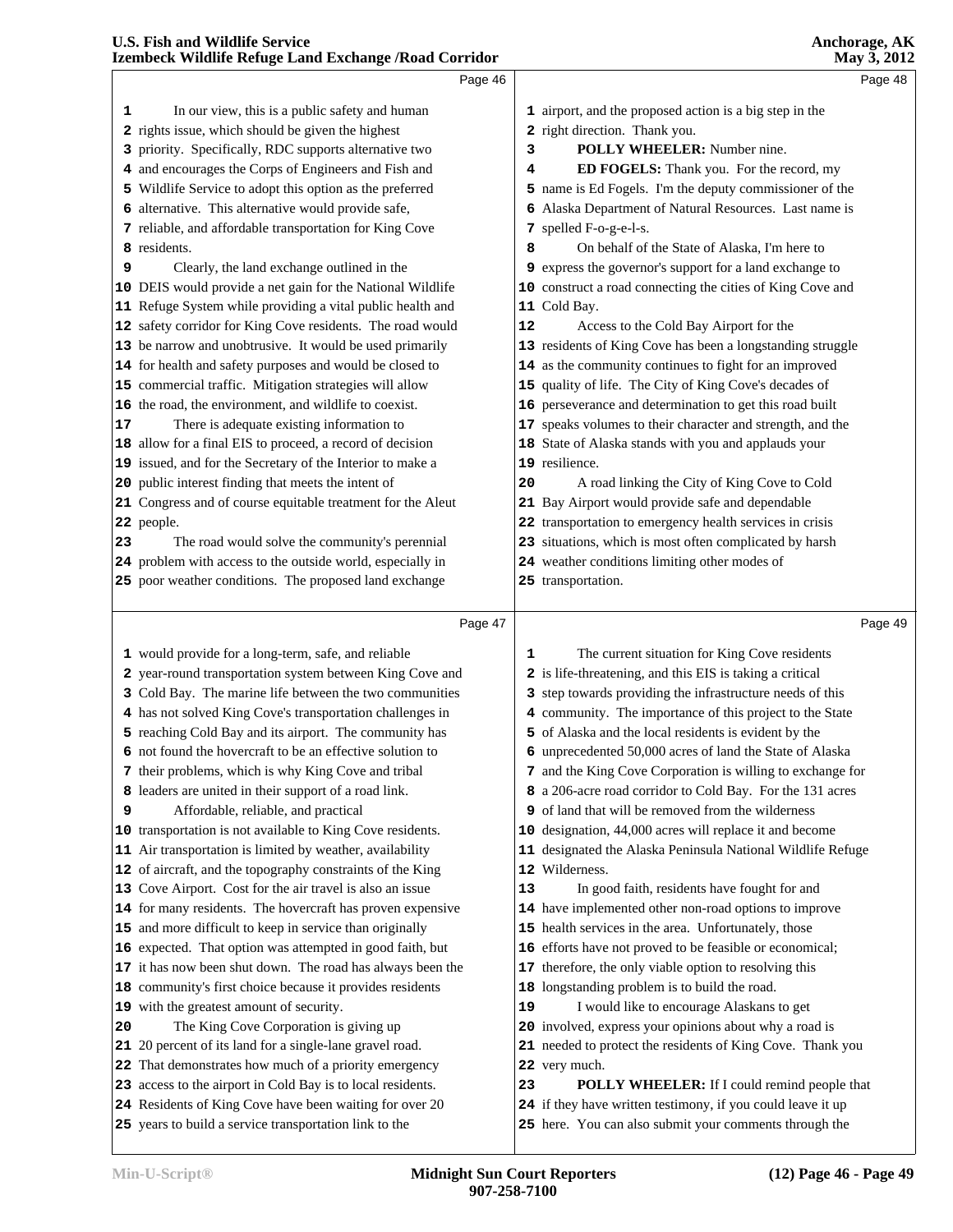## Page 46

1 In our view, this is a public safety and human
2 rights issue, which should be given the highest
3 priority. Specifically, RDC supports alternative two
4 and encourages the Corps of Engineers and Fish and
5 Wildlife Service to adopt this option as the preferred
6 alternative. This alternative would provide safe,
7 reliable, and affordable transportation for King Cove
8 residents.
9 Clearly, the land exchange outlined in the
10 DEIS would provide a net gain for the National Wildlife
11 Refuge System while providing a vital public health and
12 safety corridor for King Cove residents. The road would
13 be narrow and unobtrusive. It would be used primarily
14 for health and safety purposes and would be closed to
15 commercial traffic. Mitigation strategies will allow
16 the road, the environment, and wildlife to coexist.
17 There is adequate existing information to
18 allow for a final EIS to proceed, a record of decision
19 issued, and for the Secretary of the Interior to make a
20 public interest finding that meets the intent of
21 Congress and of course equitable treatment for the Aleut
22 people.
23 The road would solve the community's perennial
24 problem with access to the outside world, especially in
25 poor weather conditions. The proposed land exchange

## Page 47

1 would provide for a long-term, safe, and reliable
2 year-round transportation system between King Cove and
3 Cold Bay. The marine life between the two communities
4 has not solved King Cove's transportation challenges in
5 reaching Cold Bay and its airport. The community has
6 not found the hovercraft to be an effective solution to
7 their problems, which is why King Cove and tribal
8 leaders are united in their support of a road link.
9 Affordable, reliable, and practical
10 transportation is not available to King Cove residents.
11 Air transportation is limited by weather, availability
12 of aircraft, and the topography constraints of the King
13 Cove Airport. Cost for the air travel is also an issue
14 for many residents. The hovercraft has proven expensive
15 and more difficult to keep in service than originally
16 expected. That option was attempted in good faith, but
17 it has now been shut down. The road has always been the
18 community's first choice because it provides residents
19 with the greatest amount of security.
20 The King Cove Corporation is giving up
21 20 percent of its land for a single-lane gravel road.
22 That demonstrates how much of a priority emergency
23 access to the airport in Cold Bay is to local residents.
24 Residents of King Cove have been waiting for over 20
25 years to build a service transportation link to the

## Page 48

1 airport, and the proposed action is a big step in the
2 right direction. Thank you.
3 **POLLY WHEELER:** Number nine.
4 **ED FOGELS:** Thank you. For the record, my
5 name is Ed Fogels. I'm the deputy commissioner of the
6 Alaska Department of Natural Resources. Last name is
7 spelled F-o-g-e-l-s.
8 On behalf of the State of Alaska, I'm here to
9 express the governor's support for a land exchange to
10 construct a road connecting the cities of King Cove and
11 Cold Bay.
12 Access to the Cold Bay Airport for the
13 residents of King Cove has been a longstanding struggle
14 as the community continues to fight for an improved
15 quality of life. The City of King Cove's decades of
16 perseverance and determination to get this road built
17 speaks volumes to their character and strength, and the
18 State of Alaska stands with you and applauds your
19 resilience.
20 A road linking the City of King Cove to Cold
21 Bay Airport would provide safe and dependable
22 transportation to emergency health services in crisis
23 situations, which is most often complicated by harsh
24 weather conditions limiting other modes of
25 transportation.

## Page 49

1 The current situation for King Cove residents
2 is life-threatening, and this EIS is taking a critical
3 step towards providing the infrastructure needs of this
4 community. The importance of this project to the State
5 of Alaska and the local residents is evident by the
6 unprecedented 50,000 acres of land the State of Alaska
7 and the King Cove Corporation is willing to exchange for
8 a 206-acre road corridor to Cold Bay. For the 131 acres
9 of land that will be removed from the wilderness
10 designation, 44,000 acres will replace it and become
11 designated the Alaska Peninsula National Wildlife Refuge
12 Wilderness.
13 In good faith, residents have fought for and
14 have implemented other non-road options to improve
15 health services in the area. Unfortunately, those
16 efforts have not proved to be feasible or economical;
17 therefore, the only viable option to resolving this
18 longstanding problem is to build the road.
19 I would like to encourage Alaskans to get
20 involved, express your opinions about why a road is
21 needed to protect the residents of King Cove. Thank you
22 very much.
23 **POLLY WHEELER:** If I could remind people that
24 if they have written testimony, if you could leave it up
25 here. You can also submit your comments through the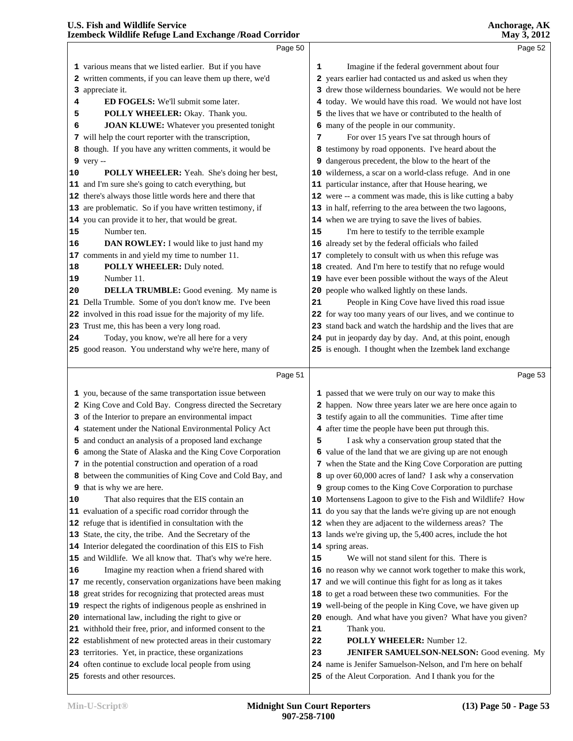Page 50

various means that we listed earlier. But if you have written comments, if you can leave them up there, we'd appreciate it.

**ED FOGELS:** We'll submit some later.

**POLLY WHEELER:** Okay. Thank you.

**JOAN KLUWE:** Whatever you presented tonight will help the court reporter with the transcription, though. If you have any written comments, it would be very --

**POLLY WHEELER:** Yeah. She's doing her best, and I'm sure she's going to catch everything, but there's always those little words here and there that are problematic. So if you have written testimony, if you can provide it to her, that would be great.

Number ten.

**DAN ROWLEY:** I would like to just hand my comments in and yield my time to number 11.

**POLLY WHEELER:** Duly noted.

Number 11.

**DELLA TRUMBLE:** Good evening. My name is Della Trumble. Some of you don't know me. I've been involved in this road issue for the majority of my life. Trust me, this has been a very long road.

Today, you know, we're all here for a very good reason. You understand why we're here, many of

Page 51

you, because of the same transportation issue between King Cove and Cold Bay. Congress directed the Secretary of the Interior to prepare an environmental impact statement under the National Environmental Policy Act and conduct an analysis of a proposed land exchange among the State of Alaska and the King Cove Corporation in the potential construction and operation of a road between the communities of King Cove and Cold Bay, and that is why we are here.

That also requires that the EIS contain an evaluation of a specific road corridor through the refuge that is identified in consultation with the State, the city, the tribe. And the Secretary of the Interior delegated the coordination of this EIS to Fish and Wildlife. We all know that. That's why we're here.

Imagine my reaction when a friend shared with me recently, conservation organizations have been making great strides for recognizing that protected areas must respect the rights of indigenous people as enshrined in international law, including the right to give or withhold their free, prior, and informed consent to the establishment of new protected areas in their customary territories. Yet, in practice, these organizations often continue to exclude local people from using forests and other resources.

Page 52

Imagine if the federal government about four years earlier had contacted us and asked us when they drew those wilderness boundaries. We would not be here today. We would have this road. We would not have lost the lives that we have or contributed to the health of many of the people in our community.

For over 15 years I've sat through hours of testimony by road opponents. I've heard about the dangerous precedent, the blow to the heart of the wilderness, a scar on a world-class refuge. And in one particular instance, after that House hearing, we were -- a comment was made, this is like cutting a baby in half, referring to the area between the two lagoons, when we are trying to save the lives of babies.

I'm here to testify to the terrible example already set by the federal officials who failed completely to consult with us when this refuge was created. And I'm here to testify that no refuge would have ever been possible without the ways of the Aleut people who walked lightly on these lands.

People in King Cove have lived this road issue for way too many years of our lives, and we continue to stand back and watch the hardship and the lives that are put in jeopardy day by day. And, at this point, enough is enough. I thought when the Izembek land exchange

Page 53

passed that we were truly on our way to make this happen. Now three years later we are here once again to testify again to all the communities. Time after time after time the people have been put through this.

I ask why a conservation group stated that the value of the land that we are giving up are not enough when the State and the King Cove Corporation are putting up over 60,000 acres of land? I ask why a conservation group comes to the King Cove Corporation to purchase Mortensens Lagoon to give to the Fish and Wildlife? How do you say that the lands we're giving up are not enough when they are adjacent to the wilderness areas? The lands we're giving up, the 5,400 acres, include the hot spring areas.

We will not stand silent for this. There is no reason why we cannot work together to make this work, and we will continue this fight for as long as it takes to get a road between these two communities. For the well-being of the people in King Cove, we have given up enough. And what have you given? What have you given?

Thank you.

**POLLY WHEELER:** Number 12.

**JENIFER SAMUELSON-NELSON:** Good evening. My name is Jenifer Samuelson-Nelson, and I'm here on behalf of the Aleut Corporation. And I thank you for the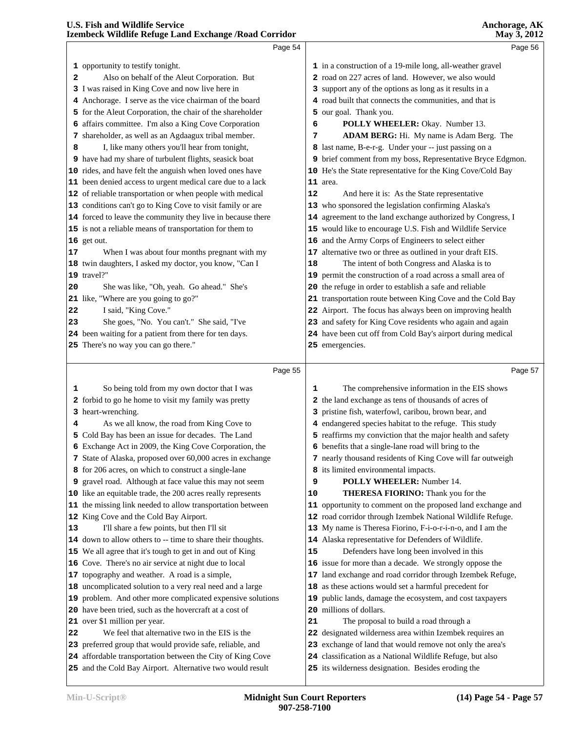opportunity to testify tonight.

Also on behalf of the Aleut Corporation. But I was raised in King Cove and now live here in Anchorage. I serve as the vice chairman of the board for the Aleut Corporation, the chair of the shareholder affairs committee. I'm also a King Cove Corporation shareholder, as well as an Agdaagux tribal member.

I, like many others you'll hear from tonight, have had my share of turbulent flights, seasick boat rides, and have felt the anguish when loved ones have been denied access to urgent medical care due to a lack of reliable transportation or when people with medical conditions can't go to King Cove to visit family or are forced to leave the community they live in because there is not a reliable means of transportation for them to get out.

When I was about four months pregnant with my twin daughters, I asked my doctor, you know, "Can I travel?"

She was like, "Oh, yeah. Go ahead." She's like, "Where are you going to go?"

I said, "King Cove."

She goes, "No. You can't." She said, "I've been waiting for a patient from there for ten days. There's no way you can go there."

So being told from my own doctor that I was forbid to go he home to visit my family was pretty heart-wrenching.

As we all know, the road from King Cove to Cold Bay has been an issue for decades. The Land Exchange Act in 2009, the King Cove Corporation, the State of Alaska, proposed over 60,000 acres in exchange for 206 acres, on which to construct a single-lane gravel road. Although at face value this may not seem like an equitable trade, the 200 acres really represents the missing link needed to allow transportation between King Cove and the Cold Bay Airport.

I'll share a few points, but then I'll sit down to allow others to -- time to share their thoughts. We all agree that it's tough to get in and out of King Cove. There's no air service at night due to local topography and weather. A road is a simple, uncomplicated solution to a very real need and a large problem. And other more complicated expensive solutions have been tried, such as the hovercraft at a cost of over $1 million per year.

We feel that alternative two in the EIS is the preferred group that would provide safe, reliable, and affordable transportation between the City of King Cove and the Cold Bay Airport. Alternative two would result in a construction of a 19-mile long, all-weather gravel road on 227 acres of land. However, we also would support any of the options as long as it results in a road built that connects the communities, and that is our goal. Thank you.

**POLLY WHEELER:** Okay. Number 13.

**ADAM BERG:** Hi. My name is Adam Berg. The last name, B-e-r-g. Under your -- just passing on a brief comment from my boss, Representative Bryce Edgmon. He's the State representative for the King Cove/Cold Bay area.

And here it is: As the State representative who sponsored the legislation confirming Alaska's agreement to the land exchange authorized by Congress, I would like to encourage U.S. Fish and Wildlife Service and the Army Corps of Engineers to select either alternative two or three as outlined in your draft EIS.

The intent of both Congress and Alaska is to permit the construction of a road across a small area of the refuge in order to establish a safe and reliable transportation route between King Cove and the Cold Bay Airport. The focus has always been on improving health and safety for King Cove residents who again and again have been cut off from Cold Bay's airport during medical emergencies.

The comprehensive information in the EIS shows the land exchange as tens of thousands of acres of pristine fish, waterfowl, caribou, brown bear, and endangered species habitat to the refuge. This study reaffirms my conviction that the major health and safety benefits that a single-lane road will bring to the nearly thousand residents of King Cove will far outweigh its limited environmental impacts.

**POLLY WHEELER:** Number 14.

**THERESA FIORINO:** Thank you for the opportunity to comment on the proposed land exchange and road corridor through Izembek National Wildlife Refuge. My name is Theresa Fiorino, F-i-o-r-i-n-o, and I am the Alaska representative for Defenders of Wildlife.

Defenders have long been involved in this issue for more than a decade. We strongly oppose the land exchange and road corridor through Izembek Refuge, as these actions would set a harmful precedent for public lands, damage the ecosystem, and cost taxpayers millions of dollars.

The proposal to build a road through a designated wilderness area within Izembek Refuge requires an exchange of land that would remove not only the area's classification as a National Wildlife Refuge, but also its wilderness designation. Besides eroding the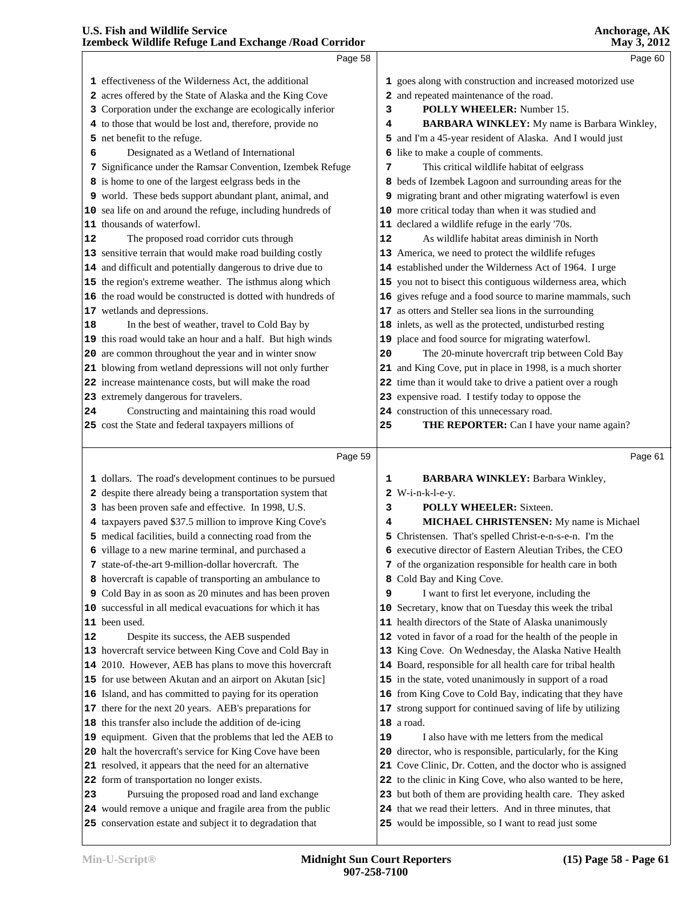effectiveness of the Wilderness Act, the additional acres offered by the State of Alaska and the King Cove Corporation under the exchange are ecologically inferior to those that would be lost and, therefore, provide no net benefit to the refuge.

Designated as a Wetland of International Significance under the Ramsar Convention, Izembek Refuge is home to one of the largest eelgrass beds in the world. These beds support abundant plant, animal, and sea life on and around the refuge, including hundreds of thousands of waterfowl.

The proposed road corridor cuts through sensitive terrain that would make road building costly and difficult and potentially dangerous to drive due to the region's extreme weather. The isthmus along which the road would be constructed is dotted with hundreds of wetlands and depressions.

In the best of weather, travel to Cold Bay by this road would take an hour and a half. But high winds are common throughout the year and in winter snow blowing from wetland depressions will not only further increase maintenance costs, but will make the road extremely dangerous for travelers.

Constructing and maintaining this road would cost the State and federal taxpayers millions of dollars. The road's development continues to be pursued despite there already being a transportation system that has been proven safe and effective. In 1998, U.S. taxpayers paved $37.5 million to improve King Cove's medical facilities, build a connecting road from the village to a new marine terminal, and purchased a state-of-the-art 9-million-dollar hovercraft. The hovercraft is capable of transporting an ambulance to Cold Bay in as soon as 20 minutes and has been proven successful in all medical evacuations for which it has been used.

Despite its success, the AEB suspended hovercraft service between King Cove and Cold Bay in 2010. However, AEB has plans to move this hovercraft for use between Akutan and an airport on Akutan [sic] Island, and has committed to paying for its operation there for the next 20 years. AEB's preparations for this transfer also include the addition of de-icing equipment. Given that the problems that led the AEB to halt the hovercraft's service for King Cove have been resolved, it appears that the need for an alternative form of transportation no longer exists.

Pursuing the proposed road and land exchange would remove a unique and fragile area from the public conservation estate and subject it to degradation that goes along with construction and increased motorized use and repeated maintenance of the road.

**POLLY WHEELER:** Number 15.

**BARBARA WINKLEY:** My name is Barbara Winkley, and I'm a 45-year resident of Alaska. And I would just like to make a couple of comments.

This critical wildlife habitat of eelgrass beds of Izembek Lagoon and surrounding areas for the migrating brant and other migrating waterfowl is even more critical today than when it was studied and declared a wildlife refuge in the early '70s.

As wildlife habitat areas diminish in North America, we need to protect the wildlife refuges established under the Wilderness Act of 1964. I urge you not to bisect this contiguous wilderness area, which gives refuge and a food source to marine mammals, such as otters and Steller sea lions in the surrounding inlets, as well as the protected, undisturbed resting place and food source for migrating waterfowl.

The 20-minute hovercraft trip between Cold Bay and King Cove, put in place in 1998, is a much shorter time than it would take to drive a patient over a rough expensive road. I testify today to oppose the construction of this unnecessary road.

**THE REPORTER:** Can I have your name again?

**BARBARA WINKLEY:** Barbara Winkley, W-i-n-k-l-e-y.

**POLLY WHEELER:** Sixteen.

**MICHAEL CHRISTENSEN:** My name is Michael Christensen. That's spelled Christ-e-n-s-e-n. I'm the executive director of Eastern Aleutian Tribes, the CEO of the organization responsible for health care in both Cold Bay and King Cove.

I want to first let everyone, including the Secretary, know that on Tuesday this week the tribal health directors of the State of Alaska unanimously voted in favor of a road for the health of the people in King Cove. On Wednesday, the Alaska Native Health Board, responsible for all health care for tribal health in the state, voted unanimously in support of a road from King Cove to Cold Bay, indicating that they have strong support for continued saving of life by utilizing a road.

I also have with me letters from the medical director, who is responsible, particularly, for the King Cove Clinic, Dr. Cotten, and the doctor who is assigned to the clinic in King Cove, who also wanted to be here, but both of them are providing health care. They asked that we read their letters. And in three minutes, that would be impossible, so I want to read just some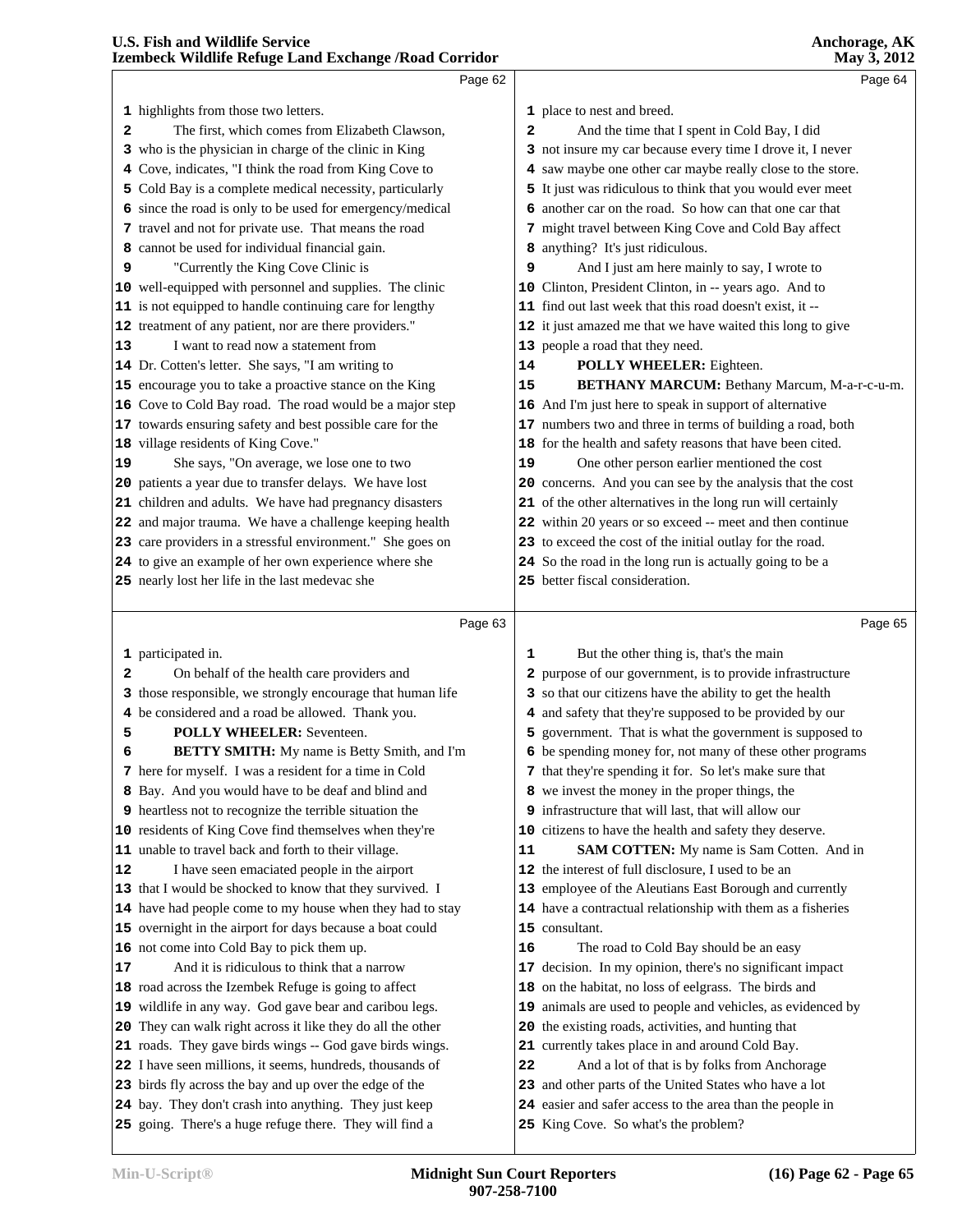highlights from those two letters.

The first, which comes from Elizabeth Clawson, who is the physician in charge of the clinic in King Cove, indicates, "I think the road from King Cove to Cold Bay is a complete medical necessity, particularly since the road is only to be used for emergency/medical travel and not for private use. That means the road cannot be used for individual financial gain.

"Currently the King Cove Clinic is well-equipped with personnel and supplies. The clinic is not equipped to handle continuing care for lengthy treatment of any patient, nor are there providers."

I want to read now a statement from Dr. Cotten's letter. She says, "I am writing to encourage you to take a proactive stance on the King Cove to Cold Bay road. The road would be a major step towards ensuring safety and best possible care for the village residents of King Cove."

She says, "On average, we lose one to two patients a year due to transfer delays. We have lost children and adults. We have had pregnancy disasters and major trauma. We have a challenge keeping health care providers in a stressful environment." She goes on to give an example of her own experience where she nearly lost her life in the last medevac she participated in.

On behalf of the health care providers and those responsible, we strongly encourage that human life be considered and a road be allowed. Thank you.

**POLLY WHEELER:** Seventeen.

**BETTY SMITH:** My name is Betty Smith, and I'm here for myself. I was a resident for a time in Cold Bay. And you would have to be deaf and blind and heartless not to recognize the terrible situation the residents of King Cove find themselves when they're unable to travel back and forth to their village.

I have seen emaciated people in the airport that I would be shocked to know that they survived. I have had people come to my house when they had to stay overnight in the airport for days because a boat could not come into Cold Bay to pick them up.

And it is ridiculous to think that a narrow road across the Izembek Refuge is going to affect wildlife in any way. God gave bear and caribou legs. They can walk right across it like they do all the other roads. They gave birds wings -- God gave birds wings. I have seen millions, it seems, hundreds, thousands of birds fly across the bay and up over the edge of the bay. They don't crash into anything. They just keep going. There's a huge refuge there. They will find a place to nest and breed.

And the time that I spent in Cold Bay, I did not insure my car because every time I drove it, I never saw maybe one other car maybe really close to the store. It just was ridiculous to think that you would ever meet another car on the road. So how can that one car that might travel between King Cove and Cold Bay affect anything? It's just ridiculous.

And I just am here mainly to say, I wrote to Clinton, President Clinton, in -- years ago. And to find out last week that this road doesn't exist, it -- it just amazed me that we have waited this long to give people a road that they need.

**POLLY WHEELER:** Eighteen.

**BETHANY MARCUM:** Bethany Marcum, M-a-r-c-u-m. And I'm just here to speak in support of alternative numbers two and three in terms of building a road, both for the health and safety reasons that have been cited.

One other person earlier mentioned the cost concerns. And you can see by the analysis that the cost of the other alternatives in the long run will certainly within 20 years or so exceed -- meet and then continue to exceed the cost of the initial outlay for the road. So the road in the long run is actually going to be a better fiscal consideration.

But the other thing is, that's the main purpose of our government, is to provide infrastructure so that our citizens have the ability to get the health and safety that they're supposed to be provided by our government. That is what the government is supposed to be spending money for, not many of these other programs that they're spending it for. So let's make sure that we invest the money in the proper things, the infrastructure that will last, that will allow our citizens to have the health and safety they deserve.

**SAM COTTEN:** My name is Sam Cotten. And in the interest of full disclosure, I used to be an employee of the Aleutians East Borough and currently have a contractual relationship with them as a fisheries consultant.

The road to Cold Bay should be an easy decision. In my opinion, there's no significant impact on the habitat, no loss of eelgrass. The birds and animals are used to people and vehicles, as evidenced by the existing roads, activities, and hunting that currently takes place in and around Cold Bay.

And a lot of that is by folks from Anchorage and other parts of the United States who have a lot easier and safer access to the area than the people in King Cove. So what's the problem?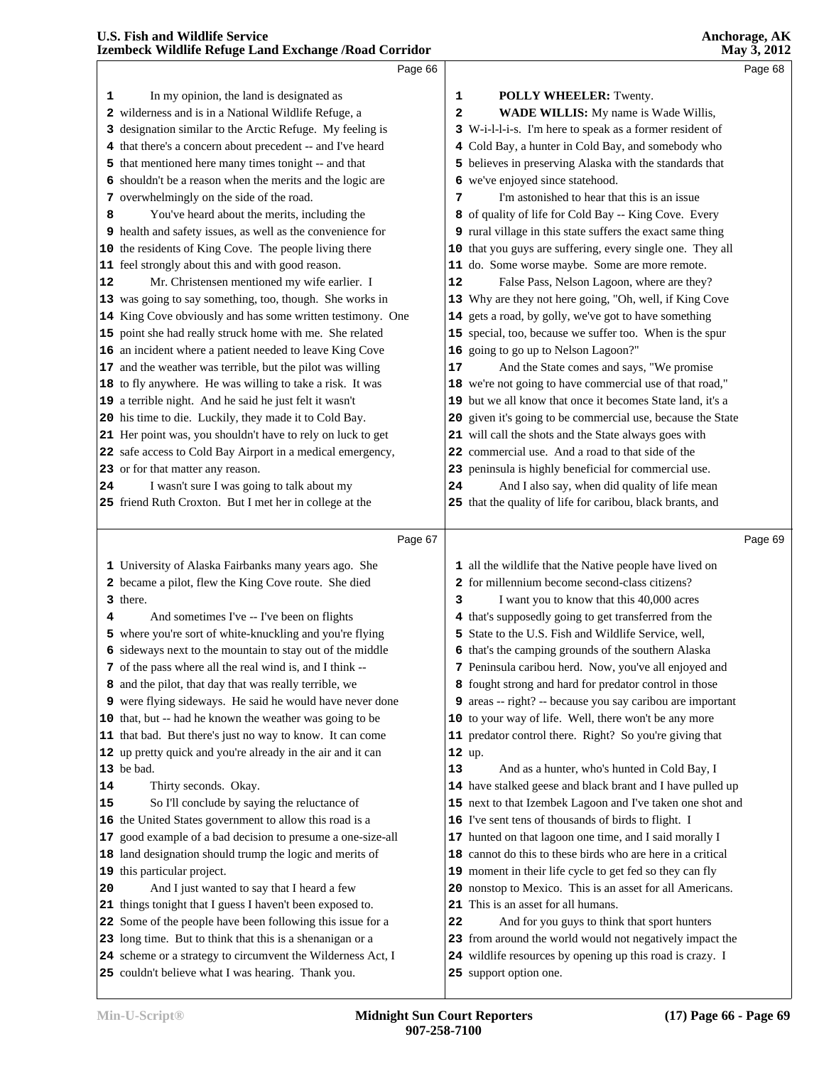Page 66

In my opinion, the land is designated as wilderness and is in a National Wildlife Refuge, a designation similar to the Arctic Refuge. My feeling is that there's a concern about precedent -- and I've heard that mentioned here many times tonight -- and that shouldn't be a reason when the merits and the logic are overwhelmingly on the side of the road.

You've heard about the merits, including the health and safety issues, as well as the convenience for the residents of King Cove. The people living there feel strongly about this and with good reason.

Mr. Christensen mentioned my wife earlier. I was going to say something, too, though. She works in King Cove obviously and has some written testimony. One point she had really struck home with me. She related an incident where a patient needed to leave King Cove and the weather was terrible, but the pilot was willing to fly anywhere. He was willing to take a risk. It was a terrible night. And he said he just felt it wasn't his time to die. Luckily, they made it to Cold Bay. Her point was, you shouldn't have to rely on luck to get safe access to Cold Bay Airport in a medical emergency, or for that matter any reason.

I wasn't sure I was going to talk about my friend Ruth Croxton. But I met her in college at the

Page 67

University of Alaska Fairbanks many years ago. She became a pilot, flew the King Cove route. She died there.

And sometimes I've -- I've been on flights where you're sort of white-knuckling and you're flying sideways next to the mountain to stay out of the middle of the pass where all the real wind is, and I think -- and the pilot, that day that was really terrible, we were flying sideways. He said he would have never done that, but -- had he known the weather was going to be that bad. But there's just no way to know. It can come up pretty quick and you're already in the air and it can be bad.

Thirty seconds. Okay.

So I'll conclude by saying the reluctance of the United States government to allow this road is a good example of a bad decision to presume a one-size-all land designation should trump the logic and merits of this particular project.

And I just wanted to say that I heard a few things tonight that I guess I haven't been exposed to. Some of the people have been following this issue for a long time. But to think that this is a shenanigan or a scheme or a strategy to circumvent the Wilderness Act, I couldn't believe what I was hearing. Thank you.

Page 68

**POLLY WHEELER:** Twenty.

**WADE WILLIS:** My name is Wade Willis, W-i-l-l-i-s. I'm here to speak as a former resident of Cold Bay, a hunter in Cold Bay, and somebody who believes in preserving Alaska with the standards that we've enjoyed since statehood.

I'm astonished to hear that this is an issue of quality of life for Cold Bay -- King Cove. Every rural village in this state suffers the exact same thing that you guys are suffering, every single one. They all do. Some worse maybe. Some are more remote.

False Pass, Nelson Lagoon, where are they? Why are they not here going, "Oh, well, if King Cove gets a road, by golly, we've got to have something special, too, because we suffer too. When is the spur going to go up to Nelson Lagoon?"

And the State comes and says, "We promise we're not going to have commercial use of that road," but we all know that once it becomes State land, it's a given it's going to be commercial use, because the State will call the shots and the State always goes with commercial use. And a road to that side of the peninsula is highly beneficial for commercial use.

And I also say, when did quality of life mean that the quality of life for caribou, black brants, and

Page 69

all the wildlife that the Native people have lived on for millennium become second-class citizens?

I want you to know that this 40,000 acres that's supposedly going to get transferred from the State to the U.S. Fish and Wildlife Service, well, that's the camping grounds of the southern Alaska Peninsula caribou herd. Now, you've all enjoyed and fought strong and hard for predator control in those areas -- right? -- because you say caribou are important to your way of life. Well, there won't be any more predator control there. Right? So you're giving that up.

And as a hunter, who's hunted in Cold Bay, I have stalked geese and black brant and I have pulled up next to that Izembek Lagoon and I've taken one shot and I've sent tens of thousands of birds to flight. I hunted on that lagoon one time, and I said morally I cannot do this to these birds who are here in a critical moment in their life cycle to get fed so they can fly nonstop to Mexico. This is an asset for all Americans. This is an asset for all humans.

And for you guys to think that sport hunters from around the world would not negatively impact the wildlife resources by opening up this road is crazy. I support option one.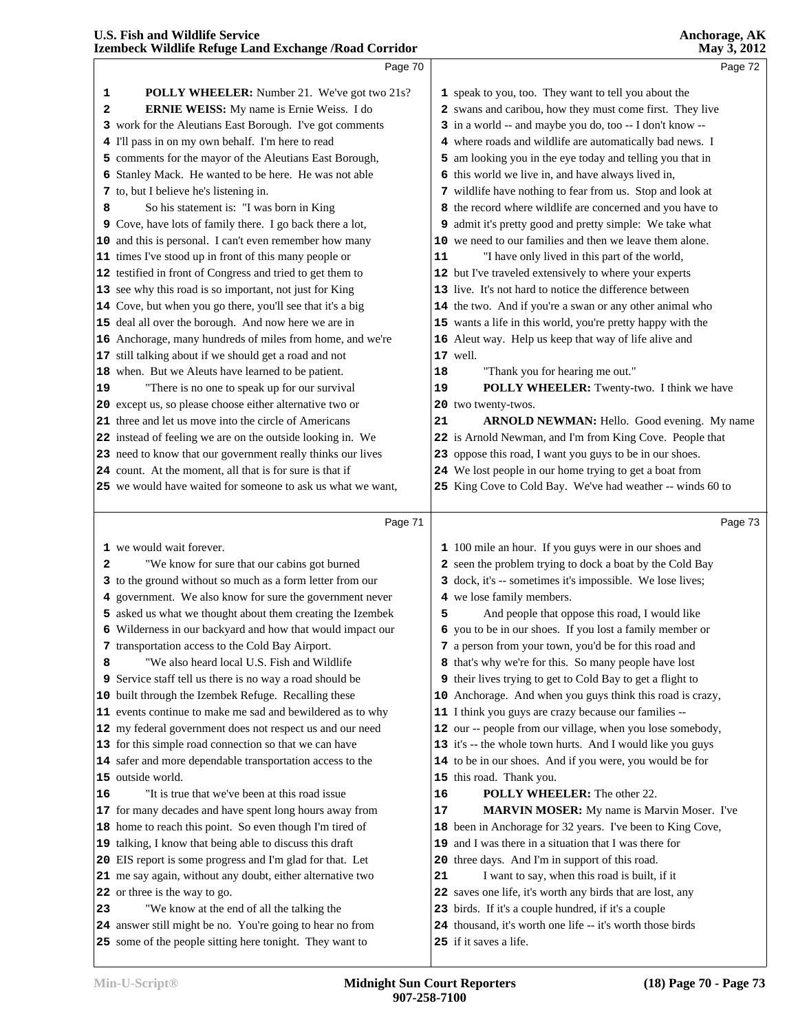Page 70

1 **POLLY WHEELER:** Number 21. We've got two 21s?
2 **ERNIE WEISS:** My name is Ernie Weiss. I do
3 work for the Aleutians East Borough. I've got comments
4 I'll pass in on my own behalf. I'm here to read
5 comments for the mayor of the Aleutians East Borough,
6 Stanley Mack. He wanted to be here. He was not able
7 to, but I believe he's listening in.
8 So his statement is: "I was born in King
9 Cove, have lots of family there. I go back there a lot,
10 and this is personal. I can't even remember how many
11 times I've stood up in front of this many people or
12 testified in front of Congress and tried to get them to
13 see why this road is so important, not just for King
14 Cove, but when you go there, you'll see that it's a big
15 deal all over the borough. And now here we are in
16 Anchorage, many hundreds of miles from home, and we're
17 still talking about if we should get a road and not
18 when. But we Aleuts have learned to be patient.
19 "There is no one to speak up for our survival
20 except us, so please choose either alternative two or
21 three and let us move into the circle of Americans
22 instead of feeling we are on the outside looking in. We
23 need to know that our government really thinks our lives
24 count. At the moment, all that is for sure is that if
25 we would have waited for someone to ask us what we want,

Page 71

1 we would wait forever.
2 "We know for sure that our cabins got burned
3 to the ground without so much as a form letter from our
4 government. We also know for sure the government never
5 asked us what we thought about them creating the Izembek
6 Wilderness in our backyard and how that would impact our
7 transportation access to the Cold Bay Airport.
8 "We also heard local U.S. Fish and Wildlife
9 Service staff tell us there is no way a road should be
10 built through the Izembek Refuge. Recalling these
11 events continue to make me sad and bewildered as to why
12 my federal government does not respect us and our need
13 for this simple road connection so that we can have
14 safer and more dependable transportation access to the
15 outside world.
16 "It is true that we've been at this road issue
17 for many decades and have spent long hours away from
18 home to reach this point. So even though I'm tired of
19 talking, I know that being able to discuss this draft
20 EIS report is some progress and I'm glad for that. Let
21 me say again, without any doubt, either alternative two
22 or three is the way to go.
23 "We know at the end of all the talking the
24 answer still might be no. You're going to hear no from
25 some of the people sitting here tonight. They want to

Page 72

1 speak to you, too. They want to tell you about the
2 swans and caribou, how they must come first. They live
3 in a world -- and maybe you do, too -- I don't know --
4 where roads and wildlife are automatically bad news. I
5 am looking you in the eye today and telling you that in
6 this world we live in, and have always lived in,
7 wildlife have nothing to fear from us. Stop and look at
8 the record where wildlife are concerned and you have to
9 admit it's pretty good and pretty simple: We take what
10 we need to our families and then we leave them alone.
11 "I have only lived in this part of the world,
12 but I've traveled extensively to where your experts
13 live. It's not hard to notice the difference between
14 the two. And if you're a swan or any other animal who
15 wants a life in this world, you're pretty happy with the
16 Aleut way. Help us keep that way of life alive and
17 well.
18 "Thank you for hearing me out."
19 **POLLY WHEELER:** Twenty-two. I think we have
20 two twenty-twos.
21 **ARNOLD NEWMAN:** Hello. Good evening. My name
22 is Arnold Newman, and I'm from King Cove. People that
23 oppose this road, I want you guys to be in our shoes.
24 We lost people in our home trying to get a boat from
25 King Cove to Cold Bay. We've had weather -- winds 60 to

Page 73

1 100 mile an hour. If you guys were in our shoes and
2 seen the problem trying to dock a boat by the Cold Bay
3 dock, it's -- sometimes it's impossible. We lose lives;
4 we lose family members.
5 And people that oppose this road, I would like
6 you to be in our shoes. If you lost a family member or
7 a person from your town, you'd be for this road and
8 that's why we're for this. So many people have lost
9 their lives trying to get to Cold Bay to get a flight to
10 Anchorage. And when you guys think this road is crazy,
11 I think you guys are crazy because our families --
12 our -- people from our village, when you lose somebody,
13 it's -- the whole town hurts. And I would like you guys
14 to be in our shoes. And if you were, you would be for
15 this road. Thank you.
16 **POLLY WHEELER:** The other 22.
17 **MARVIN MOSER:** My name is Marvin Moser. I've
18 been in Anchorage for 32 years. I've been to King Cove,
19 and I was there in a situation that I was there for
20 three days. And I'm in support of this road.
21 I want to say, when this road is built, if it
22 saves one life, it's worth any birds that are lost, any
23 birds. If it's a couple hundred, if it's a couple
24 thousand, it's worth one life -- it's worth those birds
25 if it saves a life.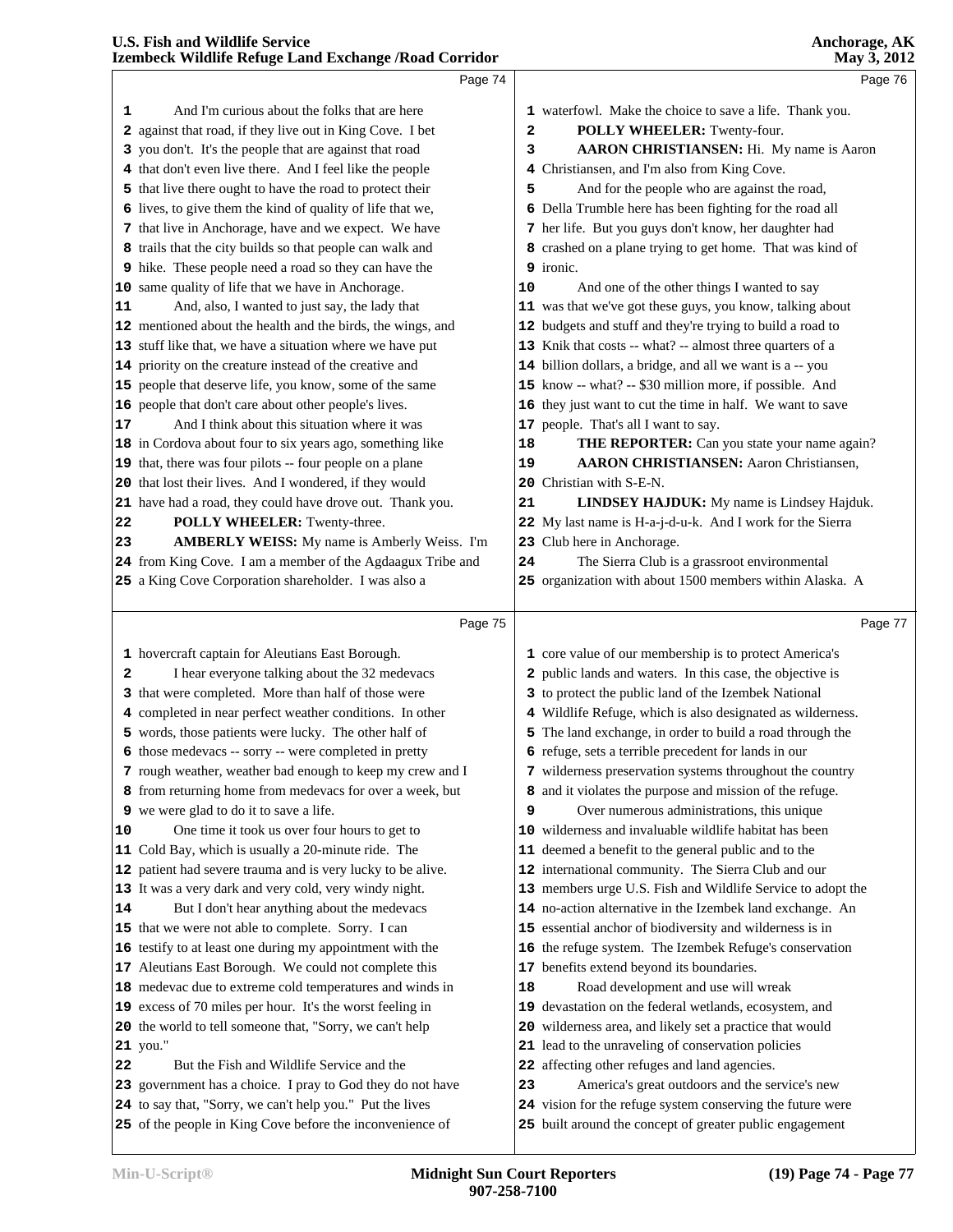Page 74

And I'm curious about the folks that are here against that road, if they live out in King Cove. I bet you don't. It's the people that are against that road that don't even live there. And I feel like the people that live there ought to have the road to protect their lives, to give them the kind of quality of life that we, that live in Anchorage, have and we expect. We have trails that the city builds so that people can walk and hike. These people need a road so they can have the same quality of life that we have in Anchorage.

And, also, I wanted to just say, the lady that mentioned about the health and the birds, the wings, and stuff like that, we have a situation where we have put priority on the creature instead of the creative and people that deserve life, you know, some of the same people that don't care about other people's lives.

And I think about this situation where it was in Cordova about four to six years ago, something like that, there was four pilots -- four people on a plane that lost their lives. And I wondered, if they would have had a road, they could have drove out. Thank you.

**POLLY WHEELER:** Twenty-three.

**AMBERLY WEISS:** My name is Amberly Weiss. I'm from King Cove. I am a member of the Agdaagux Tribe and a King Cove Corporation shareholder. I was also a

Page 75

hovercraft captain for Aleutians East Borough.

I hear everyone talking about the 32 medevacs that were completed. More than half of those were completed in near perfect weather conditions. In other words, those patients were lucky. The other half of those medevacs -- sorry -- were completed in pretty rough weather, weather bad enough to keep my crew and I from returning home from medevacs for over a week, but we were glad to do it to save a life.

One time it took us over four hours to get to Cold Bay, which is usually a 20-minute ride. The patient had severe trauma and is very lucky to be alive. It was a very dark and very cold, very windy night.

But I don't hear anything about the medevacs that we were not able to complete. Sorry. I can testify to at least one during my appointment with the Aleutians East Borough. We could not complete this medevac due to extreme cold temperatures and winds in excess of 70 miles per hour. It's the worst feeling in the world to tell someone that, "Sorry, we can't help you."

But the Fish and Wildlife Service and the government has a choice. I pray to God they do not have to say that, "Sorry, we can't help you." Put the lives of the people in King Cove before the inconvenience of

Page 76

waterfowl. Make the choice to save a life. Thank you.

**POLLY WHEELER:** Twenty-four.

**AARON CHRISTIANSEN:** Hi. My name is Aaron Christiansen, and I'm also from King Cove.

And for the people who are against the road, Della Trumble here has been fighting for the road all her life. But you guys don't know, her daughter had crashed on a plane trying to get home. That was kind of ironic.

And one of the other things I wanted to say was that we've got these guys, you know, talking about budgets and stuff and they're trying to build a road to Knik that costs -- what? -- almost three quarters of a billion dollars, a bridge, and all we want is a -- you know -- what? -- $30 million more, if possible. And they just want to cut the time in half. We want to save people. That's all I want to say.

**THE REPORTER:** Can you state your name again?

**AARON CHRISTIANSEN:** Aaron Christiansen, Christian with S-E-N.

**LINDSEY HAJDUK:** My name is Lindsey Hajduk. My last name is H-a-j-d-u-k. And I work for the Sierra Club here in Anchorage.

The Sierra Club is a grassroot environmental organization with about 1500 members within Alaska. A

Page 77

core value of our membership is to protect America's public lands and waters. In this case, the objective is to protect the public land of the Izembek National Wildlife Refuge, which is also designated as wilderness. The land exchange, in order to build a road through the refuge, sets a terrible precedent for lands in our wilderness preservation systems throughout the country and it violates the purpose and mission of the refuge.

Over numerous administrations, this unique wilderness and invaluable wildlife habitat has been deemed a benefit to the general public and to the international community. The Sierra Club and our members urge U.S. Fish and Wildlife Service to adopt the no-action alternative in the Izembek land exchange. An essential anchor of biodiversity and wilderness is in the refuge system. The Izembek Refuge's conservation benefits extend beyond its boundaries.

Road development and use will wreak devastation on the federal wetlands, ecosystem, and wilderness area, and likely set a practice that would lead to the unraveling of conservation policies affecting other refuges and land agencies.

America's great outdoors and the service's new vision for the refuge system conserving the future were built around the concept of greater public engagement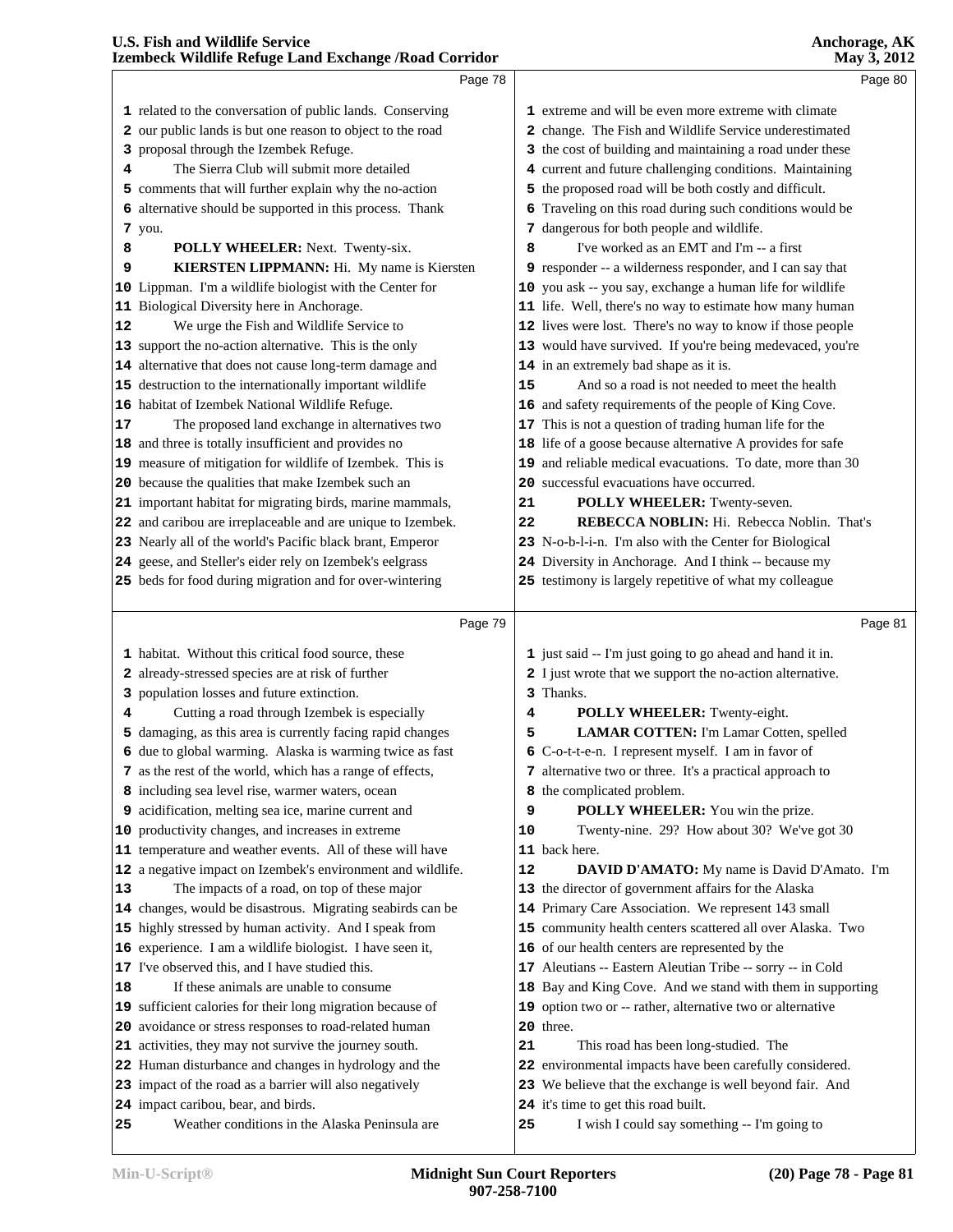related to the conversation of public lands. Conserving our public lands is but one reason to object to the road proposal through the Izembek Refuge.

The Sierra Club will submit more detailed comments that will further explain why the no-action alternative should be supported in this process. Thank you.

**POLLY WHEELER:** Next. Twenty-six.

**KIERSTEN LIPPMANN:** Hi. My name is Kiersten Lippman. I'm a wildlife biologist with the Center for Biological Diversity here in Anchorage.

We urge the Fish and Wildlife Service to support the no-action alternative. This is the only alternative that does not cause long-term damage and destruction to the internationally important wildlife habitat of Izembek National Wildlife Refuge.

The proposed land exchange in alternatives two and three is totally insufficient and provides no measure of mitigation for wildlife of Izembek. This is because the qualities that make Izembek such an important habitat for migrating birds, marine mammals, and caribou are irreplaceable and are unique to Izembek. Nearly all of the world's Pacific black brant, Emperor geese, and Steller's eider rely on Izembek's eelgrass beds for food during migration and for over-wintering habitat. Without this critical food source, these already-stressed species are at risk of further population losses and future extinction.

Cutting a road through Izembek is especially damaging, as this area is currently facing rapid changes due to global warming. Alaska is warming twice as fast as the rest of the world, which has a range of effects, including sea level rise, warmer waters, ocean acidification, melting sea ice, marine current and productivity changes, and increases in extreme temperature and weather events. All of these will have a negative impact on Izembek's environment and wildlife.

The impacts of a road, on top of these major changes, would be disastrous. Migrating seabirds can be highly stressed by human activity. And I speak from experience. I am a wildlife biologist. I have seen it, I've observed this, and I have studied this.

If these animals are unable to consume sufficient calories for their long migration because of avoidance or stress responses to road-related human activities, they may not survive the journey south. Human disturbance and changes in hydrology and the impact of the road as a barrier will also negatively impact caribou, bear, and birds.

Weather conditions in the Alaska Peninsula are extreme and will be even more extreme with climate change. The Fish and Wildlife Service underestimated the cost of building and maintaining a road under these current and future challenging conditions. Maintaining the proposed road will be both costly and difficult. Traveling on this road during such conditions would be dangerous for both people and wildlife.

I've worked as an EMT and I'm -- a first responder -- a wilderness responder, and I can say that you ask -- you say, exchange a human life for wildlife life. Well, there's no way to estimate how many human lives were lost. There's no way to know if those people would have survived. If you're being medevaced, you're in an extremely bad shape as it is.

And so a road is not needed to meet the health and safety requirements of the people of King Cove. This is not a question of trading human life for the life of a goose because alternative A provides for safe and reliable medical evacuations. To date, more than 30 successful evacuations have occurred.

**POLLY WHEELER:** Twenty-seven.

**REBECCA NOBLIN:** Hi. Rebecca Noblin. That's N-o-b-l-i-n. I'm also with the Center for Biological Diversity in Anchorage. And I think -- because my testimony is largely repetitive of what my colleague just said -- I'm just going to go ahead and hand it in. I just wrote that we support the no-action alternative. Thanks.

**POLLY WHEELER:** Twenty-eight.

**LAMAR COTTEN:** I'm Lamar Cotten, spelled C-o-t-t-e-n. I represent myself. I am in favor of alternative two or three. It's a practical approach to the complicated problem.

**POLLY WHEELER:** You win the prize.

Twenty-nine. 29? How about 30? We've got 30 back here.

**DAVID D'AMATO:** My name is David D'Amato. I'm the director of government affairs for the Alaska Primary Care Association. We represent 143 small community health centers scattered all over Alaska. Two of our health centers are represented by the Aleutians -- Eastern Aleutian Tribe -- sorry -- in Cold Bay and King Cove. And we stand with them in supporting option two or -- rather, alternative two or alternative three.

This road has been long-studied. The environmental impacts have been carefully considered. We believe that the exchange is well beyond fair. And it's time to get this road built.

I wish I could say something -- I'm going to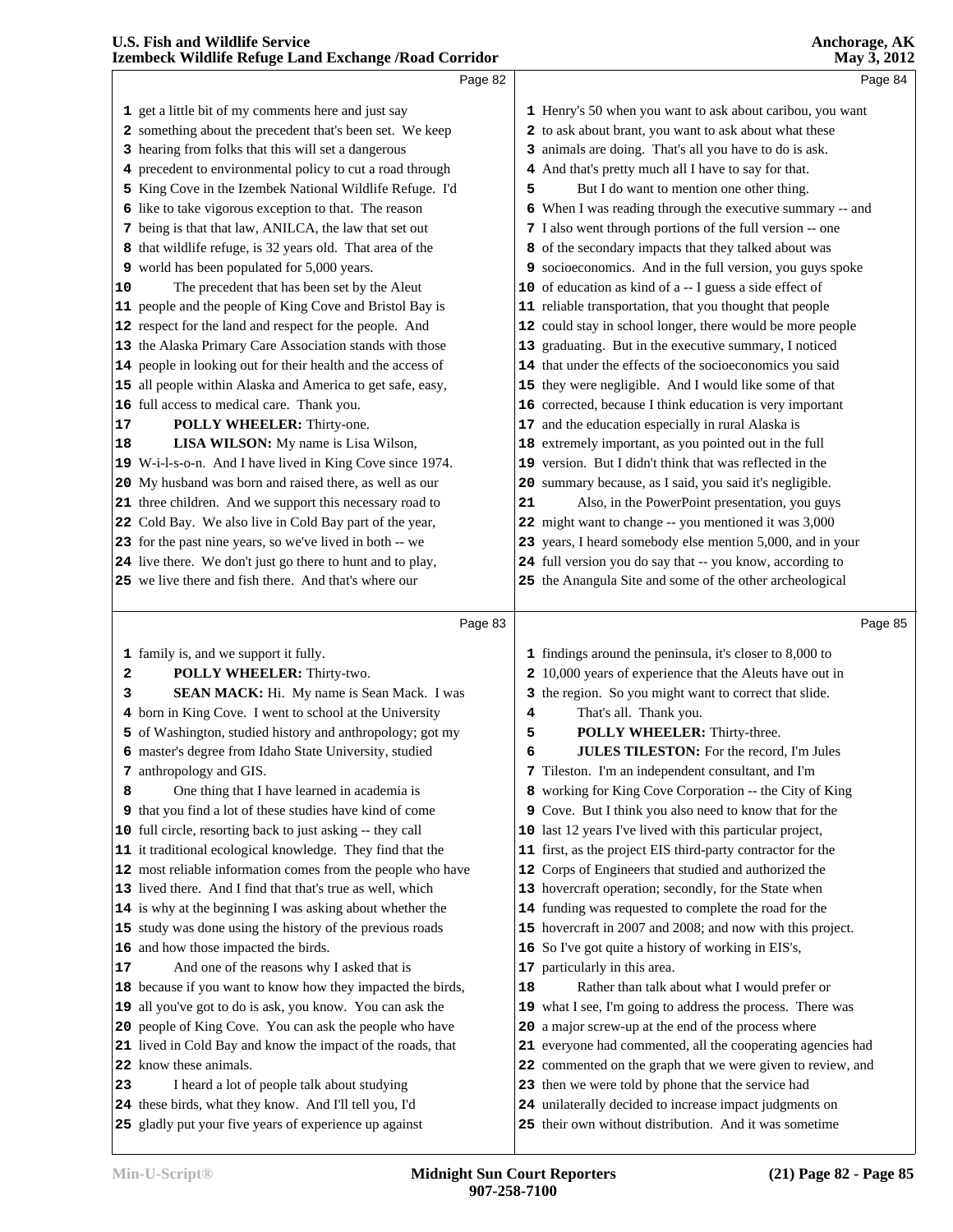get a little bit of my comments here and just say something about the precedent that's been set. We keep hearing from folks that this will set a dangerous precedent to environmental policy to cut a road through King Cove in the Izembek National Wildlife Refuge. I'd like to take vigorous exception to that. The reason being is that that law, ANILCA, the law that set out that wildlife refuge, is 32 years old. That area of the world has been populated for 5,000 years.

The precedent that has been set by the Aleut people and the people of King Cove and Bristol Bay is respect for the land and respect for the people. And the Alaska Primary Care Association stands with those people in looking out for their health and the access of all people within Alaska and America to get safe, easy, full access to medical care. Thank you.

**POLLY WHEELER:** Thirty-one.

**LISA WILSON:** My name is Lisa Wilson, W-i-l-s-o-n. And I have lived in King Cove since 1974. My husband was born and raised there, as well as our three children. And we support this necessary road to Cold Bay. We also live in Cold Bay part of the year, for the past nine years, so we've lived in both -- we live there. We don't just go there to hunt and to play, we live there and fish there. And that's where our family is, and we support it fully.

**POLLY WHEELER:** Thirty-two.

**SEAN MACK:** Hi. My name is Sean Mack. I was born in King Cove. I went to school at the University of Washington, studied history and anthropology; got my master's degree from Idaho State University, studied anthropology and GIS.

One thing that I have learned in academia is that you find a lot of these studies have kind of come full circle, resorting back to just asking -- they call it traditional ecological knowledge. They find that the most reliable information comes from the people who have lived there. And I find that that's true as well, which is why at the beginning I was asking about whether the study was done using the history of the previous roads and how those impacted the birds.

And one of the reasons why I asked that is because if you want to know how they impacted the birds, all you've got to do is ask, you know. You can ask the people of King Cove. You can ask the people who have lived in Cold Bay and know the impact of the roads, that know these animals.

I heard a lot of people talk about studying these birds, what they know. And I'll tell you, I'd gladly put your five years of experience up against Henry's 50 when you want to ask about caribou, you want to ask about brant, you want to ask about what these animals are doing. That's all you have to do is ask. And that's pretty much all I have to say for that.

But I do want to mention one other thing. When I was reading through the executive summary -- and I also went through portions of the full version -- one of the secondary impacts that they talked about was socioeconomics. And in the full version, you guys spoke of education as kind of a -- I guess a side effect of reliable transportation, that you thought that people could stay in school longer, there would be more people graduating. But in the executive summary, I noticed that under the effects of the socioeconomics you said they were negligible. And I would like some of that corrected, because I think education is very important and the education especially in rural Alaska is extremely important, as you pointed out in the full version. But I didn't think that was reflected in the summary because, as I said, you said it's negligible.

Also, in the PowerPoint presentation, you guys might want to change -- you mentioned it was 3,000 years, I heard somebody else mention 5,000, and in your full version you do say that -- you know, according to the Anangula Site and some of the other archeological findings around the peninsula, it's closer to 8,000 to 10,000 years of experience that the Aleuts have out in the region. So you might want to correct that slide.

That's all. Thank you.

**POLLY WHEELER:** Thirty-three.

**JULES TILESTON:** For the record, I'm Jules Tileston. I'm an independent consultant, and I'm working for King Cove Corporation -- the City of King Cove. But I think you also need to know that for the last 12 years I've lived with this particular project, first, as the project EIS third-party contractor for the Corps of Engineers that studied and authorized the hovercraft operation; secondly, for the State when funding was requested to complete the road for the hovercraft in 2007 and 2008; and now with this project. So I've got quite a history of working in EIS's, particularly in this area.

Rather than talk about what I would prefer or what I see, I'm going to address the process. There was a major screw-up at the end of the process where everyone had commented, all the cooperating agencies had commented on the graph that we were given to review, and then we were told by phone that the service had unilaterally decided to increase impact judgments on their own without distribution. And it was sometime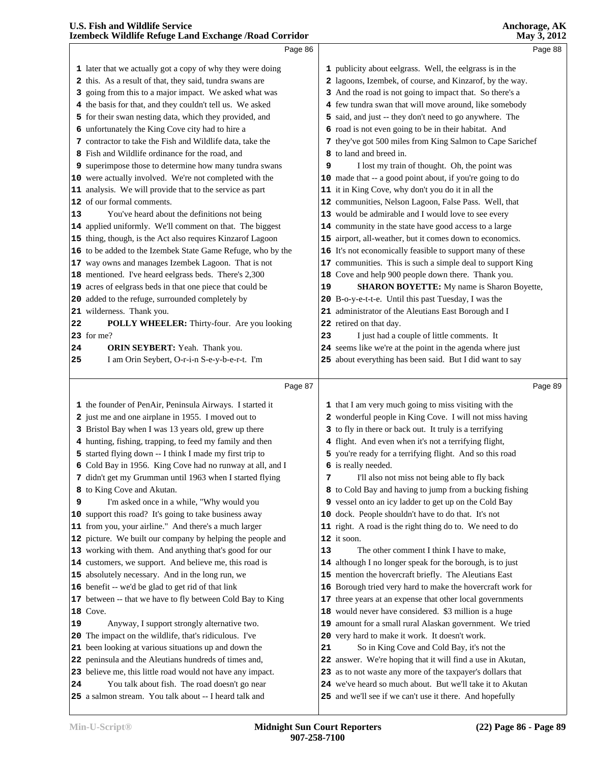later that we actually got a copy of why they were doing this. As a result of that, they said, tundra swans are going from this to a major impact. We asked what was the basis for that, and they couldn't tell us. We asked for their swan nesting data, which they provided, and unfortunately the King Cove city had to hire a contractor to take the Fish and Wildlife data, take the Fish and Wildlife ordinance for the road, and superimpose those to determine how many tundra swans were actually involved. We're not completed with the analysis. We will provide that to the service as part of our formal comments.

You've heard about the definitions not being applied uniformly. We'll comment on that. The biggest thing, though, is the Act also requires Kinzarof Lagoon to be added to the Izembek State Game Refuge, who by the way owns and manages Izembek Lagoon. That is not mentioned. I've heard eelgrass beds. There's 2,300 acres of eelgrass beds in that one piece that could be added to the refuge, surrounded completely by wilderness. Thank you.

**POLLY WHEELER:** Thirty-four. Are you looking for me?

**ORIN SEYBERT:** Yeah. Thank you.

I am Orin Seybert, O-r-i-n S-e-y-b-e-r-t. I'm the founder of PenAir, Peninsula Airways. I started it just me and one airplane in 1955. I moved out to Bristol Bay when I was 13 years old, grew up there hunting, fishing, trapping, to feed my family and then started flying down -- I think I made my first trip to Cold Bay in 1956. King Cove had no runway at all, and I didn't get my Grumman until 1963 when I started flying to King Cove and Akutan.

I'm asked once in a while, "Why would you support this road? It's going to take business away from you, your airline." And there's a much larger picture. We built our company by helping the people and working with them. And anything that's good for our customers, we support. And believe me, this road is absolutely necessary. And in the long run, we benefit -- we'd be glad to get rid of that link between -- that we have to fly between Cold Bay to King Cove.

Anyway, I support strongly alternative two. The impact on the wildlife, that's ridiculous. I've been looking at various situations up and down the peninsula and the Aleutians hundreds of times and, believe me, this little road would not have any impact.

You talk about fish. The road doesn't go near a salmon stream. You talk about -- I heard talk and publicity about eelgrass. Well, the eelgrass is in the lagoons, Izembek, of course, and Kinzarof, by the way. And the road is not going to impact that. So there's a few tundra swan that will move around, like somebody said, and just -- they don't need to go anywhere. The road is not even going to be in their habitat. And they've got 500 miles from King Salmon to Cape Sarichef to land and breed in.

I lost my train of thought. Oh, the point was made that -- a good point about, if you're going to do it in King Cove, why don't you do it in all the communities, Nelson Lagoon, False Pass. Well, that would be admirable and I would love to see every community in the state have good access to a large airport, all-weather, but it comes down to economics. It's not economically feasible to support many of these communities. This is such a simple deal to support King Cove and help 900 people down there. Thank you.

**SHARON BOYETTE:** My name is Sharon Boyette, B-o-y-e-t-t-e. Until this past Tuesday, I was the administrator of the Aleutians East Borough and I retired on that day.

I just had a couple of little comments. It seems like we're at the point in the agenda where just about everything has been said. But I did want to say that I am very much going to miss visiting with the wonderful people in King Cove. I will not miss having to fly in there or back out. It truly is a terrifying flight. And even when it's not a terrifying flight, you're ready for a terrifying flight. And so this road is really needed.

I'll also not miss not being able to fly back to Cold Bay and having to jump from a bucking fishing vessel onto an icy ladder to get up on the Cold Bay dock. People shouldn't have to do that. It's not right. A road is the right thing do to. We need to do it soon.

The other comment I think I have to make, although I no longer speak for the borough, is to just mention the hovercraft briefly. The Aleutians East Borough tried very hard to make the hovercraft work for three years at an expense that other local governments would never have considered. $3 million is a huge amount for a small rural Alaskan government. We tried very hard to make it work. It doesn't work.

So in King Cove and Cold Bay, it's not the answer. We're hoping that it will find a use in Akutan, as to not waste any more of the taxpayer's dollars that we've heard so much about. But we'll take it to Akutan and we'll see if we can't use it there. And hopefully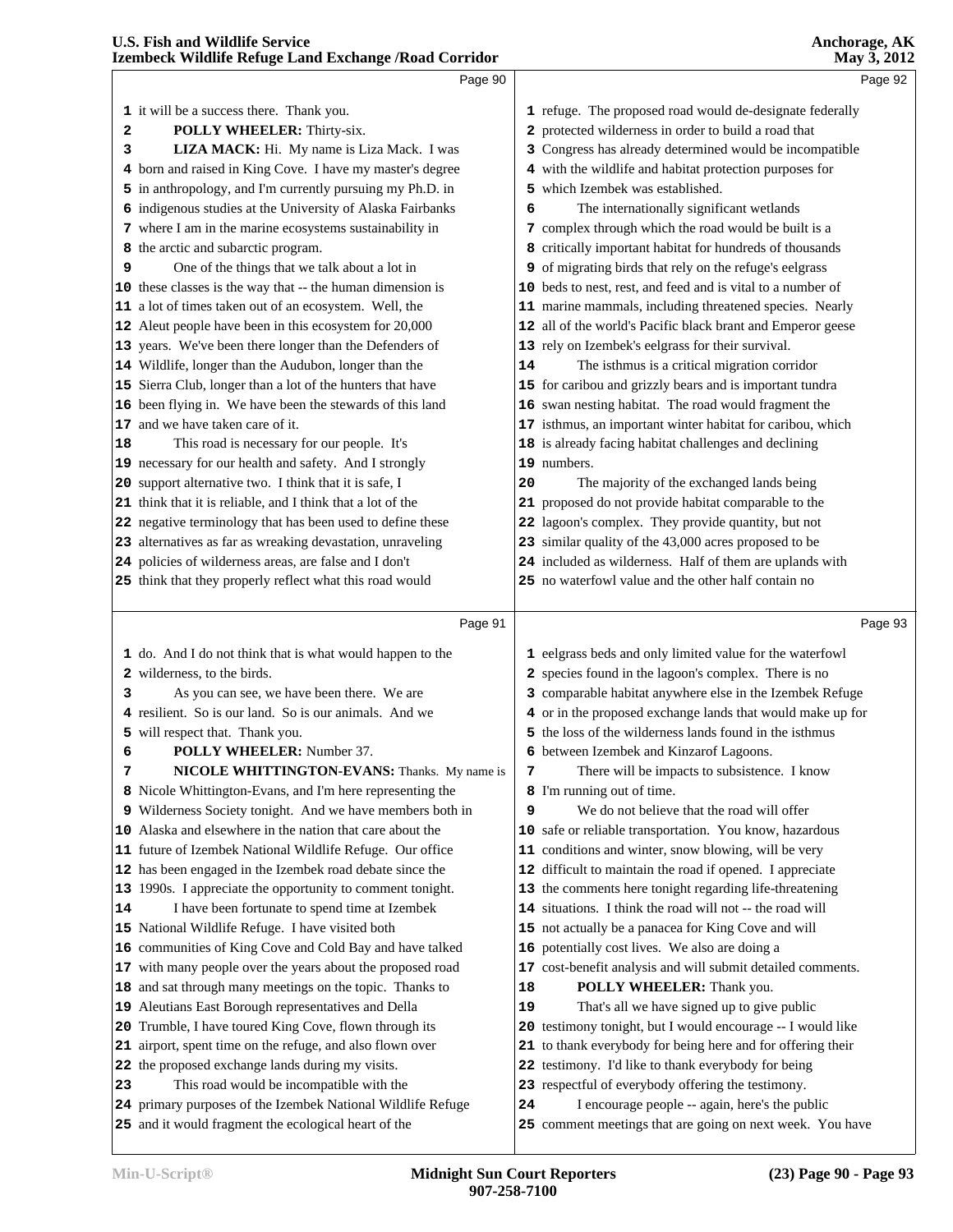it will be a success there. Thank you.

**POLLY WHEELER:** Thirty-six.

**LIZA MACK:** Hi. My name is Liza Mack. I was born and raised in King Cove. I have my master's degree in anthropology, and I'm currently pursuing my Ph.D. in indigenous studies at the University of Alaska Fairbanks where I am in the marine ecosystems sustainability in the arctic and subarctic program.

One of the things that we talk about a lot in these classes is the way that -- the human dimension is a lot of times taken out of an ecosystem. Well, the Aleut people have been in this ecosystem for 20,000 years. We've been there longer than the Defenders of Wildlife, longer than the Audubon, longer than the Sierra Club, longer than a lot of the hunters that have been flying in. We have been the stewards of this land and we have taken care of it.

This road is necessary for our people. It's necessary for our health and safety. And I strongly support alternative two. I think that it is safe, I think that it is reliable, and I think that a lot of the negative terminology that has been used to define these alternatives as far as wreaking devastation, unraveling policies of wilderness areas, are false and I don't think that they properly reflect what this road would do. And I do not think that is what would happen to the wilderness, to the birds.

As you can see, we have been there. We are resilient. So is our land. So is our animals. And we will respect that. Thank you.

**POLLY WHEELER:** Number 37.

**NICOLE WHITTINGTON-EVANS:** Thanks. My name is Nicole Whittington-Evans, and I'm here representing the Wilderness Society tonight. And we have members both in Alaska and elsewhere in the nation that care about the future of Izembek National Wildlife Refuge. Our office has been engaged in the Izembek road debate since the 1990s. I appreciate the opportunity to comment tonight.

I have been fortunate to spend time at Izembek National Wildlife Refuge. I have visited both communities of King Cove and Cold Bay and have talked with many people over the years about the proposed road and sat through many meetings on the topic. Thanks to Aleutians East Borough representatives and Della Trumble, I have toured King Cove, flown through its airport, spent time on the refuge, and also flown over the proposed exchange lands during my visits.

This road would be incompatible with the primary purposes of the Izembek National Wildlife Refuge and it would fragment the ecological heart of the refuge. The proposed road would de-designate federally protected wilderness in order to build a road that Congress has already determined would be incompatible with the wildlife and habitat protection purposes for which Izembek was established.

The internationally significant wetlands complex through which the road would be built is a critically important habitat for hundreds of thousands of migrating birds that rely on the refuge's eelgrass beds to nest, rest, and feed and is vital to a number of marine mammals, including threatened species. Nearly all of the world's Pacific black brant and Emperor geese rely on Izembek's eelgrass for their survival.

The isthmus is a critical migration corridor for caribou and grizzly bears and is important tundra swan nesting habitat. The road would fragment the isthmus, an important winter habitat for caribou, which is already facing habitat challenges and declining numbers.

The majority of the exchanged lands being proposed do not provide habitat comparable to the lagoon's complex. They provide quantity, but not similar quality of the 43,000 acres proposed to be included as wilderness. Half of them are uplands with no waterfowl value and the other half contain no eelgrass beds and only limited value for the waterfowl species found in the lagoon's complex. There is no comparable habitat anywhere else in the Izembek Refuge or in the proposed exchange lands that would make up for the loss of the wilderness lands found in the isthmus between Izembek and Kinzarof Lagoons.

There will be impacts to subsistence. I know I'm running out of time.

We do not believe that the road will offer safe or reliable transportation. You know, hazardous conditions and winter, snow blowing, will be very difficult to maintain the road if opened. I appreciate the comments here tonight regarding life-threatening situations. I think the road will not -- the road will not actually be a panacea for King Cove and will potentially cost lives. We also are doing a cost-benefit analysis and will submit detailed comments.

**POLLY WHEELER:** Thank you.

That's all we have signed up to give public testimony tonight, but I would encourage -- I would like to thank everybody for being here and for offering their testimony. I'd like to thank everybody for being respectful of everybody offering the testimony.

I encourage people -- again, here's the public comment meetings that are going on next week. You have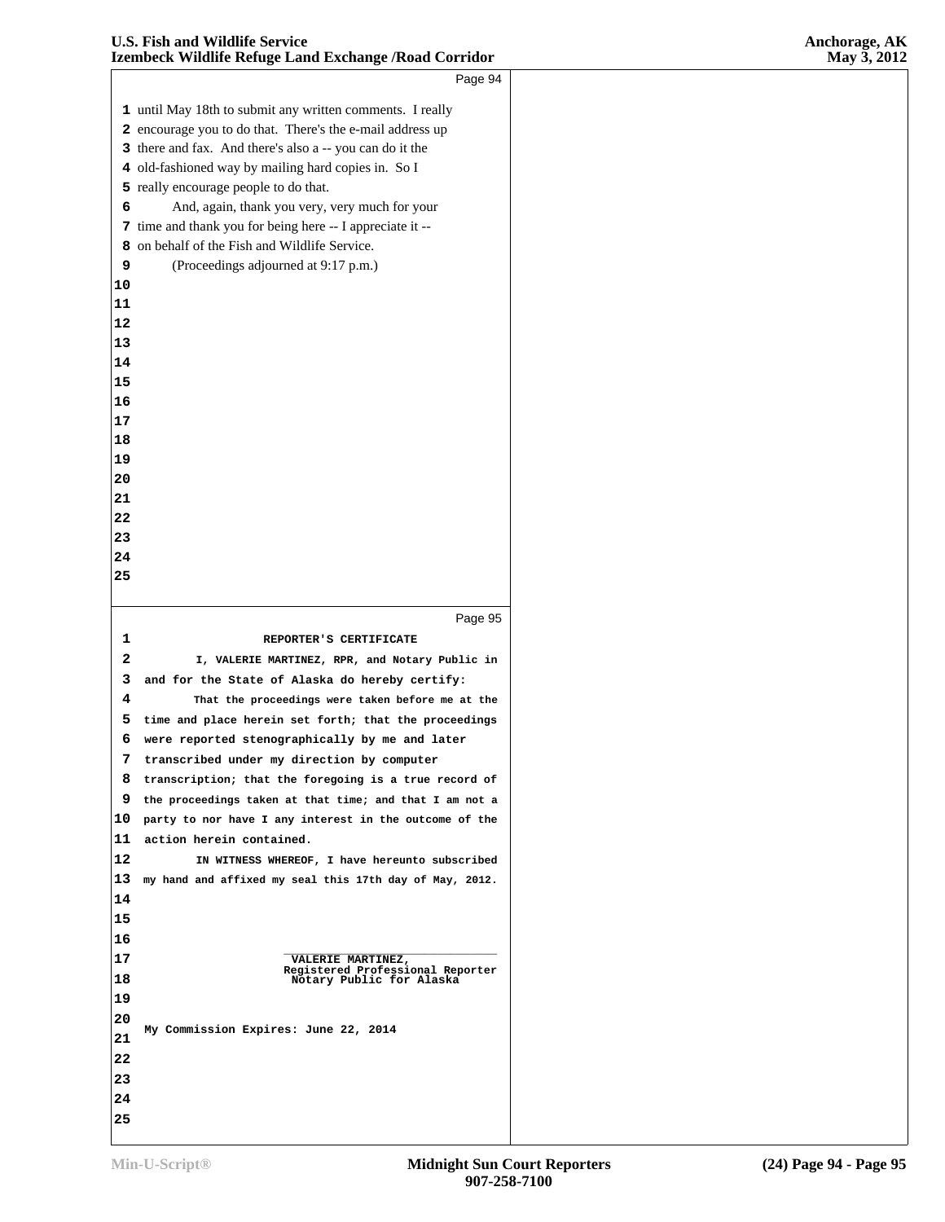Page 94

1 until May 18th to submit any written comments. I really
2 encourage you to do that. There's the e-mail address up
3 there and fax. And there's also a -- you can do it the
4 old-fashioned way by mailing hard copies in. So I
5 really encourage people to do that.
6 And, again, thank you very, very much for your
7 time and thank you for being here -- I appreciate it --
8 on behalf of the Fish and Wildlife Service.
9 (Proceedings adjourned at 9:17 p.m.)
10
11
12
13
14
15
16
17
18
19
20
21
22
23
24
25

Page 95

1 REPORTER'S CERTIFICATE
2 I, VALERIE MARTINEZ, RPR, and Notary Public in
3 and for the State of Alaska do hereby certify:
4 That the proceedings were taken before me at the
5 time and place herein set forth; that the proceedings
6 were reported stenographically by me and later
7 transcribed under my direction by computer
8 transcription; that the foregoing is a true record of
9 the proceedings taken at that time; and that I am not a
10 party to nor have I any interest in the outcome of the
11 action herein contained.
12 IN WITNESS WHEREOF, I have hereunto subscribed
13 my hand and affixed my seal this 17th day of May, 2012.
14
15
16 \_\_\_\_\_\_\_\_\_\_\_\_\_\_\_\_\_\_\_\_\_\_\_\_\_\_\_\_\_\_
17 VALERIE MARTINEZ,
Registered Professional Reporter
18 Notary Public for Alaska
19
20
My Commission Expires: June 22, 2014
21
22
23
24
25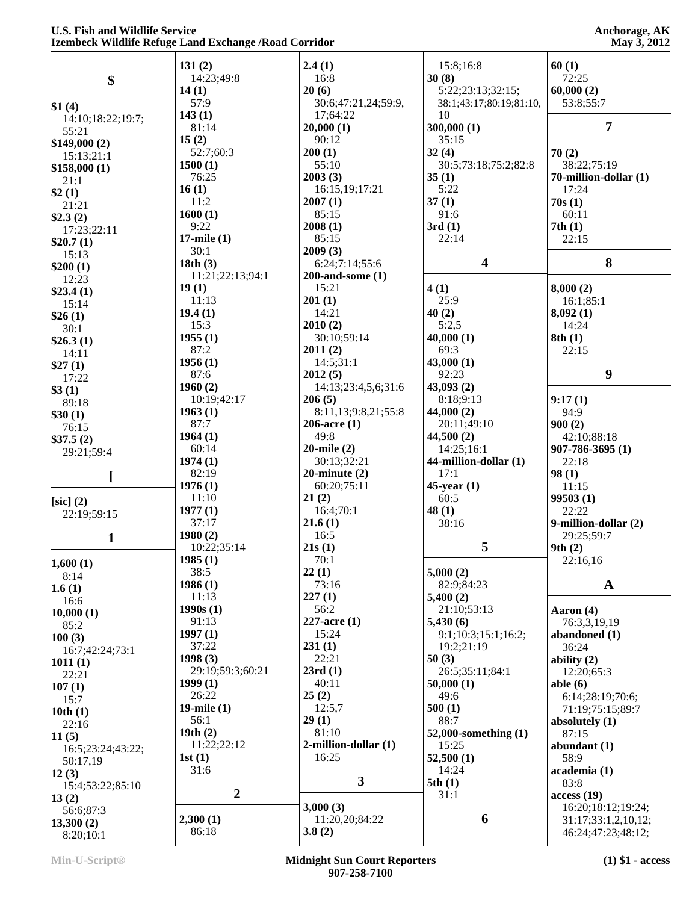## $

**$1 (4)**
14:10;18:22;19:7;55:21

**$149,000 (2)**
15:13;21:1

**$158,000 (1)**
21:1

**$2 (1)**
21:21

**$2.3 (2)**
17:23;22:11

**$20.7 (1)**
15:13

**$200 (1)**
12:23

**$23.4 (1)**
15:14

**$26 (1)**
30:1

**$26.3 (1)**
14:11

**$27 (1)**
17:22

**$3 (1)**
89:18

**$30 (1)**
76:15

**$37.5 (2)**
29:21;59:4

## [

**[sic] (2)**
22:19;59:15

## 1

**1,600 (1)**
8:14

**1.6 (1)**
16:6

**10,000 (1)**
85:2

**100 (3)**
16:7;42:24;73:1

**1011 (1)**
22:21

**107 (1)**
15:7

**10th (1)**
22:16

**11 (5)**
16:5;23:24;43:22;50:17,19

**12 (3)**
15:4;53:22;85:10

**13 (2)**
56:6;87:3

**13,300 (2)**
8:20;10:1

**131 (2)**
14:23;49:8

**14 (1)**
57:9

**143 (1)**
81:14

**15 (2)**
52:7;60:3

**1500 (1)**
76:25

**16 (1)**
11:2

**1600 (1)**
9:22

**17-mile (1)**
30:1

**18th (3)**
11:21;22:13;94:1

**19 (1)**
11:13

**19.4 (1)**
15:3

**1955 (1)**
87:2

**1956 (1)**
87:6

**1960 (2)**
10:19;42:17

**1963 (1)**
87:7

**1964 (1)**
60:14

**1974 (1)**
82:19

**1976 (1)**
11:10

**1977 (1)**
37:17

**1980 (2)**
10:22;35:14

**1985 (1)**
38:5

**1986 (1)**
11:13

**1990s (1)**
91:13

**1997 (1)**
37:22

**1998 (3)**
29:19;59:3;60:21

**1999 (1)**
26:22

**19-mile (1)**
56:1

**19th (2)**
11:22;22:12

**1st (1)**
31:6

## 2

**2,300 (1)**
86:18

**2.4 (1)**
16:8

**20 (6)**
30:6;47:21,24;59:9,17;64:22

**20,000 (1)**
90:12

**200 (1)**
55:10

**2003 (3)**
16:15,19;17:21

**2007 (1)**
85:15

**2008 (1)**
85:15

**2009 (3)**
6:24;7:14;55:6

**200-and-some (1)**
15:21

**201 (1)**
14:21

**2010 (2)**
30:10;59:14

**2011 (2)**
14:5;31:1

**2012 (5)**
14:13;23:4,5,6;31:6

**206 (5)**
8:11,13;9:8,21;55:8

**206-acre (1)**
49:8

**20-mile (2)**
30:13;32:21

**20-minute (2)**
60:20;75:11

**21 (2)**
16:4;70:1

**21.6 (1)**
16:5

**21s (1)**
70:1

**22 (1)**
73:16

**227 (1)**
56:2

**227-acre (1)**
15:24

**231 (1)**
22:21

**23rd (1)**
40:11

**25 (2)**
12:5,7

**29 (1)**
81:10

**2-million-dollar (1)**
16:25

## 3

**3,000 (3)**
11:20,20;84:22

**3.8 (2)**
15:8;16:8

**30 (8)**
5:22;23:13;32:15;38:1;43:17;80:19;81:10,10

**300,000 (1)**
35:15

**32 (4)**
30:5;73:18;75:2;82:8

**35 (1)**
5:22

**37 (1)**
91:6

**3rd (1)**
22:14

## 4

**4 (1)**
25:9

**40 (2)**
5:2,5

**40,000 (1)**
69:3

**43,000 (1)**
92:23

**43,093 (2)**
8:18;9:13

**44,000 (2)**
20:11;49:10

**44,500 (2)**
14:25;16:1

**44-million-dollar (1)**
17:1

**45-year (1)**
60:5

**48 (1)**
38:16

## 5

**5,000 (2)**
82:9;84:23

**5,400 (2)**
21:10;53:13

**5,430 (6)**
9:1;10:3;15:1;16:2;19:2;21:19

**50 (3)**
26:5;35:11;84:1

**50,000 (1)**
49:6

**500 (1)**
88:7

**52,000-something (1)**
15:25

**52,500 (1)**
14:24

**5th (1)**
31:1

## 6

**60 (1)**
72:25

**60,000 (2)**
53:8;55:7

## 7

**70 (2)**
38:22;75:19

**70-million-dollar (1)**
17:24

**70s (1)**
60:11

**7th (1)**
22:15

## 8

**8,000 (2)**
16:1;85:1

**8,092 (1)**
14:24

**8th (1)**
22:15

## 9

**9:17 (1)**
94:9

**900 (2)**
42:10;88:18

**907-786-3695 (1)**
22:18

**98 (1)**
11:15

**99503 (1)**
22:22

**9-million-dollar (2)**
29:25;59:7

**9th (2)**
22:16,16

## A

**Aaron (4)**
76:3,3,19,19

**abandoned (1)**
36:24

**ability (2)**
12:20;65:3

**able (6)**
6:14;28:19;70:6;71:19;75:15;89:7

**absolutely (1)**
87:15

**abundant (1)**
58:9

**academia (1)**
83:8

**access (19)**
16:20;18:12;19:24;31:17;33:1,2,10,12;46:24;47:23;48:12;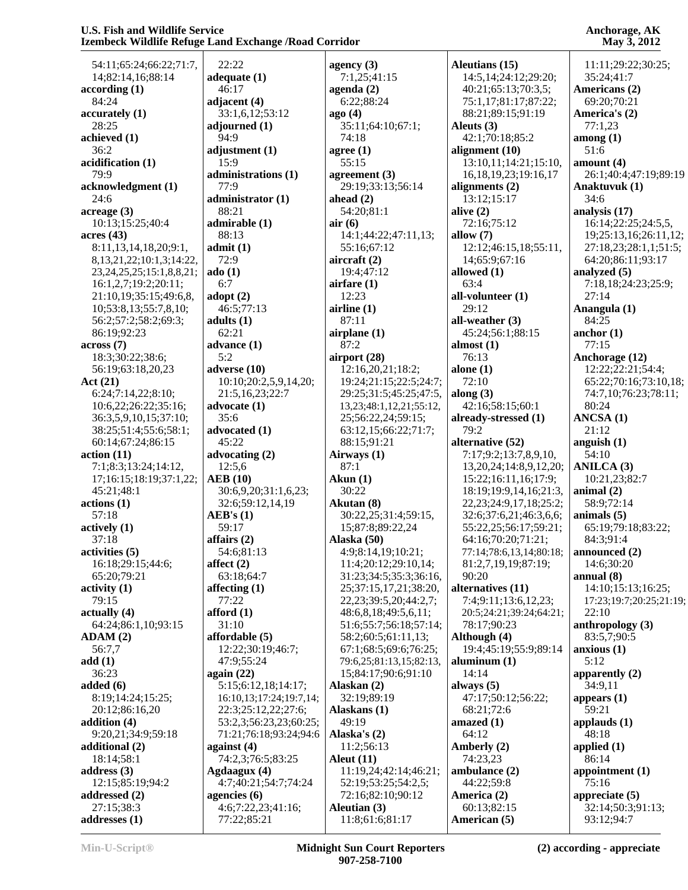54:11;65:24;66:22;71:7,
14;82:14,16;88:14

**according (1)**
84:24

**accurately (1)**
28:25

**achieved (1)**
36:2

**acidification (1)**
79:9

**acknowledgment (1)**
24:6

**acreage (3)**
10:13;15:25;40:4

**acres (43)**
8:11,13,14,18,20;9:1,
8,13,21,22;10:1,3;14:22,
23,24,25,25;15:1,8,8,21;
16:1,2,7;19:2;20:11;
21:10,19;35:15;49:6,8,
10;53:8,13;55:7,8,10;
56:2;57:2;58:2;69:3;
86:19;92:23

**across (7)**
18:3;30:22;38:6;
56:19;63:18,20,23

**Act (21)**
6:24;7:14,22;8:10;
10:6,22;26:22;35:16;
36:3,5,9,10,15;37:10;
38:25;51:4;55:6;58:1;
60:14;67:24;86:15

**action (11)**
7:1;8:3;13:24;14:12,
17;16:15;18:19;37:1,22;
45:21;48:1

**actions (1)**
57:18

**actively (1)**
37:18

**activities (5)**
16:18;29:15;44:6;
65:20;79:21

**activity (1)**
79:15

**actually (4)**
64:24;86:1,10;93:15

**ADAM (2)**
56:7,7

**add (1)**
36:23

**added (6)**
8:19;14:24;15:25;
20:12;86:16,20

**addition (4)**
9:20,21;34:9;59:18

**additional (2)**
18:14;58:1

**address (3)**
12:15;85:19;94:2

**addressed (2)**
27:15;38:3

**addresses (1)**
22:22

**adequate (1)**
46:17

**adjacent (4)**
33:1,6,12;53:12

**adjourned (1)**
94:9

**adjustment (1)**
15:9

**administrations (1)**
77:9

**administrator (1)**
88:21

**admirable (1)**
88:13

**admit (1)**
72:9

**ado (1)**
6:7

**adopt (2)**
46:5;77:13

**adults (1)**
62:21

**advance (1)**
5:2

**adverse (10)**
10:10;20:2,5,9,14,20;
21:5,16,23;22:7

**advocate (1)**
35:6

**advocated (1)**
45:22

**advocating (2)**
12:5,6

**AEB (10)**
30:6,9,20;31:1,6,23;
32:6;59:12,14,19

**AEB's (1)**
59:17

**affairs (2)**
54:6;81:13

**affect (2)**
63:18;64:7

**affecting (1)**
77:22

**afford (1)**
31:10

**affordable (5)**
12:22;30:19;46:7;
47:9;55:24

**again (22)**
5:15;6:12,18;14:17;
16:10,13;17:24;19:7,14;
22:3;25:12,22;27:6;
53:2,3;56:23,23;60:25;
71:21;76:18;93:24;94:6

**against (4)**
74:2,3;76:5;83:25

**Agdaagux (4)**
4:7;40:21;54:7;74:24

**agencies (6)**
4:6;7:22,23;41:16;
77:22;85:21

**agency (3)**
7:1,25;41:15

**agenda (2)**
6:22;88:24

**ago (4)**
35:11;64:10;67:1;
74:18

**agree (1)**
55:15

**agreement (3)**
29:19;33:13;56:14

**ahead (2)**
54:20;81:1

**air (6)**
14:1;44:22;47:11,13;
55:16;67:12

**aircraft (2)**
19:4;47:12

**airfare (1)**
12:23

**airline (1)**
87:11

**airplane (1)**
87:2

**airport (28)**
12:16,20,21;18:2;
19:24;21:15;22:5;24:7;
29:25;31:5;45:25;47:5,
13,23;48:1,12,21;55:12,
25;56:22,24;59:15;
63:12,15;66:22;71:7;
88:15;91:21

**Airways (1)**
87:1

**Akun (1)**
30:22

**Akutan (8)**
30:22,25;31:4;59:15,
15;87:8;89:22,24

**Alaska (50)**
4:9;8:14,19;10:21;
11:4;20:12;29:10,14;
31:23;34:5;35:3;36:16,
25;37:15,17,21;38:20,
22,23;39:5,20;44:2,7;
48:6,8,18;49:5,6,11;
51:6;55:7;56:18;57:14;
58:2;60:5;61:11,13;
67:1;68:5;69:6;76:25;
79:6,25;81:13,15;82:13,
15;84:17;90:6;91:10

**Alaskan (2)**
32:19;89:19

**Alaskans (1)**
49:19

**Alaska's (2)**
11:2;56:13

**Aleut (11)**
11:19,24;42:14;46:21;
52:19;53:25;54:2,5;
72:16;82:10;90:12

**Aleutian (3)**
11:8;61:6;81:17

**Aleutians (15)**
14:5,14;24:12;29:20;
40:21;65:13;70:3,5;
75:1,17;81:17;87:22;
88:21;89:15;91:19

**Aleuts (3)**
42:1;70:18;85:2

**alignment (10)**
13:10,11;14:21;15:10,
16,18,19,23;19:16,17

**alignments (2)**
13:12;15:17

**alive (2)**
72:16;75:12

**allow (7)**
12:12;46:15,18;55:11,
14;65:9;67:16

**allowed (1)**
63:4

**all-volunteer (1)**
29:12

**all-weather (3)**
45:24;56:1;88:15

**almost (1)**
76:13

**alone (1)**
72:10

**along (3)**
42:16;58:15;60:1

**already-stressed (1)**
79:2

**alternative (52)**
7:17;9:2;13:7,8,9,10,
13,20,24;14:8,9,12,20;
15:22;16:11,16;17:9;
18:19;19:9,14,16;21:3,
22,23;24:9,17,18;25:2;
32:6;37:6,21;46:3,6,6;
55:22,25;56:17;59:21;
64:16;70:20;71:21;
77:14;78:6,13,14;80:18;
81:2,7,19,19;87:19;
90:20

**alternatives (11)**
7:4;9:11;13:6,12,23;
20:5;24:21;39:24;64:21;
78:17;90:23

**Although (4)**
19:4;45:19;55:9;89:14

**aluminum (1)**
14:14

**always (5)**
47:17;50:12;56:22;
68:21;72:6

**amazed (1)**
64:12

**Amberly (2)**
74:23,23

**ambulance (2)**
44:22;59:8

**America (2)**
60:13;82:15

**American (5)**
11:11;29:22;30:25;
35:24;41:7

**Americans (2)**
69:20;70:21

**America's (2)**
77:1,23

**among (1)**
51:6

**amount (4)**
26:1;40:4;47:19;89:19

**Anaktuvuk (1)**
34:6

**analysis (17)**
16:14;22:25;24:5,5,
19;25:13,16;26:11,12;
27:18,23;28:1,1;51:5;
64:20;86:11;93:17

**analyzed (5)**
7:18,18;24:23;25:9;
27:14

**Anangula (1)**
84:25

**anchor (1)**
77:15

**Anchorage (12)**
12:22;22:21;54:4;
65:22;70:16;73:10,18;
74:7,10;76:23;78:11;
80:24

**ANCSA (1)**
21:12

**anguish (1)**
54:10

**ANILCA (3)**
10:21,23;82:7

**animal (2)**
58:9;72:14

**animals (5)**
65:19;79:18;83:22;
84:3;91:4

**announced (2)**
14:6;30:20

**annual (8)**
14:10;15:13;16:25;
17:23;19:7;20:25;21:19;
22:10

**anthropology (3)**
83:5,7;90:5

**anxious (1)**
5:12

**apparently (2)**
34:9,11

**appears (1)**
59:21

**applauds (1)**
48:18

**applied (1)**
86:14

**appointment (1)**
75:16

**appreciate (5)**
32:14;50:3;91:13;
93:12;94:7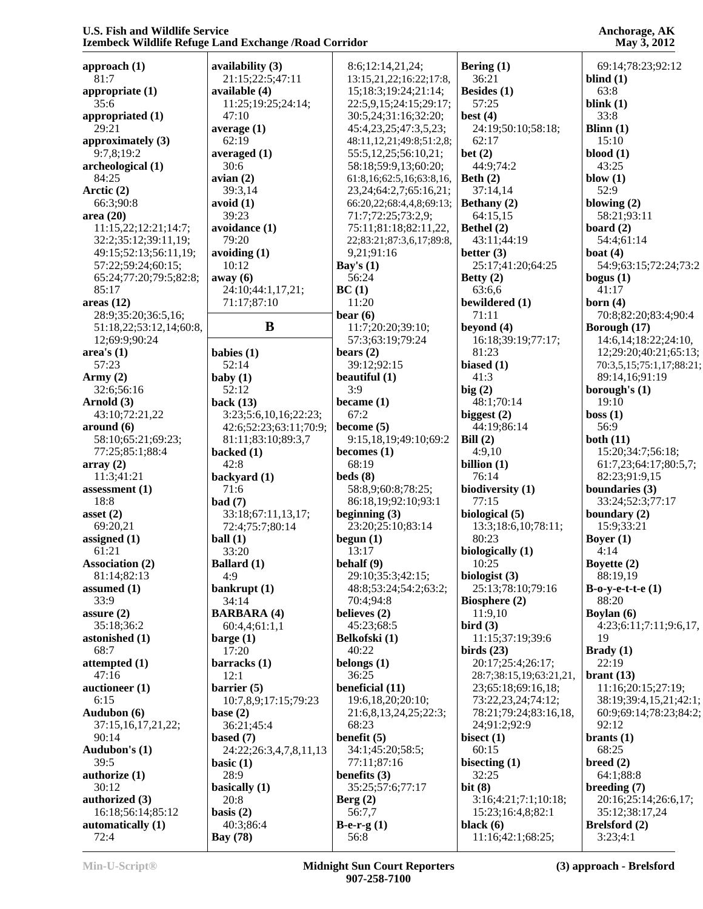**approach (1)**
81:7
**appropriate (1)**
35:6
**appropriated (1)**
29:21
**approximately (3)**
9:7,8;19:2
**archeological (1)**
84:25
**Arctic (2)**
66:3;90:8
**area (20)**
11:15,22;12:21;14:7;
32:2;35:12;39:11,19;
49:15;52:13;56:11,19;
57:22;59:24;60:15;
65:24;77:20;79:5;82:8;
85:17
**areas (12)**
28:9;35:20;36:5,16;
51:18,22;53:12,14;60:8,
12;69:9;90:24
**area's (1)**
57:23
**Army (2)**
32:6;56:16
**Arnold (3)**
43:10;72:21,22
**around (6)**
58:10;65:21;69:23;
77:25;85:1;88:4
**array (2)**
11:3;41:21
**assessment (1)**
18:8
**asset (2)**
69:20,21
**assigned (1)**
61:21
**Association (2)**
81:14;82:13
**assumed (1)**
33:9
**assure (2)**
35:18;36:2
**astonished (1)**
68:7
**attempted (1)**
47:16
**auctioneer (1)**
6:15
**Audubon (6)**
37:15,16,17,21,22;
90:14
**Audubon's (1)**
39:5
**authorize (1)**
30:12
**authorized (3)**
16:18;56:14;85:12
**automatically (1)**
72:4

**availability (3)**
21:15;22:5;47:11
**available (4)**
11:25;19:25;24:14;
47:10
**average (1)**
62:19
**averaged (1)**
30:6
**avian (2)**
39:3,14
**avoid (1)**
39:23
**avoidance (1)**
79:20
**avoiding (1)**
10:12
**away (6)**
24:10;44:1,17,21;
71:17;87:10

## B

**babies (1)**
52:14
**baby (1)**
52:12
**back (13)**
3:23;5:6,10,16;22:23;
42:6;52:23;63:11;70:9;
81:11;83:10;89:3,7
**backed (1)**
42:8
**backyard (1)**
71:6
**bad (7)**
33:18;67:11,13,17;
72:4;75:7;80:14
**ball (1)**
33:20
**Ballard (1)**
4:9
**bankrupt (1)**
34:14
**BARBARA (4)**
60:4,4;61:1,1
**barge (1)**
17:20
**barracks (1)**
12:1
**barrier (5)**
10:7,8,9;17:15;79:23
**base (2)**
36:21;45:4
**based (7)**
24:22;26:3,4,7,8,11,13
**basic (1)**
28:9
**basically (1)**
20:8
**basis (2)**
40:3;86:4
**Bay (78)**
8:6;12:14,21,24;
13:15,21,22;16:22;17:8,
15;18:3;19:24;21:14;
22:5,9,15;24:15;29:17;
30:5,24;31:16;32:20;
45:4,23,25;47:3,5,23;
48:11,12,21;49:8;51:2,8;
55:5,12,25;56:10,21;
58:18;59:9,13;60:20;
61:8,16;62:5,16;63:8,16,
23,24;64:2,7;65:16,21;
66:20,22;68:4,4,8;69:13;
71:7;72:25;73:2,9;
75:11;81:18;82:11,22,
22;83:21;87:3,6,17;89:8,
9,21;91:16
**Bay's (1)**
56:24
**BC (1)**
11:20
**bear (6)**
11:7;20:20;39:10;
57:3;63:19;79:24
**bears (2)**
39:12;92:15
**beautiful (1)**
3:9
**became (1)**
67:2
**become (5)**
9:15,18,19;49:10;69:2
**becomes (1)**
68:19
**beds (8)**
58:8,9;60:8;78:25;
86:18,19;92:10;93:1
**beginning (3)**
23:20;25:10;83:14
**begun (1)**
13:17
**behalf (9)**
29:10;35:3;42:15;
48:8;53:24;54:2;63:2;
70:4;94:8
**believes (2)**
45:23;68:5
**Belkofski (1)**
40:22
**belongs (1)**
36:25
**beneficial (11)**
19:6,18,20;20:10;
21:6,8,13,24,25;22:3;
68:23
**benefit (5)**
34:1;45:20;58:5;
77:11;87:16
**benefits (3)**
35:25;57:6;77:17
**Berg (2)**
56:7,7
**B-e-r-g (1)**
56:8

**Bering (1)**
36:21
**Besides (1)**
57:25
**best (4)**
24:19;50:10;58:18;
62:17
**bet (2)**
44:9;74:2
**Beth (2)**
37:14,14
**Bethany (2)**
64:15,15
**Bethel (2)**
43:11;44:19
**better (3)**
25:17;41:20;64:25
**Betty (2)**
63:6,6
**bewildered (1)**
71:11
**beyond (4)**
16:18;39:19;77:17;
81:23
**biased (1)**
41:3
**big (2)**
48:1;70:14
**biggest (2)**
44:19;86:14
**Bill (2)**
4:9,10
**billion (1)**
76:14
**biodiversity (1)**
77:15
**biological (5)**
13:3;18:6,10;78:11;
80:23
**biologically (1)**
10:25
**biologist (3)**
25:13;78:10;79:16
**Biosphere (2)**
11:9,10
**bird (3)**
11:15;37:19;39:6
**birds (23)**
20:17;25:4;26:17;
28:7;38:15,19;63:21,21,
23;65:18;69:16,18;
73:22,23,24;74:12;
78:21;79:24;83:16,18,
24;91:2;92:9
**bisect (1)**
60:15
**bisecting (1)**
32:25
**bit (8)**
3:16;4:21;7:1;10:18;
15:23;16:4,8;82:1
**black (6)**
11:16;42:1;68:25;
69:14;78:23;92:12

**blind (1)**
63:8
**blink (1)**
33:8
**Blinn (1)**
15:10
**blood (1)**
43:25
**blow (1)**
52:9
**blowing (2)**
58:21;93:11
**board (2)**
54:4;61:14
**boat (4)**
54:9;63:15;72:24;73:2
**bogus (1)**
41:17
**born (4)**
70:8;82:20;83:4;90:4
**Borough (17)**
14:6,14;18:22;24:10,
12;29:20;40:21;65:13;
70:3,5,15;75:1,17;88:21;
89:14,16;91:19
**borough's (1)**
19:10
**boss (1)**
56:9
**both (11)**
15:20;34:7;56:18;
61:7,23;64:17;80:5,7;
82:23;91:9,15
**boundaries (3)**
33:24;52:3;77:17
**boundary (2)**
15:9;33:21
**Boyer (1)**
4:14
**Boyette (2)**
88:19,19
**B-o-y-e-t-t-e (1)**
88:20
**Boylan (6)**
4:23;6:11;7:11;9:6,17,
19
**Brady (1)**
22:19
**brant (13)**
11:16;20:15;27:19;
38:19;39:4,15,21;42:1;
60:9;69:14;78:23;84:2;
92:12
**brants (1)**
68:25
**breed (2)**
64:1;88:8
**breeding (7)**
20:16;25:14;26:6,17;
35:12;38:17,24
**Brelsford (2)**
3:23;4:1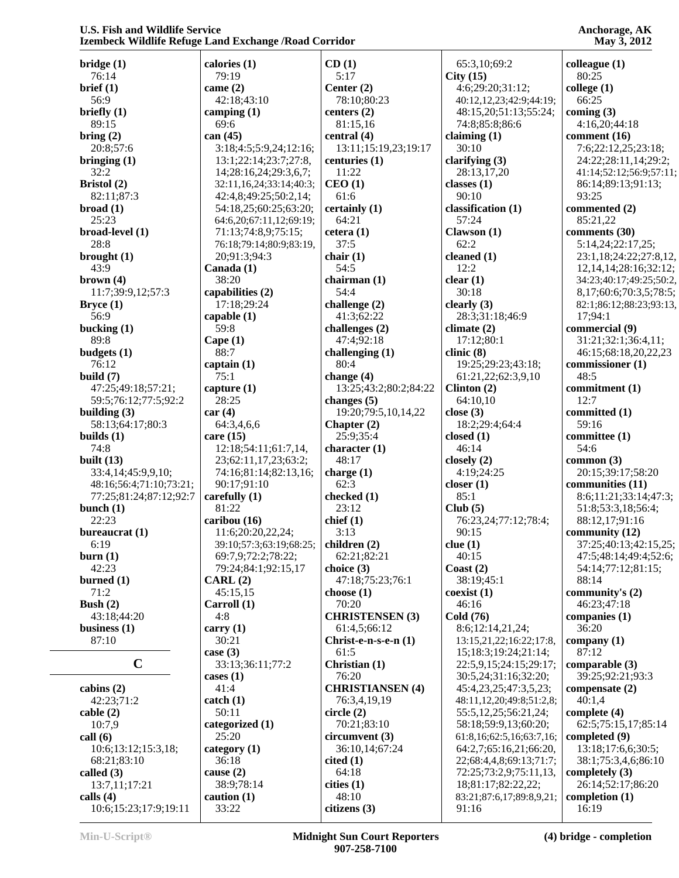**bridge (1)**
76:14
**brief (1)**
56:9
**briefly (1)**
89:15
**bring (2)**
20:8;57:6
**bringing (1)**
32:2
**Bristol (2)**
82:11;87:3
**broad (1)**
25:23
**broad-level (1)**
28:8
**brought (1)**
43:9
**brown (4)**
11:7;39:9,12;57:3
**Bryce (1)**
56:9
**bucking (1)**
89:8
**budgets (1)**
76:12
**build (7)**
47:25;49:18;57:21;59:5;76:12;77:5;92:2
**building (3)**
58:13;64:17;80:3
**builds (1)**
74:8
**built (13)**
33:4,14;45:9,9,10;48:16;56:4;71:10;73:21;77:25;81:24;87:12;92:7
**bunch (1)**
22:23
**bureaucrat (1)**
6:19
**burn (1)**
42:23
**burned (1)**
71:2
**Bush (2)**
43:18;44:20
**business (1)**
87:10

## C

**cabins (2)**
42:23;71:2
**cable (2)**
10:7,9
**call (6)**
10:6;13:12;15:3,18;68:21;83:10
**called (3)**
13:7,11;17:21
**calls (4)**
10:6;15:23;17:9;19:11
**calories (1)**
79:19
**came (2)**
42:18;43:10
**camping (1)**
69:6
**can (45)**
3:18;4:5;5:9,24;12:16;13:1;22:14;23:7;27:8,14;28:16,24;29:3,6,7;32:11,16,24;33:14;40:3;42:4,8;49:25;50:2,14;54:18,25;60:25;63:20;64:6,20;67:11,12;69:19;71:13;74:8,9;75:15;76:18;79:14;80:9;83:19,20;91:3;94:3
**Canada (1)**
38:20
**capabilities (2)**
17:18;29:24
**capable (1)**
59:8
**Cape (1)**
88:7
**captain (1)**
75:1
**capture (1)**
28:25
**car (4)**
64:3,4,6,6
**care (15)**
12:18;54:11;61:7,14,23;62:11,17,23;63:2;74:16;81:14;82:13,16;90:17;91:10
**carefully (1)**
81:22
**caribou (16)**
11:6;20:20,22,24;39:10;57:3;63:19;68:25;69:7,9;72:2;78:22;79:24;84:1;92:15,17
**CARL (2)**
45:15,15
**Carroll (1)**
4:8
**carry (1)**
30:21
**case (3)**
33:13;36:11;77:2
**cases (1)**
41:4
**catch (1)**
50:11
**categorized (1)**
25:20
**category (1)**
36:18
**cause (2)**
38:9;78:14
**caution (1)**
33:22
**CD (1)**
5:17
**Center (2)**
78:10;80:23
**centers (2)**
81:15,16
**central (4)**
13:11;15:19,23;19:17
**centuries (1)**
11:22
**CEO (1)**
61:6
**certainly (1)**
64:21
**cetera (1)**
37:5
**chair (1)**
54:5
**chairman (1)**
54:4
**challenge (2)**
41:3;62:22
**challenges (2)**
47:4;92:18
**challenging (1)**
80:4
**change (4)**
13:25;43:2;80:2;84:22
**changes (5)**
19:20;79:5,10,14,22
**Chapter (2)**
25:9;35:4
**character (1)**
48:17
**charge (1)**
62:3
**checked (1)**
23:12
**chief (1)**
3:13
**children (2)**
62:21;82:21
**choice (3)**
47:18;75:23;76:1
**choose (1)**
70:20
**CHRISTENSEN (3)**
61:4,5;66:12
**Christ-e-n-s-e-n (1)**
61:5
**Christian (1)**
76:20
**CHRISTIANSEN (4)**
76:3,4,19,19
**circle (2)**
70:21;83:10
**circumvent (3)**
36:10,14;67:24
**cited (1)**
64:18
**cities (1)**
48:10
**citizens (3)**
65:3,10;69:2
**City (15)**
4:6;29:20;31:12;40:12,12,23;42:9;44:19;48:15,20;51:13;55:24;74:8;85:8;86:6
**claiming (1)**
30:10
**clarifying (3)**
28:13,17,20
**classes (1)**
90:10
**classification (1)**
57:24
**Clawson (1)**
62:2
**cleaned (1)**
12:2
**clear (1)**
30:18
**clearly (3)**
28:3;31:18;46:9
**climate (2)**
17:12;80:1
**clinic (8)**
19:25;29:23;43:18;61:21,22;62:3,9,10
**Clinton (2)**
64:10,10
**close (3)**
18:2;29:4;64:4
**closed (1)**
46:14
**closely (2)**
4:19;24:25
**closer (1)**
85:1
**Club (5)**
76:23,24;77:12;78:4;90:15
**clue (1)**
40:15
**Coast (2)**
38:19;45:1
**coexist (1)**
46:16
**Cold (76)**
8:6;12:14,21,24;13:15,21,22;16:22;17:8,15;18:3;19:24;21:14;22:5,9,15;24:15;29:17;30:5,24;31:16;32:20;45:4,23,25;47:3,5,23;48:11,12,20;49:8;51:2,8;55:5,12,25;56:21,24;58:18;59:9,13;60:20;61:8,16;62:5,16;63:7,16;64:2,7;65:16,21;66:20,22;68:4,4,8;69:13;71:7;72:25;73:2,9;75:11,13,18;81:17;82:22,22;83:21;87:6,17;89:8,9,21;91:16
**colleague (1)**
80:25
**college (1)**
66:25
**coming (3)**
4:16,20;44:18
**comment (16)**
7:6;22:12,25;23:18;24:22;28:11,14;29:2;41:14;52:12;56:9;57:11;86:14;89:13;91:13;93:25
**commented (2)**
85:21,22
**comments (30)**
5:14,24;22:17,25;23:1,18;24:22;27:8,12,12,14,14;28:16;32:12;34:23;40:17;49:25;50:2,8,17;60:6;70:3,5;78:5;82:1;86:12;88:23;93:13,17;94:1
**commercial (9)**
31:21;32:1;36:4,11;46:15;68:18,20,22,23
**commissioner (1)**
48:5
**commitment (1)**
12:7
**committed (1)**
59:16
**committee (1)**
54:6
**common (3)**
20:15;39:17;58:20
**communities (11)**
8:6;11:21;33:14;47:3;51:8;53:3,18;56:4;88:12,17;91:16
**community (12)**
37:25;40:13;42:15,25;47:5;48:14;49:4;52:6;54:14;77:12;81:15;88:14
**community's (2)**
46:23;47:18
**companies (1)**
36:20
**company (1)**
87:12
**comparable (3)**
39:25;92:21;93:3
**compensate (2)**
40:1,4
**complete (4)**
62:5;75:15,17;85:14
**completed (9)**
13:18;17:6,6;30:5;38:1;75:3,4,6;86:10
**completely (3)**
26:14;52:17;86:20
**completion (1)**
16:19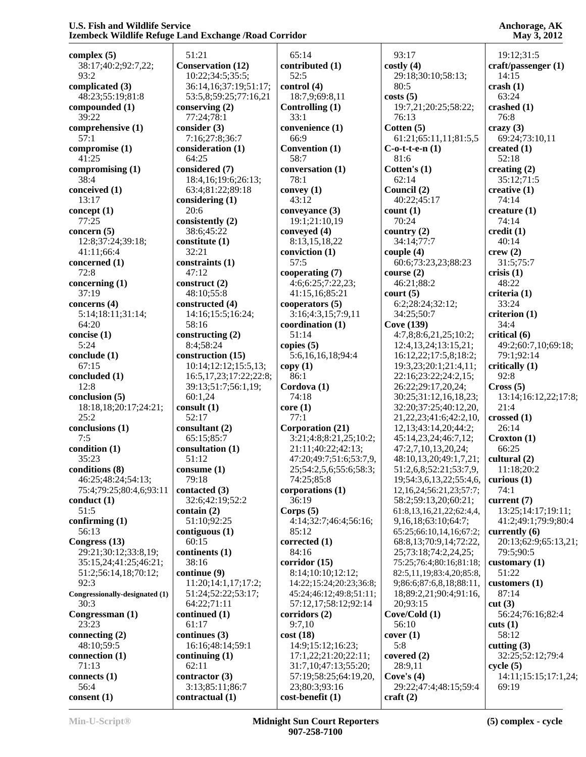**complex (5)**
38:17;40:2;92:7,22;
93:2
**complicated (3)**
48:23;55:19;81:8
**compounded (1)**
39:22
**comprehensive (1)**
57:1
**compromise (1)**
41:25
**compromising (1)**
38:4
**conceived (1)**
13:17
**concept (1)**
77:25
**concern (5)**
12:8;37:24;39:18;
41:11;66:4
**concerned (1)**
72:8
**concerning (1)**
37:19
**concerns (4)**
5:14;18:11;31:14;
64:20
**concise (1)**
5:24
**conclude (1)**
67:15
**concluded (1)**
12:8
**conclusion (5)**
18:18,18;20:17;24:21;
25:2
**conclusions (1)**
7:5
**condition (1)**
35:23
**conditions (8)**
46:25;48:24;54:13;
75:4;79:25;80:4,6;93:11
**conduct (1)**
51:5
**confirming (1)**
56:13
**Congress (13)**
29:21;30:12;33:8,19;
35:15,24;41:25;46:21;
51:2;56:14,18;70:12;
92:3
**Congressionally-designated (1)**
30:3
**Congressman (1)**
23:23
**connecting (2)**
48:10;59:5
**connection (1)**
71:13
**connects (1)**
56:4
**consent (1)**
51:21
**Conservation (12)**
10:22;34:5;35:5;
36:14,16;37:19;51:17;
53:5,8;59:25;77:16,21
**conserving (2)**
77:24;78:1
**consider (3)**
7:16;27:8;36:7
**consideration (1)**
64:25
**considered (7)**
18:4,16;19:6;26:13;
63:4;81:22;89:18
**considering (1)**
20:6
**consistently (2)**
38:6;45:22
**constitute (1)**
32:21
**constraints (1)**
47:12
**construct (2)**
48:10;55:8
**constructed (4)**
14:16;15:5;16:24;
58:16
**constructing (2)**
8:4;58:24
**construction (15)**
10:14;12:12;15:5,13;
16:5,17,23;17:22;22:8;
39:13;51:7;56:1,19;
60:1,24
**consult (1)**
52:17
**consultant (2)**
65:15;85:7
**consultation (1)**
51:12
**consume (1)**
79:18
**contacted (3)**
32:6;42:19;52:2
**contain (2)**
51:10;92:25
**contiguous (1)**
60:15
**continents (1)**
38:16
**continue (9)**
11:20;14:1,17;17:2;
51:24;52:22;53:17;
64:22;71:11
**continued (1)**
61:17
**continues (3)**
16:16;48:14;59:1
**continuing (1)**
62:11
**contractor (3)**
3:13;85:11;86:7
**contractual (1)**
65:14
**contributed (1)**
52:5
**control (4)**
18:7,9;69:8,11
**Controlling (1)**
33:1
**convenience (1)**
66:9
**Convention (1)**
58:7
**conversation (1)**
78:1
**convey (1)**
43:12
**conveyance (3)**
19:1;21:10,19
**conveyed (4)**
8:13,15,18,22
**conviction (1)**
57:5
**cooperating (7)**
4:6;6:25;7:22,23;
41:15,16;85:21
**cooperators (5)**
3:16;4:3,15;7:9,11
**coordination (1)**
51:14
**copies (5)**
5:6,16,16,18;94:4
**copy (1)**
86:1
**Cordova (1)**
74:18
**core (1)**
77:1
**Corporation (21)**
3:21;4:8;8:21,25;10:2;
21:11;40:22;42:13;
47:20;49:7;51:6;53:7,9,
25;54:2,5,6;55:6;58:3;
74:25;85:8
**corporations (1)**
36:19
**Corps (5)**
4:14;32:7;46:4;56:16;
85:12
**corrected (1)**
84:16
**corridor (15)**
8:14;10:10;12:12;
14:22;15:24;20:23;36:8;
45:24;46:12;49:8;51:11;
57:12,17;58:12;92:14
**corridors (2)**
9:7,10
**cost (18)**
14:9;15:12;16:23;
17:1,22;21:20;22:11;
31:7,10;47:13;55:20;
57:19;58:25;64:19,20,
23;80:3;93:16
**cost-benefit (1)**
93:17
**costly (4)**
29:18;30:10;58:13;
80:5
**costs (5)**
19:7,21;20:25;58:22;
76:13
**Cotten (5)**
61:21;65:11,11;81:5,5
**C-o-t-t-e-n (1)**
81:6
**Cotten's (1)**
62:14
**Council (2)**
40:22;45:17
**count (1)**
70:24
**country (2)**
34:14;77:7
**couple (4)**
60:6;73:23,23;88:23
**course (2)**
46:21;88:2
**court (5)**
6:2;28:24;32:12;
34:25;50:7
**Cove (139)**
4:7,8;8:6,21,25;10:2;
12:4,13,24;13:15,21;
16:12,22;17:5,8;18:2;
19:3,23;20:1;21:4,11;
22:16;23:22;24:2,15;
26:22;29:17,20,24;
30:25;31:12,16,18,23;
32:20;37:25;40:12,20,
21,22,23;41:6;42:2,10,
12,13;43:14,20;44:2;
45:14,23,24;46:7,12;
47:2,7,10,13,20,24;
48:10,13,20;49:1,7,21;
51:2,6,8;52:21;53:7,9,
19;54:3,6,13,22;55:4,6,
12,16,24;56:21,23;57:7;
58:2;59:13,20;60:21;
61:8,13,16,21,22;62:4,4,
9,16,18;63:10;64:7;
65:25;66:10,14,16;67:2;
68:8,13;70:9,14;72:22,
25;73:18;74:2,24,25;
75:25;76:4;80:16;81:18;
82:5,11,19;83:4,20;85:8,
9;86:6;87:6,8,18;88:11,
18;89:2,21;90:4;91:16,
20;93:15
**Cove/Cold (1)**
56:10
**cover (1)**
5:8
**covered (2)**
28:9,11
**Cove's (4)**
29:22;47:4;48:15;59:4
**craft (2)**
19:12;31:5
**craft/passenger (1)**
14:15
**crash (1)**
63:24
**crashed (1)**
76:8
**crazy (3)**
69:24;73:10,11
**created (1)**
52:18
**creating (2)**
35:12;71:5
**creative (1)**
74:14
**creature (1)**
74:14
**credit (1)**
40:14
**crew (2)**
31:5;75:7
**crisis (1)**
48:22
**criteria (1)**
33:24
**criterion (1)**
34:4
**critical (6)**
49:2;60:7,10;69:18;
79:1;92:14
**critically (1)**
92:8
**Cross (5)**
13:14;16:12,22;17:8;
21:4
**crossed (1)**
26:14
**Croxton (1)**
66:25
**cultural (2)**
11:18;20:2
**curious (1)**
74:1
**current (7)**
13:25;14:17;19:11;
41:2;49:1;79:9;80:4
**currently (6)**
20:13;62:9;65:13,21;
79:5;90:5
**customary (1)**
51:22
**customers (1)**
87:14
**cut (3)**
56:24;76:16;82:4
**cuts (1)**
58:12
**cutting (3)**
32:25;52:12;79:4
**cycle (5)**
14:11;15:15;17:1,24;
69:19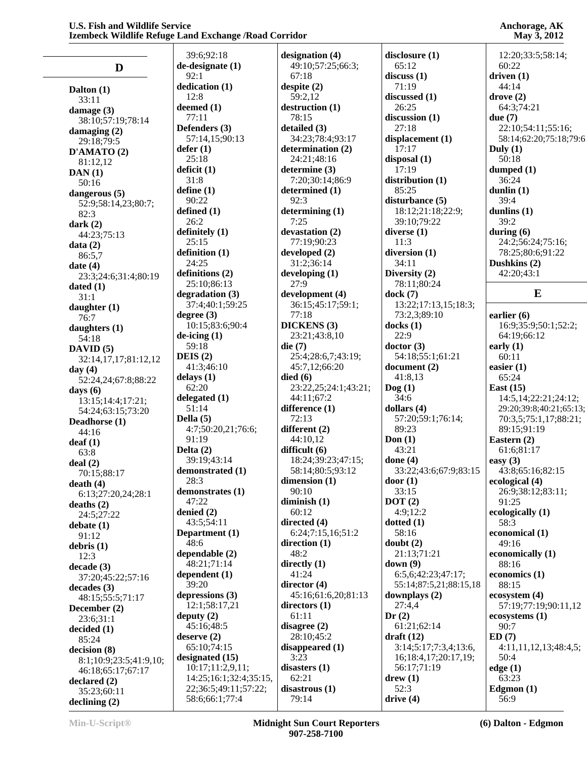## D

**Dalton (1)**
33:11
**damage (3)**
38:10;57:19;78:14
**damaging (2)**
29:18;79:5
**D'AMATO (2)**
81:12,12
**DAN (1)**
50:16
**dangerous (5)**
52:9;58:14,23;80:7;82:3
**dark (2)**
44:23;75:13
**data (2)**
86:5,7
**date (4)**
23:3;24:6;31:4;80:19
**dated (1)**
31:1
**daughter (1)**
76:7
**daughters (1)**
54:18
**DAVID (5)**
32:14,17,17;81:12,12
**day (4)**
52:24,24;67:8;88:22
**days (6)**
13:15;14:4;17:21;54:24;63:15;73:20
**Deadhorse (1)**
44:16
**deaf (1)**
63:8
**deal (2)**
70:15;88:17
**death (4)**
6:13;27:20,24;28:1
**deaths (2)**
24:5;27:22
**debate (1)**
91:12
**debris (1)**
12:3
**decade (3)**
37:20;45:22;57:16
**decades (3)**
48:15;55:5;71:17
**December (2)**
23:6;31:1
**decided (1)**
85:24
**decision (8)**
8:1;10:9;23:5;41:9,10;46:18;65:17;67:17
**declared (2)**
35:23;60:11
**declining (2)**
39:6;92:18
**de-designate (1)**
92:1
**dedication (1)**
12:8
**deemed (1)**
77:11
**Defenders (3)**
57:14,15;90:13
**defer (1)**
25:18
**deficit (1)**
31:8
**define (1)**
90:22
**defined (1)**
26:2
**definitely (1)**
25:15
**definition (1)**
24:25
**definitions (2)**
25:10;86:13
**degradation (3)**
37:4;40:1;59:25
**degree (3)**
10:15;83:6;90:4
**de-icing (1)**
59:18
**DEIS (2)**
41:3;46:10
**delays (1)**
62:20
**delegated (1)**
51:14
**Della (5)**
4:7;50:20,21;76:6;91:19
**Delta (2)**
39:19;43:14
**demonstrated (1)**
28:3
**demonstrates (1)**
47:22
**denied (2)**
43:5;54:11
**Department (1)**
48:6
**dependable (2)**
48:21;71:14
**dependent (1)**
39:20
**depressions (3)**
12:1;58:17,21
**deputy (2)**
45:16;48:5
**deserve (2)**
65:10;74:15
**designated (15)**
10:17;11:2,9,11;14:25;16:1;32:4;35:15,22;36:5;49:11;57:22;58:6;66:1;77:4
**designation (4)**
49:10;57:25;66:3;67:18
**despite (2)**
59:2,12
**destruction (1)**
78:15
**detailed (3)**
34:23;78:4;93:17
**determination (2)**
24:21;48:16
**determine (3)**
7:20;30:14;86:9
**determined (1)**
92:3
**determining (1)**
7:25
**devastation (2)**
77:19;90:23
**developed (2)**
31:2;36:14
**developing (1)**
27:9
**development (4)**
36:15;45:17;59:1;77:18
**DICKENS (3)**
23:21;43:8,10
**die (7)**
25:4;28:6,7;43:19;45:7,12;66:20
**died (6)**
23:22,25;24:1;43:21;44:11;67:2
**difference (1)**
72:13
**different (2)**
44:10,12
**difficult (6)**
18:24;39:23;47:15;58:14;80:5;93:12
**dimension (1)**
90:10
**diminish (1)**
60:12
**directed (4)**
6:24;7:15,16;51:2
**direction (1)**
48:2
**directly (1)**
41:24
**director (4)**
45:16;61:6,20;81:13
**directors (1)**
61:11
**disagree (2)**
28:10;45:2
**disappeared (1)**
3:23
**disasters (1)**
62:21
**disastrous (1)**
79:14
**disclosure (1)**
65:12
**discuss (1)**
71:19
**discussed (1)**
26:25
**discussion (1)**
27:18
**displacement (1)**
17:17
**disposal (1)**
17:19
**distribution (1)**
85:25
**disturbance (5)**
18:12;21:18;22:9;39:10;79:22
**diverse (1)**
11:3
**diversion (1)**
34:11
**Diversity (2)**
78:11;80:24
**dock (7)**
13:22;17:13,15;18:3;73:2,3;89:10
**docks (1)**
22:9
**doctor (3)**
54:18;55:1;61:21
**document (2)**
41:8,13
**Dog (1)**
34:6
**dollars (4)**
57:20;59:1;76:14;89:23
**Don (1)**
43:21
**done (4)**
33:22;43:6;67:9;83:15
**door (1)**
33:15
**DOT (2)**
4:9;12:2
**dotted (1)**
58:16
**doubt (2)**
21:13;71:21
**down (9)**
6:5,6;42:23;47:17;55:14;87:5,21;88:15,18
**downplays (2)**
27:4,4
**Dr (2)**
61:21;62:14
**draft (12)**
3:14;5:17;7:3,4;13:6,16;18:4,17;20:17,19;56:17;71:19
**drew (1)**
52:3
**drive (4)**
12:20;33:5;58:14;60:22
**driven (1)**
44:14
**drove (2)**
64:3;74:21
**due (7)**
22:10;54:11;55:16;58:14;62:20;75:18;79:6
**Duly (1)**
50:18
**dumped (1)**
36:24
**dunlin (1)**
39:4
**dunlins (1)**
39:2
**during (6)**
24:2;56:24;75:16;78:25;80:6;91:22
**Dushkins (2)**
42:20;43:1

## E

**earlier (6)**
16:9;35:9;50:1;52:2;64:19;66:12
**early (1)**
60:11
**easier (1)**
65:24
**East (15)**
14:5,14;22:21;24:12;29:20;39:8;40:21;65:13;70:3,5;75:1,17;88:21;89:15;91:19
**Eastern (2)**
61:6;81:17
**easy (3)**
43:8;65:16;82:15
**ecological (4)**
26:9;38:12;83:11;91:25
**ecologically (1)**
58:3
**economical (1)**
49:16
**economically (1)**
88:16
**economics (1)**
88:15
**ecosystem (4)**
57:19;77:19;90:11,12
**ecosystems (1)**
90:7
**ED (7)**
4:11,11,12,13;48:4,5;50:4
**edge (1)**
63:23
**Edgmon (1)**
56:9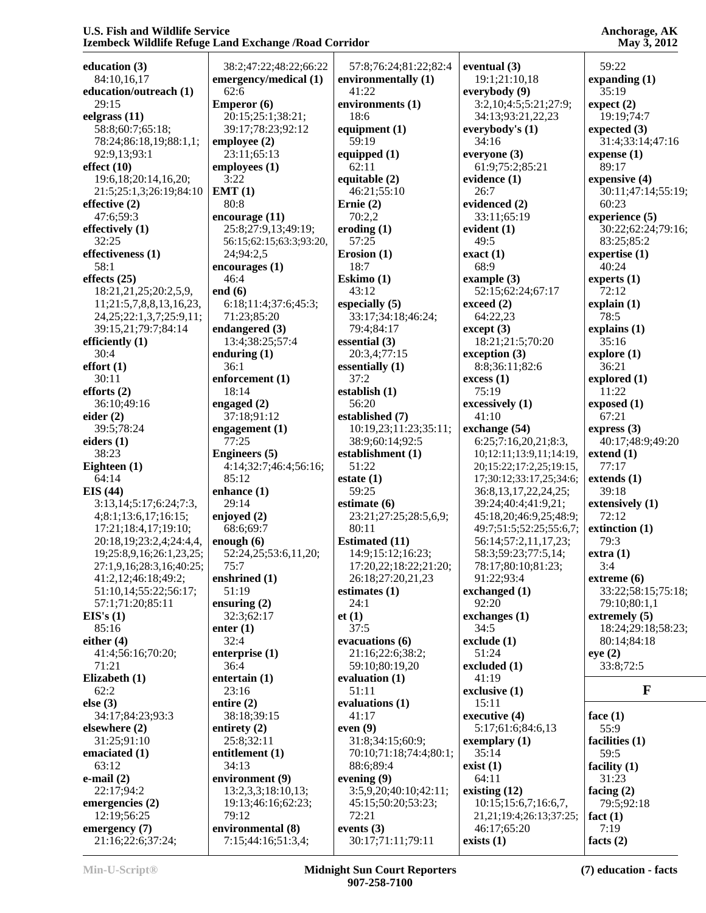**education (3)**
84:10,16,17
**education/outreach (1)**
29:15
**eelgrass (11)**
58:8;60:7;65:18;
78:24;86:18,19;88:1,1;
92:9,13;93:1
**effect (10)**
19:6,18;20:14,16,20;
21:5;25:1,3;26:19;84:10
**effective (2)**
47:6;59:3
**effectively (1)**
32:25
**effectiveness (1)**
58:1
**effects (25)**
18:21,21,25;20:2,5,9,
11;21:5,7,8,8,13,16,23,
24,25;22:1,3,7;25:9,11;
39:15,21;79:7;84:14
**efficiently (1)**
30:4
**effort (1)**
30:11
**efforts (2)**
36:10;49:16
**eider (2)**
39:5;78:24
**eiders (1)**
38:23
**Eighteen (1)**
64:14
**EIS (44)**
3:13,14;5:17;6:24;7:3,
4;8:1;13:6,17;16:15;
17:21;18:4,17;19:10;
20:18,19;23:2,4;24:4,4,
19;25:8,9,16;26:1,23,25;
27:1,9,16;28:3,16;40:25;
41:2,12;46:18;49:2;
51:10,14;55:22;56:17;
57:1;71:20;85:11
**EIS's (1)**
85:16
**either (4)**
41:4;56:16;70:20;
71:21
**Elizabeth (1)**
62:2
**else (3)**
34:17;84:23;93:3
**elsewhere (2)**
31:25;91:10
**emaciated (1)**
63:12
**e-mail (2)**
22:17;94:2
**emergencies (2)**
12:19;56:25
**emergency (7)**
21:16;22:6;37:24;
38:2;47:22;48:22;66:22
**emergency/medical (1)**
62:6
**Emperor (6)**
20:15;25:1;38:21;
39:17;78:23;92:12
**employee (2)**
23:11;65:13
**employees (1)**
3:22
**EMT (1)**
80:8
**encourage (11)**
25:8;27:9,13;49:19;
56:15;62:15;63:3;93:20,
24;94:2,5
**encourages (1)**
46:4
**end (6)**
6:18;11:4;37:6;45:3;
71:23;85:20
**endangered (3)**
13:4;38:25;57:4
**enduring (1)**
36:1
**enforcement (1)**
18:14
**engaged (2)**
37:18;91:12
**engagement (1)**
77:25
**Engineers (5)**
4:14;32:7;46:4;56:16;
85:12
**enhance (1)**
29:14
**enjoyed (2)**
68:6;69:7
**enough (6)**
52:24,25;53:6,11,20;
75:7
**enshrined (1)**
51:19
**ensuring (2)**
32:3;62:17
**enter (1)**
32:4
**enterprise (1)**
36:4
**entertain (1)**
23:16
**entire (2)**
38:18;39:15
**entirety (2)**
25:8;32:11
**entitlement (1)**
34:13
**environment (9)**
13:2,3,3;18:10,13;
19:13;46:16;62:23;
79:12
**environmental (8)**
7:15;44:16;51:3,4;
57:8;76:24;81:22;82:4
**environmentally (1)**
41:22
**environments (1)**
18:6
**equipment (1)**
59:19
**equipped (1)**
62:11
**equitable (2)**
46:21;55:10
**Ernie (2)**
70:2,2
**eroding (1)**
57:25
**Erosion (1)**
18:7
**Eskimo (1)**
43:12
**especially (5)**
33:17;34:18;46:24;
79:4;84:17
**essential (3)**
20:3,4;77:15
**essentially (1)**
37:2
**establish (1)**
56:20
**established (7)**
10:19,23;11:23;35:11;
38:9;60:14;92:5
**establishment (1)**
51:22
**estate (1)**
59:25
**estimate (6)**
23:21;27:25;28:5,6,9;
80:11
**Estimated (11)**
14:9;15:12;16:23;
17:20,22;18:22;21:20;
26:18;27:20,21,23
**estimates (1)**
24:1
**et (1)**
37:5
**evacuations (6)**
21:16;22:6;38:2;
59:10;80:19,20
**evaluation (1)**
51:11
**evaluations (1)**
41:17
**even (9)**
31:8;34:15;60:9;
70:10;71:18;74:4;80:1;
88:6;89:4
**evening (9)**
3:5,9,20;40:10;42:11;
45:15;50:20;53:23;
72:21
**events (3)**
30:17;71:11;79:11
**eventual (3)**
19:1;21:10,18
**everybody (9)**
3:2,10;4:5;5:21;27:9;
34:13;93:21,22,23
**everybody's (1)**
34:16
**everyone (3)**
61:9;75:2;85:21
**evidence (1)**
26:7
**evidenced (2)**
33:11;65:19
**evident (1)**
49:5
**exact (1)**
68:9
**example (3)**
52:15;62:24;67:17
**exceed (2)**
64:22,23
**except (3)**
18:21;21:5;70:20
**exception (3)**
8:8;36:11;82:6
**excess (1)**
75:19
**excessively (1)**
41:10
**exchange (54)**
6:25;7:16,20,21;8:3,
10;12:11;13:9,11;14:19,
20;15:22;17:2,25;19:15,
17;30:12;33:17,25;34:6;
36:8,13,17,22,24,25;
39:24;40:4;41:9,21;
45:18,20;46:9,25;48:9;
49:7;51:5;52:25;55:6,7;
56:14;57:2,11,17,23;
58:3;59:23;77:5,14;
78:17;80:10;81:23;
91:22;93:4
**exchanged (1)**
92:20
**exchanges (1)**
34:5
**exclude (1)**
51:24
**excluded (1)**
41:19
**exclusive (1)**
15:11
**executive (4)**
5:17;61:6;84:6,13
**exemplary (1)**
35:14
**exist (1)**
64:11
**existing (12)**
10:15;15:6,7;16:6,7,
21,21;19:4;26:13;37:25;
46:17;65:20
**exists (1)**
59:22
**expanding (1)**
35:19
**expect (2)**
19:19;74:7
**expected (3)**
31:4;33:14;47:16
**expense (1)**
89:17
**expensive (4)**
30:11;47:14;55:19;
60:23
**experience (5)**
30:22;62:24;79:16;
83:25;85:2
**expertise (1)**
40:24
**experts (1)**
72:12
**explain (1)**
78:5
**explains (1)**
35:16
**explore (1)**
36:21
**explored (1)**
11:22
**exposed (1)**
67:21
**express (3)**
40:17;48:9;49:20
**extend (1)**
77:17
**extends (1)**
39:18
**extensively (1)**
72:12
**extinction (1)**
79:3
**extra (1)**
3:4
**extreme (6)**
33:22;58:15;75:18;
79:10;80:1,1
**extremely (5)**
18:24;29:18;58:23;
80:14;84:18
**eye (2)**
33:8;72:5

## F

**face (1)**
55:9
**facilities (1)**
59:5
**facility (1)**
31:23
**facing (2)**
79:5;92:18
**fact (1)**
7:19
**facts (2)**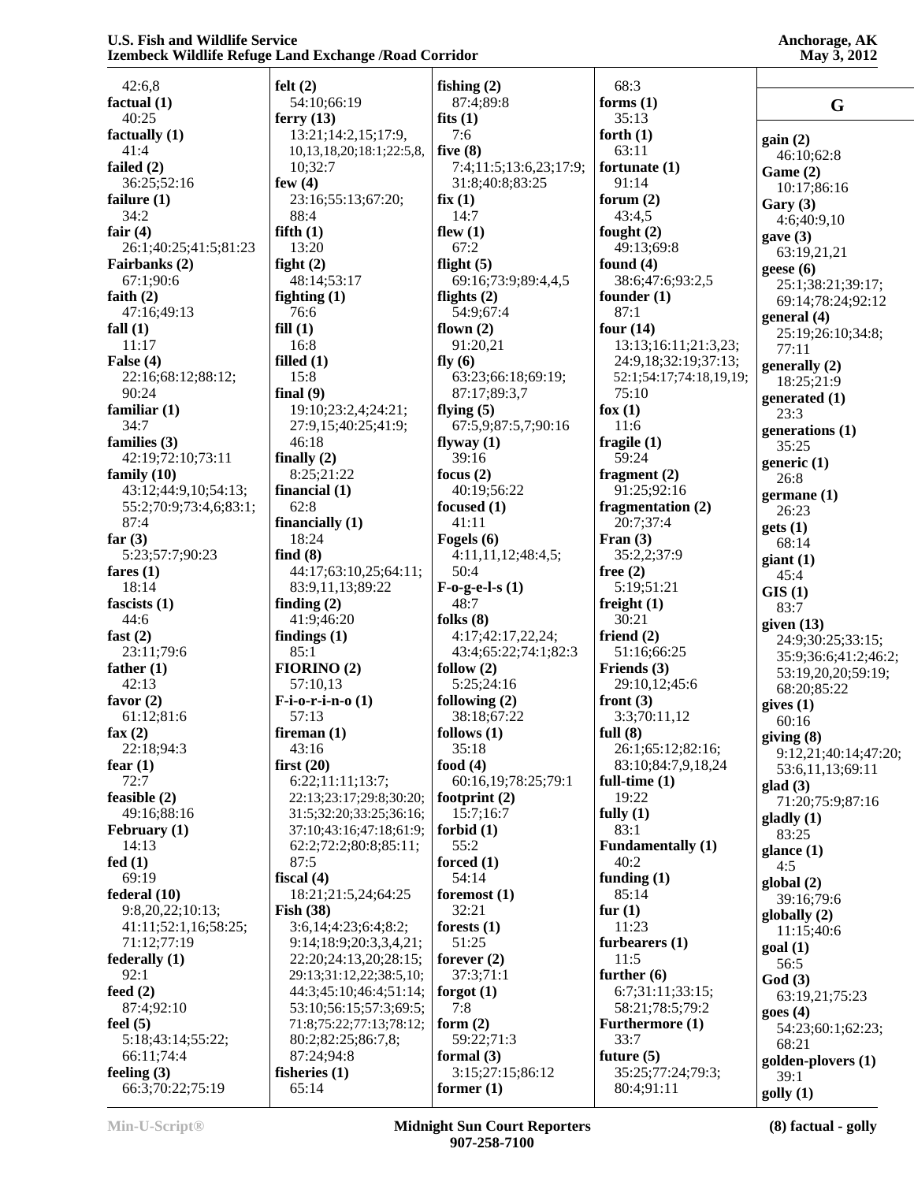42:6,8
**factual (1)**
40:25
**factually (1)**
41:4
**failed (2)**
36:25;52:16
**failure (1)**
34:2
**fair (4)**
26:1;40:25;41:5;81:23
**Fairbanks (2)**
67:1;90:6
**faith (2)**
47:16;49:13
**fall (1)**
11:17
**False (4)**
22:16;68:12;88:12;
90:24
**familiar (1)**
34:7
**families (3)**
42:19;72:10;73:11
**family (10)**
43:12;44:9,10;54:13;
55:2;70:9;73:4,6;83:1;
87:4
**far (3)**
5:23;57:7;90:23
**fares (1)**
18:14
**fascists (1)**
44:6
**fast (2)**
23:11;79:6
**father (1)**
42:13
**favor (2)**
61:12;81:6
**fax (2)**
22:18;94:3
**fear (1)**
72:7
**feasible (2)**
49:16;88:16
**February (1)**
14:13
**fed (1)**
69:19
**federal (10)**
9:8,20,22;10:13;
41:11;52:1,16;58:25;
71:12;77:19
**federally (1)**
92:1
**feed (2)**
87:4;92:10
**feel (5)**
5:18;43:14;55:22;
66:11;74:4
**feeling (3)**
66:3;70:22;75:19
**felt (2)**
54:10;66:19
**ferry (13)**
13:21;14:2,15;17:9,
10,13,18,20;18:1;22:5,8,
10;32:7
**few (4)**
23:16;55:13;67:20;
88:4
**fifth (1)**
13:20
**fight (2)**
48:14;53:17
**fighting (1)**
76:6
**fill (1)**
16:8
**filled (1)**
15:8
**final (9)**
19:10;23:2,4;24:21;
27:9,15;40:25;41:9;
46:18
**finally (2)**
8:25;21:22
**financial (1)**
62:8
**financially (1)**
18:24
**find (8)**
44:17;63:10,25;64:11;
83:9,11,13;89:22
**finding (2)**
41:9;46:20
**findings (1)**
85:1
**FIORINO (2)**
57:10,13
**F-i-o-r-i-n-o (1)**
57:13
**fireman (1)**
43:16
**first (20)**
6:22;11:11;13:7;
22:13;23:17;29:8;30:20;
31:5;32:20;33:25;36:16;
37:10;43:16;47:18;61:9;
62:2;72:2;80:8;85:11;
87:5
**fiscal (4)**
18:21;21:5,24;64:25
**Fish (38)**
3:6,14;4:23;6:4;8:2;
9:14;18:9;20:3,3,4,21;
22:20;24:13,20;28:15;
29:13;31:12,22;38:5,10;
44:3;45:10;46:4;51:14;
53:10;56:15;57:3;69:5;
71:8;75:22;77:13;78:12;
80:2;82:25;86:7,8;
87:24;94:8
**fisheries (1)**
65:14
**fishing (2)**
87:4;89:8
**fits (1)**
7:6
**five (8)**
7:4;11:5;13:6,23;17:9;
31:8;40:8;83:25
**fix (1)**
14:7
**flew (1)**
67:2
**flight (5)**
69:16;73:9;89:4,4,5
**flights (2)**
54:9;67:4
**flown (2)**
91:20,21
**fly (6)**
63:23;66:18;69:19;
87:17;89:3,7
**flying (5)**
67:5,9;87:5,7;90:16
**flyway (1)**
39:16
**focus (2)**
40:19;56:22
**focused (1)**
41:11
**Fogels (6)**
4:11,11,12;48:4,5;
50:4
**F-o-g-e-l-s (1)**
48:7
**folks (8)**
4:17;42:17,22,24;
43:4;65:22;74:1;82:3
**follow (2)**
5:25;24:16
**following (2)**
38:18;67:22
**follows (1)**
35:18
**food (4)**
60:16,19;78:25;79:1
**footprint (2)**
15:7;16:7
**forbid (1)**
55:2
**forced (1)**
54:14
**foremost (1)**
32:21
**forests (1)**
51:25
**forever (2)**
37:3;71:1
**forgot (1)**
7:8
**form (2)**
59:22;71:3
**formal (3)**
3:15;27:15;86:12
**former (1)**
68:3
**forms (1)**
35:13
**forth (1)**
63:11
**fortunate (1)**
91:14
**forum (2)**
43:4,5
**fought (2)**
49:13;69:8
**found (4)**
38:6;47:6;93:2,5
**founder (1)**
87:1
**four (14)**
13:13;16:11;21:3,23;
24:9,18;32:19;37:13;
52:1;54:17;74:18,19,19;
75:10
**fox (1)**
11:6
**fragile (1)**
59:24
**fragment (2)**
91:25;92:16
**fragmentation (2)**
20:7;37:4
**Fran (3)**
35:2,2;37:9
**free (2)**
5:19;51:21
**freight (1)**
30:21
**friend (2)**
51:16;66:25
**Friends (3)**
29:10,12;45:6
**front (3)**
3:3;70:11,12
**full (8)**
26:1;65:12;82:16;
83:10;84:7,9,18,24
**full-time (1)**
19:22
**fully (1)**
83:1
**Fundamentally (1)**
40:2
**funding (1)**
85:14
**fur (1)**
11:23
**furbearers (1)**
11:5
**further (6)**
6:7;31:11;33:15;
58:21;78:5;79:2
**Furthermore (1)**
33:7
**future (5)**
35:25;77:24;79:3;
80:4;91:11

## G

**gain (2)**
46:10;62:8
**Game (2)**
10:17;86:16
**Gary (3)**
4:6;40:9,10
**gave (3)**
63:19,21,21
**geese (6)**
25:1;38:21;39:17;
69:14;78:24;92:12
**general (4)**
25:19;26:10;34:8;
77:11
**generally (2)**
18:25;21:9
**generated (1)**
23:3
**generations (1)**
35:25
**generic (1)**
26:8
**germane (1)**
26:23
**gets (1)**
68:14
**giant (1)**
45:4
**GIS (1)**
83:7
**given (13)**
24:9;30:25;33:15;
35:9;36:6;41:2;46:2;
53:19,20,20;59:19;
68:20;85:22
**gives (1)**
60:16
**giving (8)**
9:12,21;40:14;47:20;
53:6,11,13;69:11
**glad (3)**
71:20;75:9;87:16
**gladly (1)**
83:25
**glance (1)**
4:5
**global (2)**
39:16;79:6
**globally (2)**
11:15;40:6
**goal (1)**
56:5
**God (3)**
63:19,21;75:23
**goes (4)**
54:23;60:1;62:23;
68:21
**golden-plovers (1)**
39:1
**golly (1)**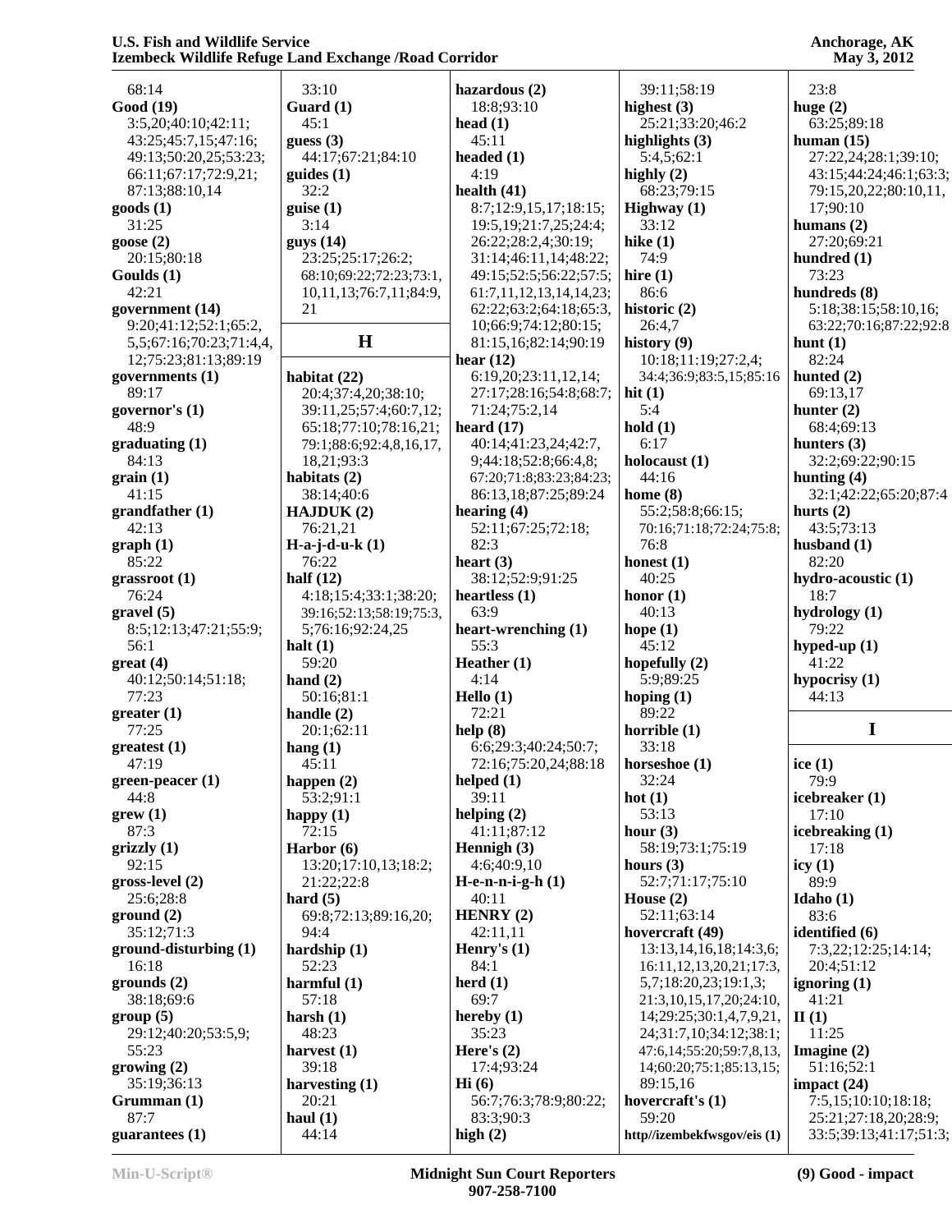68:14
**Good (19)**
3:5,20;40:10;42:11;
43:25;45:7,15;47:16;
49:13;50:20,25;53:23;
66:11;67:17;72:9,21;
87:13;88:10,14
**goods (1)**
31:25
**goose (2)**
20:15;80:18
**Goulds (1)**
42:21
**government (14)**
9:20;41:12;52:1;65:2,
5,5;67:16;70:23;71:4,4,
12;75:23;81:13;89:19
**governments (1)**
89:17
**governor's (1)**
48:9
**graduating (1)**
84:13
**grain (1)**
41:15
**grandfather (1)**
42:13
**graph (1)**
85:22
**grassroot (1)**
76:24
**gravel (5)**
8:5;12:13;47:21;55:9;
56:1
**great (4)**
40:12;50:14;51:18;
77:23
**greater (1)**
77:25
**greatest (1)**
47:19
**green-peacer (1)**
44:8
**grew (1)**
87:3
**grizzly (1)**
92:15
**gross-level (2)**
25:6;28:8
**ground (2)**
35:12;71:3
**ground-disturbing (1)**
16:18
**grounds (2)**
38:18;69:6
**group (5)**
29:12;40:20;53:5,9;
55:23
**growing (2)**
35:19;36:13
**Grumman (1)**
87:7
**guarantees (1)**
33:10
**Guard (1)**
45:1
**guess (3)**
44:17;67:21;84:10
**guides (1)**
32:2
**guise (1)**
3:14
**guys (14)**
23:25;25:17;26:2;
68:10;69:22;72:23;73:1,
10,11,13;76:7,11;84:9,
21

## H

**habitat (22)**
20:4;37:4,20;38:10;
39:11,25;57:4;60:7,12;
65:18;77:10;78:16,21;
79:1;88:6;92:4,8,16,17,
18,21;93:3
**habitats (2)**
38:14;40:6
**HAJDUK (2)**
76:21,21
**H-a-j-d-u-k (1)**
76:22
**half (12)**
4:18;15:4;33:1;38:20;
39:16;52:13;58:19;75:3,
5;76:16;92:24,25
**halt (1)**
59:20
**hand (2)**
50:16;81:1
**handle (2)**
20:1;62:11
**hang (1)**
45:11
**happen (2)**
53:2;91:1
**happy (1)**
72:15
**Harbor (6)**
13:20;17:10,13;18:2;
21:22;22:8
**hard (5)**
69:8;72:13;89:16,20;
94:4
**hardship (1)**
52:23
**harmful (1)**
57:18
**harsh (1)**
48:23
**harvest (1)**
39:18
**harvesting (1)**
20:21
**haul (1)**
44:14
**hazardous (2)**
18:8;93:10
**head (1)**
45:11
**headed (1)**
4:19
**health (41)**
8:7;12:9,15,17;18:15;
19:5,19;21:7,25;24:4;
26:22;28:2,4;30:19;
31:14;46:11,14;48:22;
49:15;52:5;56:22;57:5;
61:7,11,12,13,14,14,23;
62:22;63:2;64:18;65:3,
10;66:9;74:12;80:15;
81:15,16;82:14;90:19
**hear (12)**
6:19,20;23:11,12,14;
27:17;28:16;54:8;68:7;
71:24;75:2,14
**heard (17)**
40:14;41:23,24;42:7,
9;44:18;52:8;66:4,8;
67:20;71:8;83:23;84:23;
86:13,18;87:25;89:24
**hearing (4)**
52:11;67:25;72:18;
82:3
**heart (3)**
38:12;52:9;91:25
**heartless (1)**
63:9
**heart-wrenching (1)**
55:3
**Heather (1)**
4:14
**Hello (1)**
72:21
**help (8)**
6:6;29:3;40:24;50:7;
72:16;75:20,24;88:18
**helped (1)**
39:11
**helping (2)**
41:11;87:12
**Hennigh (3)**
4:6;40:9,10
**H-e-n-n-i-g-h (1)**
40:11
**HENRY (2)**
42:11,11
**Henry's (1)**
84:1
**herd (1)**
69:7
**hereby (1)**
35:23
**Here's (2)**
17:4;93:24
**Hi (6)**
56:7;76:3;78:9;80:22;
83:3;90:3
**high (2)**
39:11;58:19
**highest (3)**
25:21;33:20;46:2
**highlights (3)**
5:4,5;62:1
**highly (2)**
68:23;79:15
**Highway (1)**
33:12
**hike (1)**
74:9
**hire (1)**
86:6
**historic (2)**
26:4,7
**history (9)**
10:18;11:19;27:2,4;
34:4;36:9;83:5,15;85:16
**hit (1)**
5:4
**hold (1)**
6:17
**holocaust (1)**
44:16
**home (8)**
55:2;58:8;66:15;
70:16;71:18;72:24;75:8;
76:8
**honest (1)**
40:25
**honor (1)**
40:13
**hope (1)**
45:12
**hopefully (2)**
5:9;89:25
**hoping (1)**
89:22
**horrible (1)**
33:18
**horseshoe (1)**
32:24
**hot (1)**
53:13
**hour (3)**
58:19;73:1;75:19
**hours (3)**
52:7;71:17;75:10
**House (2)**
52:11;63:14
**hovercraft (49)**
13:13,14,16,18;14:3,6;
16:11,12,13,20,21;17:3,
5,7;18:20,23;19:1,3;
21:3,10,15,17,20;24:10,
14;29:25;30:1,4,7,9,21,
24;31:7,10;34:12;38:1;
47:6,14;55:20;59:7,8,13,
14;60:20;75:1;85:13,15;
89:15,16
**hovercraft's (1)**
59:20
**http//izembekfwsgov/eis (1)**
23:8
**huge (2)**
63:25;89:18
**human (15)**
27:22,24;28:1;39:10;
43:15;44:24;46:1;63:3;
79:15,20,22;80:10,11,
17;90:10
**humans (2)**
27:20;69:21
**hundred (1)**
73:23
**hundreds (8)**
5:18;38:15;58:10,16;
63:22;70:16;87:22;92:8
**hunt (1)**
82:24
**hunted (2)**
69:13,17
**hunter (2)**
68:4;69:13
**hunters (3)**
32:2;69:22;90:15
**hunting (4)**
32:1;42:22;65:20;87:4
**hurts (2)**
43:5;73:13
**husband (1)**
82:20
**hydro-acoustic (1)**
18:7
**hydrology (1)**
79:22
**hyped-up (1)**
41:22
**hypocrisy (1)**
44:13

## I

**ice (1)**
79:9
**icebreaker (1)**
17:10
**icebreaking (1)**
17:18
**icy (1)**
89:9
**Idaho (1)**
83:6
**identified (6)**
7:3,22;12:25;14:14;
20:4;51:12
**ignoring (1)**
41:21
**II (1)**
11:25
**Imagine (2)**
51:16;52:1
**impact (24)**
7:5,15;10:10;18:18;
25:21;27:18,20;28:9;
33:5;39:13;41:17;51:3;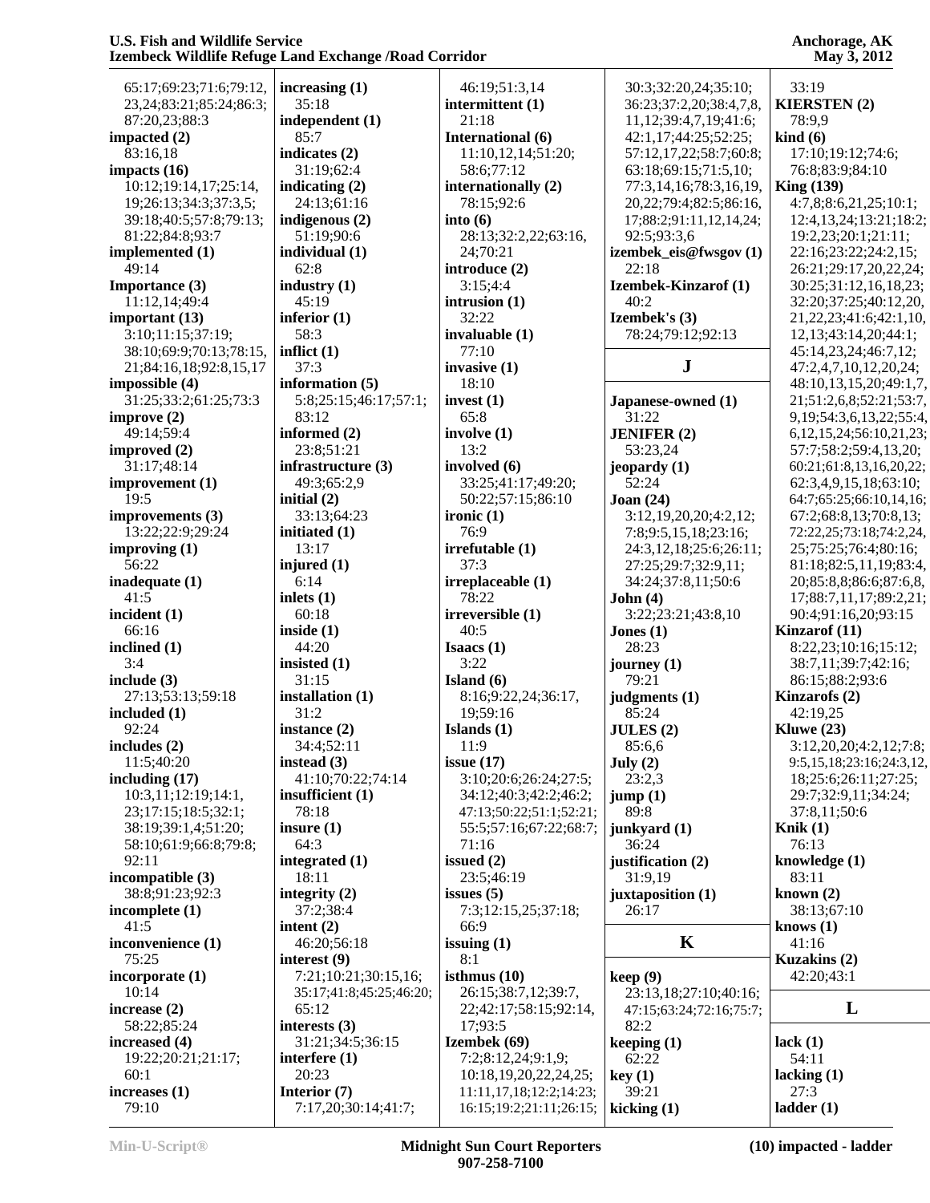65:17;69:23;71:6;79:12, 23,24;83:21;85:24;86:3; 87:20,23;88:3

**impacted (2)**
83:16,18

**impacts (16)**
10:12;19:14,17;25:14, 19;26:13;34:3;37:3,5; 39:18;40:5;57:8;79:13; 81:22;84:8;93:7

**implemented (1)**
49:14

**Importance (3)**
11:12,14;49:4

**important (13)**
3:10;11:15;37:19; 38:10;69:9;70:13;78:15, 21;84:16,18;92:8,15,17

**impossible (4)**
31:25;33:2;61:25;73:3

**improve (2)**
49:14;59:4

**improved (2)**
31:17;48:14

**improvement (1)**
19:5

**improvements (3)**
13:22;22:9;29:24

**improving (1)**
56:22

**inadequate (1)**
41:5

**incident (1)**
66:16

**inclined (1)**
3:4

**include (3)**
27:13;53:13;59:18

**included (1)**
92:24

**includes (2)**
11:5;40:20

**including (17)**
10:3,11;12:19;14:1, 23;17:15;18:5;32:1; 38:19;39:1,4;51:20; 58:10;61:9;66:8;79:8; 92:11

**incompatible (3)**
38:8;91:23;92:3

**incomplete (1)**
41:5

**inconvenience (1)**
75:25

**incorporate (1)**
10:14

**increase (2)**
58:22;85:24

**increased (4)**
19:22;20:21;21:17; 60:1

**increases (1)**
79:10

**increasing (1)**
35:18

**independent (1)**
85:7

**indicates (2)**
31:19;62:4

**indicating (2)**
24:13;61:16

**indigenous (2)**
51:19;90:6

**individual (1)**
62:8

**industry (1)**
45:19

**inferior (1)**
58:3

**inflict (1)**
37:3

**information (5)**
5:8;25:15;46:17;57:1; 83:12

**informed (2)**
23:8;51:21

**infrastructure (3)**
49:3;65:2,9

**initial (2)**
33:13;64:23

**initiated (1)**
13:17

**injured (1)**
6:14

**inlets (1)**
60:18

**inside (1)**
44:20

**insisted (1)**
31:15

**installation (1)**
31:2

**instance (2)**
34:4;52:11

**instead (3)**
41:10;70:22;74:14

**insufficient (1)**
78:18

**insure (1)**
64:3

**integrated (1)**
18:11

**integrity (2)**
37:2;38:4

**intent (2)**
46:20;56:18

**interest (9)**
7:21;10:21;30:15,16; 35:17;41:8;45:25;46:20; 65:12

**interests (3)**
31:21;34:5;36:15

**interfere (1)**
20:23

**Interior (7)**
7:17,20;30:14;41:7; 46:19;51:3,14

**intermittent (1)**
21:18

**International (6)**
11:10,12,14;51:20; 58:6;77:12

**internationally (2)**
78:15;92:6

**into (6)**
28:13;32:2,22;63:16, 24;70:21

**introduce (2)**
3:15;4:4

**intrusion (1)**
32:22

**invaluable (1)**
77:10

**invasive (1)**
18:10

**invest (1)**
65:8

**involve (1)**
13:2

**involved (6)**
33:25;41:17;49:20; 50:22;57:15;86:10

**ironic (1)**
76:9

**irrefutable (1)**
37:3

**irreplaceable (1)**
78:22

**irreversible (1)**
40:5

**Isaacs (1)**
3:22

**Island (6)**
8:16;9:22,24;36:17, 19;59:16

**Islands (1)**
11:9

**issue (17)**
3:10;20:6;26:24;27:5; 34:12;40:3;42:2;46:2; 47:13;50:22;51:1;52:21; 55:5;57:16;67:22;68:7; 71:16

**issued (2)**
23:5;46:19

**issues (5)**
7:3;12:15,25;37:18; 66:9

**issuing (1)**
8:1

**isthmus (10)**
26:15;38:7,12;39:7, 22;42:17;58:15;92:14, 17;93:5

**Izembek (69)**
7:2;8:12,24;9:1,9; 10:18,19,20,22,24,25; 11:11,17,18;12:2;14:23; 16:15;19:2;21:11;26:15; 30:3;32:20,24;35:10; 36:23;37:2,20;38:4,7,8, 11,12;39:4,7,19;41:6; 42:1,17;44:25;52:25; 57:12,17,22;58:7;60:8; 63:18;69:15;71:5,10; 77:3,14,16;78:3,16,19, 20,22;79:4;82:5;86:16, 17;88:2;91:11,12,14,24; 92:5;93:3,6

**izembek_eis@fwsgov (1)**
22:18

**Izembek-Kinzarof (1)**
40:2

**Izembek's (3)**
78:24;79:12;92:13

## J

**Japanese-owned (1)**
31:22

**JENIFER (2)**
53:23,24

**jeopardy (1)**
52:24

**Joan (24)**
3:12,19,20,20;4:2,12; 7:8;9:5,15,18;23:16; 24:3,12,18;25:6;26:11; 27:25;29:7;32:9,11; 34:24;37:8,11;50:6

**John (4)**
3:22;23:21;43:8,10

**Jones (1)**
28:23

**journey (1)**
79:21

**judgments (1)**
85:24

**JULES (2)**
85:6,6

**July (2)**
23:2,3

**jump (1)**
89:8

**junkyard (1)**
36:24

**justification (2)**
31:9,19

**juxtaposition (1)**
26:17

## K

**keep (9)**
23:13,18;27:10;40:16; 47:15;63:24;72:16;75:7; 82:2

**keeping (1)**
62:22

**key (1)**
39:21

**kicking (1)**
33:19

**KIERSTEN (2)**
78:9,9

**kind (6)**
17:10;19:12;74:6; 76:8;83:9;84:10

**King (139)**
4:7,8;8:6,21,25;10:1; 12:4,13,24;13:21;18:2; 19:2,23;20:1;21:11; 22:16;23:22;24:2,15; 26:21;29:17,20,22,24; 30:25;31:12,16,18,23; 32:20;37:25;40:12,20, 21,22,23;41:6;42:1,10, 12,13;43:14,20;44:1; 45:14,23,24;46:7,12; 47:2,4,7,10,12,20,24; 48:10,13,15,20;49:1,7, 21;51:2,6,8;52:21;53:7, 9,19;54:3,6,13,22;55:4, 6,12,15,24;56:10,21,23; 57:7;58:2;59:4,13,20; 60:21;61:8,13,16,20,22; 62:3,4,9,15,18;63:10; 64:7;65:25;66:10,14,16; 67:2;68:8,13;70:8,13; 72:22,25;73:18;74:2,24, 25;75:25;76:4;80:16; 81:18;82:5,11,19;83:4, 20;85:8,8;86:6;87:6,8, 17;88:7,11,17;89:2,21; 90:4;91:16,20;93:15

**Kinzarof (11)**
8:22,23;10:16;15:12; 38:7,11;39:7;42:16; 86:15;88:2;93:6

**Kinzarofs (2)**
42:19,25

**Kluwe (23)**
3:12,20,20;4:2,12;7:8; 9:5,15,18;23:16;24:3,12, 18;25:6;26:11;27:25; 29:7;32:9,11;34:24; 37:8,11;50:6

**Knik (1)**
76:13

**knowledge (1)**
83:11

**known (2)**
38:13;67:10

**knows (1)**
41:16

**Kuzakins (2)**
42:20;43:1

## L

**lack (1)**
54:11

**lacking (1)**
27:3

**ladder (1)**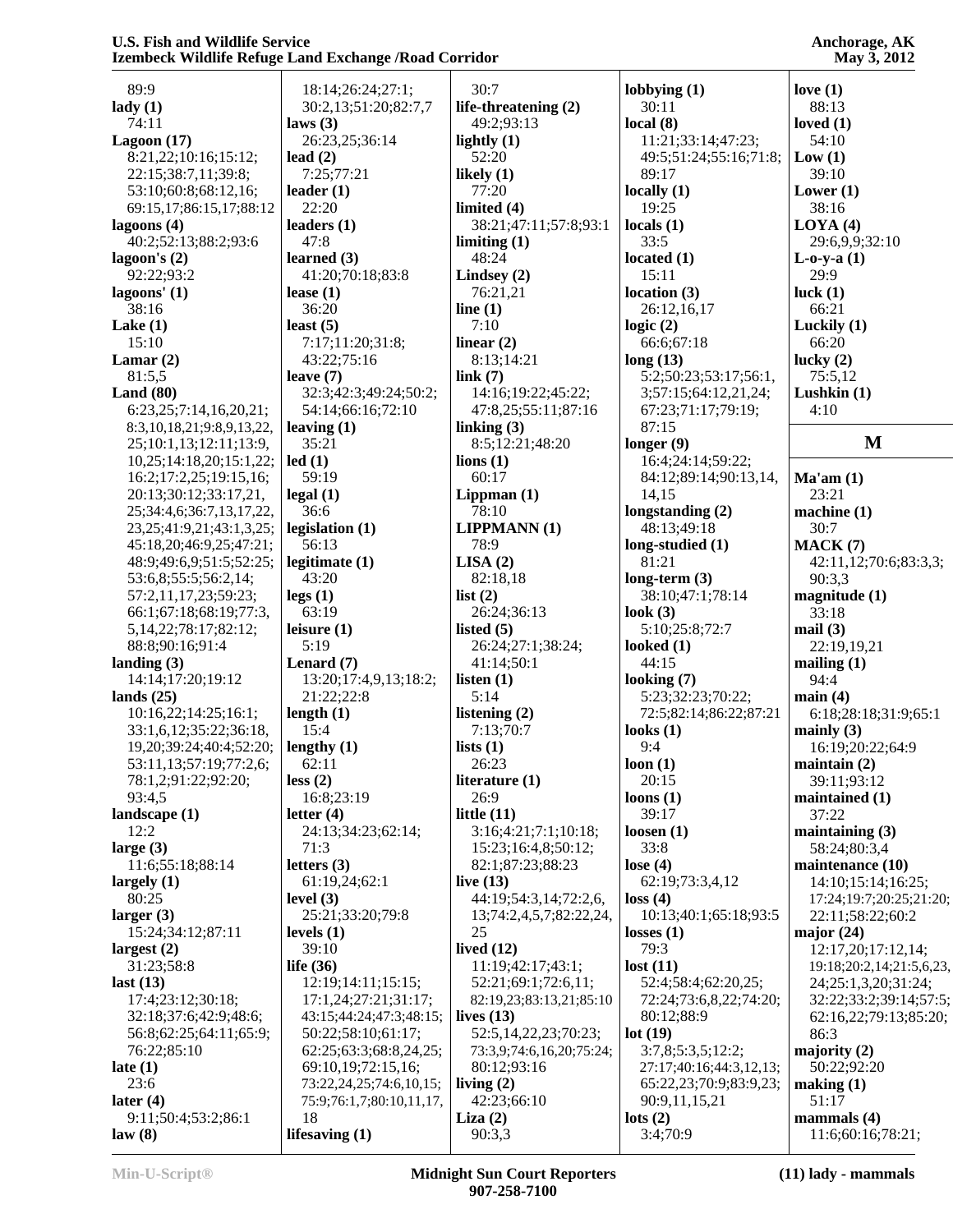89:9
**lady (1)**
74:11
**Lagoon (17)**
8:21,22;10:16;15:12;
22:15;38:7,11;39:8;
53:10;60:8;68:12,16;
69:15,17;86:15,17;88:12
**lagoons (4)**
40:2;52:13;88:2;93:6
**lagoon's (2)**
92:22;93:2
**lagoons' (1)**
38:16
**Lake (1)**
15:10
**Lamar (2)**
81:5,5
**Land (80)**
6:23,25;7:14,16,20,21;
8:3,10,18,21;9:8,9,13,22,
25;10:1,13;12:11;13:9,
10,25;14:18,20;15:1,22;
16:2;17:2,25;19:15,16;
20:13;30:12;33:17,21,
25;34:4,6;36:7,13,17,22,
23,25;41:9,21;43:1,3,25;
45:18,20;46:9,25;47:21;
48:9;49:6,9;51:5;52:25;
53:6,8;55:5;56:2,14;
57:2,11,17,23;59:23;
66:1;67:18;68:19;77:3,
5,14,22;78:17;82:12;
88:8;90:16;91:4
**landing (3)**
14:14;17:20;19:12
**lands (25)**
10:16,22;14:25;16:1;
33:1,6,12;35:22;36:18,
19,20;39:24;40:4;52:20;
53:11,13;57:19;77:2,6;
78:1,2;91:22;92:20;
93:4,5
**landscape (1)**
12:2
**large (3)**
11:6;55:18;88:14
**largely (1)**
80:25
**larger (3)**
15:24;34:12;87:11
**largest (2)**
31:23;58:8
**last (13)**
17:4;23:12;30:18;
32:18;37:6;42:9;48:6;
56:8;62:25;64:11;65:9;
76:22;85:10
**late (1)**
23:6
**later (4)**
9:11;50:4;53:2;86:1
**law (8)**
18:14;26:24;27:1;
30:2,13;51:20;82:7,7
**laws (3)**
26:23,25;36:14
**lead (2)**
7:25;77:21
**leader (1)**
22:20
**leaders (1)**
47:8
**learned (3)**
41:20;70:18;83:8
**lease (1)**
36:20
**least (5)**
7:17;11:20;31:8;
43:22;75:16
**leave (7)**
32:3;42:3;49:24;50:2;
54:14;66:16;72:10
**leaving (1)**
35:21
**led (1)**
59:19
**legal (1)**
36:6
**legislation (1)**
56:13
**legitimate (1)**
43:20
**legs (1)**
63:19
**leisure (1)**
5:19
**Lenard (7)**
13:20;17:4,9,13;18:2;
21:22;22:8
**length (1)**
15:4
**lengthy (1)**
62:11
**less (2)**
16:8;23:19
**letter (4)**
24:13;34:23;62:14;
71:3
**letters (3)**
61:19,24;62:1
**level (3)**
25:21;33:20;79:8
**levels (1)**
39:10
**life (36)**
12:19;14:11;15:15;
17:1,24;27:21;31:17;
43:15;44:24;47:3;48:15;
50:22;58:10;61:17;
62:25;63:3;68:8,24,25;
69:10,19;72:15,16;
73:22,24,25;74:6,10,15;
75:9;76:1,7;80:10,11,17,
18
**lifesaving (1)**
30:7
**life-threatening (2)**
49:2;93:13
**lightly (1)**
52:20
**likely (1)**
77:20
**limited (4)**
38:21;47:11;57:8;93:1
**limiting (1)**
48:24
**Lindsey (2)**
76:21,21
**line (1)**
7:10
**linear (2)**
8:13;14:21
**link (7)**
14:16;19:22;45:22;
47:8,25;55:11;87:16
**linking (3)**
8:5;12:21;48:20
**lions (1)**
60:17
**Lippman (1)**
78:10
**LIPPMANN (1)**
78:9
**LISA (2)**
82:18,18
**list (2)**
26:24;36:13
**listed (5)**
26:24;27:1;38:24;
41:14;50:1
**listen (1)**
5:14
**listening (2)**
7:13;70:7
**lists (1)**
26:23
**literature (1)**
26:9
**little (11)**
3:16;4:21;7:1;10:18;
15:23;16:4,8;50:12;
82:1;87:23;88:23
**live (13)**
44:19;54:3,14;72:2,6,
13;74:2,4,5,7;82:22,24,
25
**lived (12)**
11:19;42:17;43:1;
52:21;69:1;72:6,11;
82:19,23;83:13,21;85:10
**lives (13)**
52:5,14,22,23;70:23;
73:3,9;74:6,16,20;75:24;
80:12;93:16
**living (2)**
42:23;66:10
**Liza (2)**
90:3,3
**lobbying (1)**
30:11
**local (8)**
11:21;33:14;47:23;
49:5;51:24;55:16;71:8;
89:17
**locally (1)**
19:25
**locals (1)**
33:5
**located (1)**
15:11
**location (3)**
26:12,16,17
**logic (2)**
66:6;67:18
**long (13)**
5:2;50:23;53:17;56:1,
3;57:15;64:12,21,24;
67:23;71:17;79:19;
87:15
**longer (9)**
16:4;24:14;59:22;
84:12;89:14;90:13,14,
14,15
**longstanding (2)**
48:13;49:18
**long-studied (1)**
81:21
**long-term (3)**
38:10;47:1;78:14
**look (3)**
5:10;25:8;72:7
**looked (1)**
44:15
**looking (7)**
5:23;32:23;70:22;
72:5;82:14;86:22;87:21
**looks (1)**
9:4
**loon (1)**
20:15
**loons (1)**
39:17
**loosen (1)**
33:8
**lose (4)**
62:19;73:3,4,12
**loss (4)**
10:13;40:1;65:18;93:5
**losses (1)**
79:3
**lost (11)**
52:4;58:4;62:20,25;
72:24;73:6,8,22;74:20;
80:12;88:9
**lot (19)**
3:7,8;5:3,5;12:2;
27:17;40:16;44:3,12,13;
65:22,23;70:9;83:9,23;
90:9,11,15,21
**lots (2)**
3:4;70:9
**love (1)**
88:13
**loved (1)**
54:10
**Low (1)**
39:10
**Lower (1)**
38:16
**LOYA (4)**
29:6,9,9;32:10
**L-o-y-a (1)**
29:9
**luck (1)**
66:21
**Luckily (1)**
66:20
**lucky (2)**
75:5,12
**Lushkin (1)**
4:10

## M

**Ma'am (1)**
23:21
**machine (1)**
30:7
**MACK (7)**
42:11,12;70:6;83:3,3;
90:3,3
**magnitude (1)**
33:18
**mail (3)**
22:19,19,21
**mailing (1)**
94:4
**main (4)**
6:18;28:18;31:9;65:1
**mainly (3)**
16:19;20:22;64:9
**maintain (2)**
39:11;93:12
**maintained (1)**
37:22
**maintaining (3)**
58:24;80:3,4
**maintenance (10)**
14:10;15:14;16:25;
17:24;19:7;20:25;21:20;
22:11;58:22;60:2
**major (24)**
12:17,20;17:12,14;
19:18;20:2,14;21:5,6,23,
24;25:1,3,20;31:24;
32:22;33:2;39:14;57:5;
62:16,22;79:13;85:20;
86:3
**majority (2)**
50:22;92:20
**making (1)**
51:17
**mammals (4)**
11:6;60:16;78:21;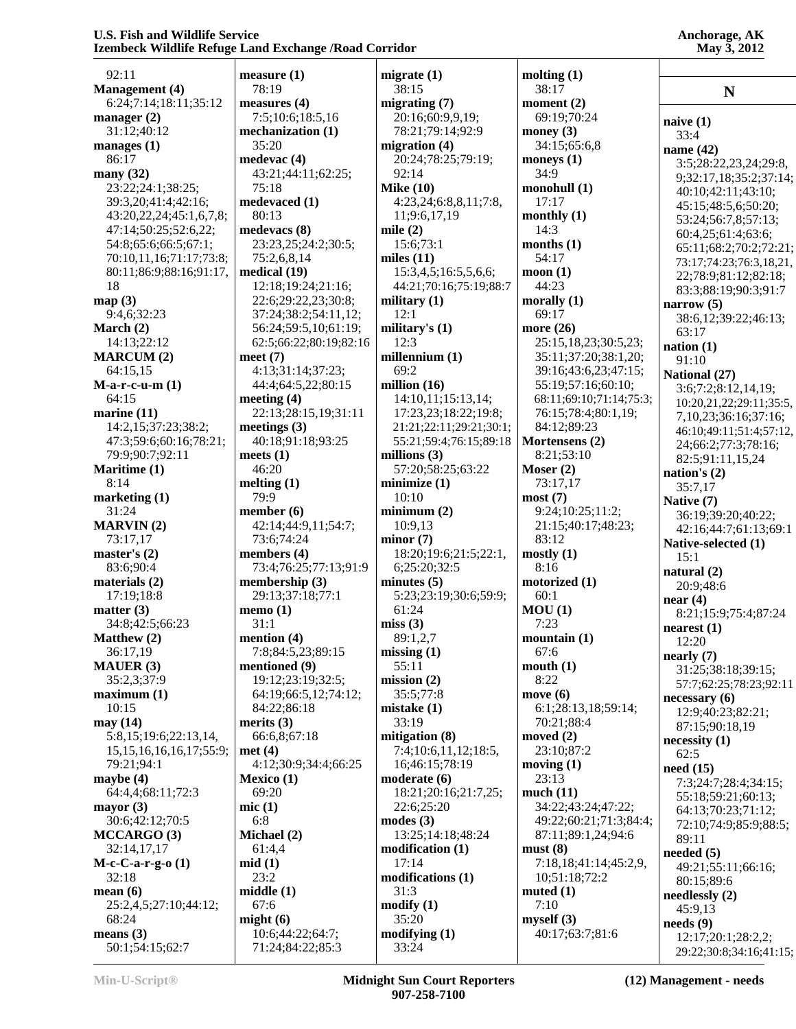92:11
**Management (4)**
6:24;7:14;18:11;35:12
**manager (2)**
31:12;40:12
**manages (1)**
86:17
**many (32)**
23:22;24:1;38:25;39:3,20;41:4;42:16;43:20,22,24;45:1,6,7,8;47:14;50:25;52:6,22;54:8;65:6;66:5;67:1;70:10,11,16;71:17;73:8;80:11;86:9;88:16;91:17,18
**map (3)**
9:4,6;32:23
**March (2)**
14:13;22:12
**MARCUM (2)**
64:15,15
**M-a-r-c-u-m (1)**
64:15
**marine (11)**
14:2,15;37:23;38:2;47:3;59:6;60:16;78:21;79:9;90:7;92:11
**Maritime (1)**
8:14
**marketing (1)**
31:24
**MARVIN (2)**
73:17,17
**master's (2)**
83:6;90:4
**materials (2)**
17:19;18:8
**matter (3)**
34:8;42:5;66:23
**Matthew (2)**
36:17,19
**MAUER (3)**
35:2,3;37:9
**maximum (1)**
10:15
**may (14)**
5:8,15;19:6;22:13,14,15,15,16,16,16,17;55:9;79:21;94:1
**maybe (4)**
64:4,4;68:11;72:3
**mayor (3)**
30:6;42:12;70:5
**MCCARGO (3)**
32:14,17,17
**M-c-C-a-r-g-o (1)**
32:18
**mean (6)**
25:2,4,5;27:10;44:12;68:24
**means (3)**
50:1;54:15;62:7
**measure (1)**
78:19
**measures (4)**
7:5;10:6;18:5,16
**mechanization (1)**
35:20
**medevac (4)**
43:21;44:11;62:25;75:18
**medevaced (1)**
80:13
**medevacs (8)**
23:23,25;24:2;30:5;75:2,6,8,14
**medical (19)**
12:18;19:24;21:16;22:6;29:22,23;30:8;37:24;38:2;54:11,12;56:24;59:5,10;61:19;62:5;66:22;80:19;82:16
**meet (7)**
4:13;31:14;37:23;44:4;64:5,22;80:15
**meeting (4)**
22:13;28:15,19;31:11
**meetings (3)**
40:18;91:18;93:25
**meets (1)**
46:20
**melting (1)**
79:9
**member (6)**
42:14;44:9,11;54:7;73:6;74:24
**members (4)**
73:4;76:25;77:13;91:9
**membership (3)**
29:13;37:18;77:1
**memo (1)**
31:1
**mention (4)**
7:8;84:5,23;89:15
**mentioned (9)**
19:12;23:19;32:5;64:19;66:5,12;74:12;84:22;86:18
**merits (3)**
66:6,8;67:18
**met (4)**
4:12;30:9;34:4;66:25
**Mexico (1)**
69:20
**mic (1)**
6:8
**Michael (2)**
61:4,4
**mid (1)**
23:2
**middle (1)**
67:6
**might (6)**
10:6;44:22;64:7;71:24;84:22;85:3
**migrate (1)**
38:15
**migrating (7)**
20:16;60:9,9,19;78:21;79:14;92:9
**migration (4)**
20:24;78:25;79:19;92:14
**Mike (10)**
4:23,24;6:8,8,11;7:8,11;9:6,17,19
**mile (2)**
15:6;73:1
**miles (11)**
15:3,4,5;16:5,5,6,6;44:21;70:16;75:19;88:7
**military (1)**
12:1
**military's (1)**
12:3
**millennium (1)**
69:2
**million (16)**
14:10,11;15:13,14;17:23,23;18:22;19:8;21:21;22:11;29:21;30:1;55:21;59:4;76:15;89:18
**millions (3)**
57:20;58:25;63:22
**minimize (1)**
10:10
**minimum (2)**
10:9,13
**minor (7)**
18:20;19:6;21:5;22:1,6;25:20;32:5
**minutes (5)**
5:23;23:19;30:6;59:9;61:24
**miss (3)**
89:1,2,7
**missing (1)**
55:11
**mission (2)**
35:5;77:8
**mistake (1)**
33:19
**mitigation (8)**
7:4;10:6,11,12;18:5,16;46:15;78:19
**moderate (6)**
18:21;20:16;21:7,25;22:6;25:20
**modes (3)**
13:25;14:18;48:24
**modification (1)**
17:14
**modifications (1)**
31:3
**modify (1)**
35:20
**modifying (1)**
33:24
**molting (1)**
38:17
**moment (2)**
69:19;70:24
**money (3)**
34:15;65:6,8
**moneys (1)**
34:9
**monohull (1)**
17:17
**monthly (1)**
14:3
**months (1)**
54:17
**moon (1)**
44:23
**morally (1)**
69:17
**more (26)**
25:15,18,23;30:5,23;35:11;37:20;38:1,20;39:16;43:6,23;47:15;55:19;57:16;60:10;68:11;69:10;71:14;75:3;76:15;78:4;80:1,19;84:12;89:23
**Mortensens (2)**
8:21;53:10
**Moser (2)**
73:17,17
**most (7)**
9:24;10:25;11:2;21:15;40:17;48:23;83:12
**mostly (1)**
8:16
**motorized (1)**
60:1
**MOU (1)**
7:23
**mountain (1)**
67:6
**mouth (1)**
8:22
**move (6)**
6:1;28:13,18;59:14;70:21;88:4
**moved (2)**
23:10;87:2
**moving (1)**
23:13
**much (11)**
34:22;43:24;47:22;49:22;60:21;71:3;84:4;87:11;89:1,24;94:6
**must (8)**
7:18,18;41:14;45:2,9,10;51:18;72:2
**muted (1)**
7:10
**myself (3)**
40:17;63:7;81:6

## N

**naive (1)**
33:4
**name (42)**
3:5;28:22,23,24;29:8,9;32:17,18;35:2;37:14;40:10;42:11;43:10;45:15;48:5,6;50:20;53:24;56:7,8;57:13;60:4,25;61:4;63:6;65:11;68:2;70:2;72:21;73:17;74:23;76:3,18,21,22;78:9;81:12;82:18;83:3;88:19;90:3;91:7
**narrow (5)**
38:6,12;39:22;46:13;63:17
**nation (1)**
91:10
**National (27)**
3:6;7:2;8:12,14,19;10:20,21,22;29:11;35:5,7,10,23;36:16;37:16;46:10;49:11;51:4;57:12,24;66:2;77:3;78:16;82:5;91:11,15,24
**nation's (2)**
35:7,17
**Native (7)**
36:19;39:20;40:22;42:16;44:7;61:13;69:1
**Native-selected (1)**
15:1
**natural (2)**
20:9;48:6
**near (4)**
8:21;15:9;75:4;87:24
**nearest (1)**
12:20
**nearly (7)**
31:25;38:18;39:15;57:7;62:25;78:23;92:11
**necessary (6)**
12:9;40:23;82:21;87:15;90:18,19
**necessity (1)**
62:5
**need (15)**
7:3;24:7;28:4;34:15;55:18;59:21;60:13;64:13;70:23;71:12;72:10;74:9;85:9;88:5;89:11
**needed (5)**
49:21;55:11;66:16;80:15;89:6
**needlessly (2)**
45:9,13
**needs (9)**
12:17;20:1;28:2,2;29:22;30:8;34:16;41:15;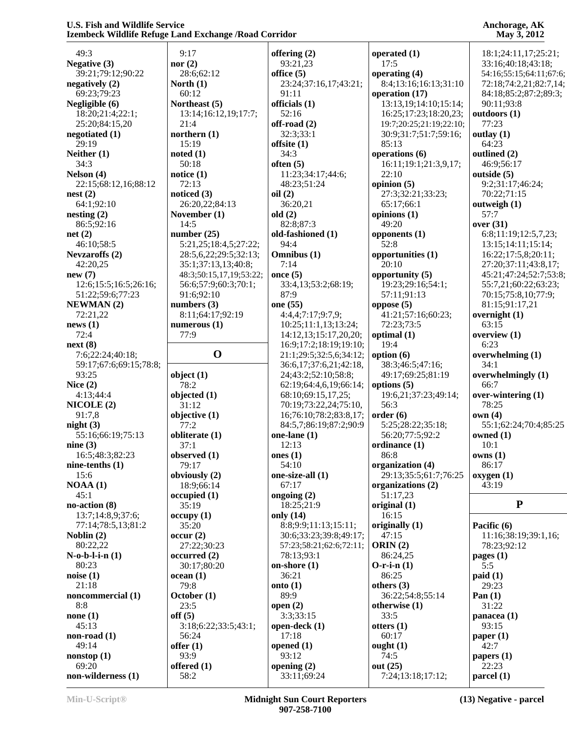49:3
**Negative (3)**
39:21;79:12;90:22
**negatively (2)**
69:23;79:23
**Negligible (6)**
18:20;21:4;22:1;
25:20;84:15,20
**negotiated (1)**
29:19
**Neither (1)**
34:3
**Nelson (4)**
22:15;68:12,16;88:12
**nest (2)**
64:1;92:10
**nesting (2)**
86:5;92:16
**net (2)**
46:10;58:5
**Nevzaroffs (2)**
42:20,25
**new (7)**
12:6;15:5;16:5;26:16;
51:22;59:6;77:23
**NEWMAN (2)**
72:21,22
**news (1)**
72:4
**next (8)**
7:6;22:24;40:18;
59:17;67:6;69:15;78:8;
93:25
**Nice (2)**
4:13;44:4
**NICOLE (2)**
91:7,8
**night (3)**
55:16;66:19;75:13
**nine (3)**
16:5;48:3;82:23
**nine-tenths (1)**
15:6
**NOAA (1)**
45:1
**no-action (8)**
13:7;14:8,9;37:6;
77:14;78:5,13;81:2
**Noblin (2)**
80:22,22
**N-o-b-l-i-n (1)**
80:23
**noise (1)**
21:18
**noncommercial (1)**
8:8
**none (1)**
45:13
**non-road (1)**
49:14
**nonstop (1)**
69:20
**non-wilderness (1)**
9:17
**nor (2)**
28:6;62:12
**North (1)**
60:12
**Northeast (5)**
13:14;16:12,19;17:7;
21:4
**northern (1)**
15:19
**noted (1)**
50:18
**notice (1)**
72:13
**noticed (3)**
26:20,22;84:13
**November (1)**
14:5
**number (25)**
5:21,25;18:4,5;27:22;
28:5,6,22;29:5;32:13;
35:1;37:13,13;40:8;
48:3;50:15,17,19;53:22;
56:6;57:9;60:3;70:1;
91:6;92:10
**numbers (3)**
8:11;64:17;92:19
**numerous (1)**
77:9

## O

**object (1)**
78:2
**objected (1)**
31:12
**objective (1)**
77:2
**obliterate (1)**
37:1
**observed (1)**
79:17
**obviously (2)**
18:9;66:14
**occupied (1)**
35:19
**occupy (1)**
35:20
**occur (2)**
27:22;30:23
**occurred (2)**
30:17;80:20
**ocean (1)**
79:8
**October (1)**
23:5
**off (5)**
3:18;6:22;33:5;43:1;
56:24
**offer (1)**
93:9
**offered (1)**
58:2
**offering (2)**
93:21,23
**office (5)**
23:24;37:16,17;43:21;
91:11
**officials (1)**
52:16
**off-road (2)**
32:3;33:1
**offsite (1)**
34:3
**often (5)**
11:23;34:17;44:6;
48:23;51:24
**oil (2)**
36:20,21
**old (2)**
82:8;87:3
**old-fashioned (1)**
94:4
**Omnibus (1)**
7:14
**once (5)**
33:4,13;53:2;68:19;
87:9
**one (55)**
4:4,4;7:17;9:7,9;
10:25;11:1,13;13:24;
14:12,13;15:17,20,20;
16:9;17:2;18:19;19:10;
21:1;29:5;32:5,6;34:12;
36:6,17;37:6,21;42:18,
24;43:2;52:10;58:8;
62:19;64:4,6,19;66:14;
68:10;69:15,17,25;
70:19;73:22,24;75:10,
16;76:10;78:2;83:8,17;
84:5,7;86:19;87:2;90:9
**one-lane (1)**
12:13
**ones (1)**
54:10
**one-size-all (1)**
67:17
**ongoing (2)**
18:25;21:9
**only (14)**
8:8;9:9;11:13;15:11;
30:6;33:23;39:8;49:17;
57:23;58:21;62:6;72:11;
78:13;93:1
**on-shore (1)**
36:21
**onto (1)**
89:9
**open (2)**
3:3;33:15
**open-deck (1)**
17:18
**opened (1)**
93:12
**opening (2)**
33:11;69:24
**operated (1)**
17:5
**operating (4)**
8:4;13:16;16:13;31:10
**operation (17)**
13:13,19;14:10;15:14;
16:25;17:23;18:20,23;
19:7;20:25;21:19;22:10;
30:9;31:7;51:7;59:16;
85:13
**operations (6)**
16:11;19:1;21:3,9,17;
22:10
**opinion (5)**
27:3;32:21;33:23;
65:17;66:1
**opinions (1)**
49:20
**opponents (1)**
52:8
**opportunities (1)**
20:10
**opportunity (5)**
19:23;29:16;54:1;
57:11;91:13
**oppose (5)**
41:21;57:16;60:23;
72:23;73:5
**optimal (1)**
19:4
**option (6)**
38:3;46:5;47:16;
49:17;69:25;81:19
**options (5)**
19:6,21;37:23;49:14;
56:3
**order (6)**
5:25;28:22;35:18;
56:20;77:5;92:2
**ordinance (1)**
86:8
**organization (4)**
29:13;35:5;61:7;76:25
**organizations (2)**
51:17,23
**original (1)**
16:15
**originally (1)**
47:15
**ORIN (2)**
86:24,25
**O-r-i-n (1)**
86:25
**others (3)**
36:22;54:8;55:14
**otherwise (1)**
33:5
**otters (1)**
60:17
**ought (1)**
74:5
**out (25)**
7:24;13:18;17:12;
18:1;24:11,17;25:21;
33:16;40:18;43:18;
54:16;55:15;64:11;67:6;
72:18;74:2,21;82:7,14;
84:18;85:2;87:2;89:3;
90:11;93:8
**outdoors (1)**
77:23
**outlay (1)**
64:23
**outlined (2)**
46:9;56:17
**outside (5)**
9:2;31:17;46:24;
70:22;71:15
**outweigh (1)**
57:7
**over (31)**
6:8;11:19;12:5,7,23;
13:15;14:11;15:14;
16:22;17:5,8;20:11;
27:20;37:11;43:8,17;
45:21;47:24;52:7;53:8;
55:7,21;60:22;63:23;
70:15;75:8,10;77:9;
81:15;91:17,21
**overnight (1)**
63:15
**overview (1)**
6:23
**overwhelming (1)**
34:1
**overwhelmingly (1)**
66:7
**over-wintering (1)**
78:25
**own (4)**
55:1;62:24;70:4;85:25
**owned (1)**
10:1
**owns (1)**
86:17
**oxygen (1)**
43:19

## P

**Pacific (6)**
11:16;38:19;39:1,16;
78:23;92:12
**pages (1)**
5:5
**paid (1)**
29:23
**Pan (1)**
31:22
**panacea (1)**
93:15
**paper (1)**
42:7
**papers (1)**
22:23
**parcel (1)**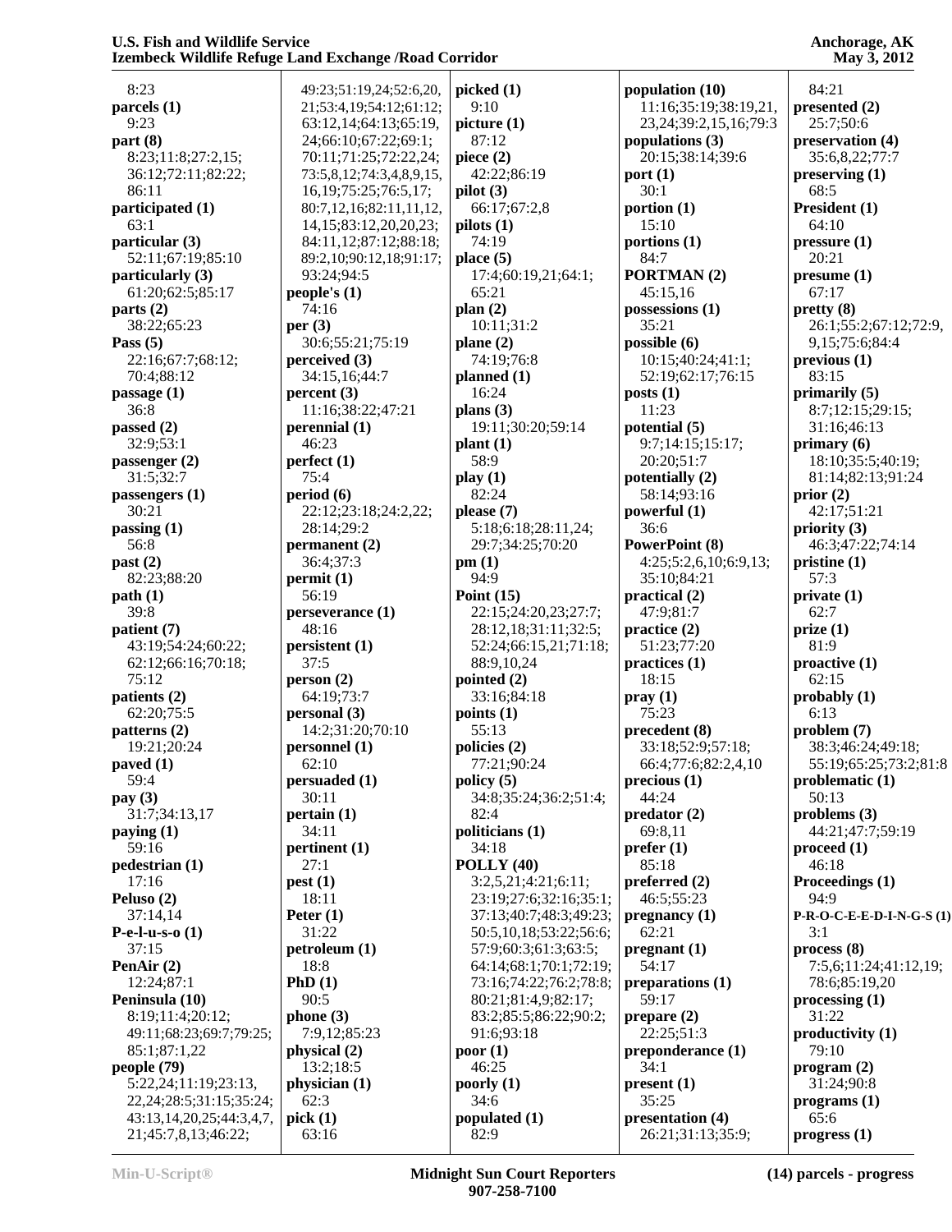8:23
**parcels (1)**
9:23
**part (8)**
8:23;11:8;27:2,15;
36:12;72:11;82:22;
86:11
**participated (1)**
63:1
**particular (3)**
52:11;67:19;85:10
**particularly (3)**
61:20;62:5;85:17
**parts (2)**
38:22;65:23
**Pass (5)**
22:16;67:7;68:12;
70:4;88:12
**passage (1)**
36:8
**passed (2)**
32:9;53:1
**passenger (2)**
31:5;32:7
**passengers (1)**
30:21
**passing (1)**
56:8
**past (2)**
82:23;88:20
**path (1)**
39:8
**patient (7)**
43:19;54:24;60:22;
62:12;66:16;70:18;
75:12
**patients (2)**
62:20;75:5
**patterns (2)**
19:21;20:24
**paved (1)**
59:4
**pay (3)**
31:7;34:13,17
**paying (1)**
59:16
**pedestrian (1)**
17:16
**Peluso (2)**
37:14,14
**P-e-l-u-s-o (1)**
37:15
**PenAir (2)**
12:24;87:1
**Peninsula (10)**
8:19;11:4;20:12;
49:11;68:23;69:7;79:25;
85:1;87:1,22
**people (79)**
5:22,24;11:19;23:13,
22,24;28:5;31:15;35:24;
43:13,14,20,25;44:3,4,7,
21;45:7,8,13;46:22;
49:23;51:19,24;52:6,20,
21;53:4,19;54:12;61:12;
63:12,14;64:13;65:19,
24;66:10;67:22;69:1;
70:11;71:25;72:22,24;
73:5,8,12;74:3,4,8,9,15,
16,19;75:25;76:5,17;
80:7,12,16;82:11,11,12,
14,15;83:12,20,20,23;
84:11,12;87:12;88:18;
89:2,10;90:12,18;91:17;
93:24;94:5
**people's (1)**
74:16
**per (3)**
30:6;55:21;75:19
**perceived (3)**
34:15,16;44:7
**percent (3)**
11:16;38:22;47:21
**perennial (1)**
46:23
**perfect (1)**
75:4
**period (6)**
22:12;23:18;24:2,22;
28:14;29:2
**permanent (2)**
36:4;37:3
**permit (1)**
56:19
**perseverance (1)**
48:16
**persistent (1)**
37:5
**person (2)**
64:19;73:7
**personal (3)**
14:2;31:20;70:10
**personnel (1)**
62:10
**persuaded (1)**
30:11
**pertain (1)**
34:11
**pertinent (1)**
27:1
**pest (1)**
18:11
**Peter (1)**
31:22
**petroleum (1)**
18:8
**PhD (1)**
90:5
**phone (3)**
7:9,12;85:23
**physical (2)**
13:2;18:5
**physician (1)**
62:3
**pick (1)**
63:16
**picked (1)**
9:10
**picture (1)**
87:12
**piece (2)**
42:22;86:19
**pilot (3)**
66:17;67:2,8
**pilots (1)**
74:19
**place (5)**
17:4;60:19,21;64:1;
65:21
**plan (2)**
10:11;31:2
**plane (2)**
74:19;76:8
**planned (1)**
16:24
**plans (3)**
19:11;30:20;59:14
**plant (1)**
58:9
**play (1)**
82:24
**please (7)**
5:18;6:18;28:11,24;
29:7;34:25;70:20
**pm (1)**
94:9
**Point (15)**
22:15;24:20,23;27:7;
28:12,18;31:11;32:5;
52:24;66:15,21;71:18;
88:9,10,24
**pointed (2)**
33:16;84:18
**points (1)**
55:13
**policies (2)**
77:21;90:24
**policy (5)**
34:8;35:24;36:2;51:4;
82:4
**politicians (1)**
34:18
**POLLY (40)**
3:2,5,21;4:21;6:11;
23:19;27:6;32:16;35:1;
37:13;40:7;48:3;49:23;
50:5,10,18;53:22;56:6;
57:9;60:3;61:3;63:5;
64:14;68:1;70:1;72:19;
73:16;74:22;76:2;78:8;
80:21;81:4,9;82:17;
83:2;85:5;86:22;90:2;
91:6;93:18
**poor (1)**
46:25
**poorly (1)**
34:6
**populated (1)**
82:9
**population (10)**
11:16;35:19;38:19,21,
23,24;39:2,15,16;79:3
**populations (3)**
20:15;38:14;39:6
**port (1)**
30:1
**portion (1)**
15:10
**portions (1)**
84:7
**PORTMAN (2)**
45:15,16
**possessions (1)**
35:21
**possible (6)**
10:15;40:24;41:1;
52:19;62:17;76:15
**posts (1)**
11:23
**potential (5)**
9:7;14:15;15:17;
20:20;51:7
**potentially (2)**
58:14;93:16
**powerful (1)**
36:6
**PowerPoint (8)**
4:25;5:2,6,10;6:9,13;
35:10;84:21
**practical (2)**
47:9;81:7
**practice (2)**
51:23;77:20
**practices (1)**
18:15
**pray (1)**
75:23
**precedent (8)**
33:18;52:9;57:18;
66:4;77:6;82:2,4,10
**precious (1)**
44:24
**predator (2)**
69:8,11
**prefer (1)**
85:18
**preferred (2)**
46:5;55:23
**pregnancy (1)**
62:21
**pregnant (1)**
54:17
**preparations (1)**
59:17
**prepare (2)**
22:25;51:3
**preponderance (1)**
34:1
**present (1)**
35:25
**presentation (4)**
26:21;31:13;35:9;
84:21
**presented (2)**
25:7;50:6
**preservation (4)**
35:6,8,22;77:7
**preserving (1)**
68:5
**President (1)**
64:10
**pressure (1)**
20:21
**presume (1)**
67:17
**pretty (8)**
26:1;55:2;67:12;72:9,
9,15;75:6;84:4
**previous (1)**
83:15
**primarily (5)**
8:7;12:15;29:15;
31:16;46:13
**primary (6)**
18:10;35:5;40:19;
81:14;82:13;91:24
**prior (2)**
42:17;51:21
**priority (3)**
46:3;47:22;74:14
**pristine (1)**
57:3
**private (1)**
62:7
**prize (1)**
81:9
**proactive (1)**
62:15
**probably (1)**
6:13
**problem (7)**
38:3;46:24;49:18;
55:19;65:25;73:2;81:8
**problematic (1)**
50:13
**problems (3)**
44:21;47:7;59:19
**proceed (1)**
46:18
**Proceedings (1)**
94:9
**P-R-O-C-E-E-D-I-N-G-S (1)**
3:1
**process (8)**
7:5,6;11:24;41:12,19;
78:6;85:19,20
**processing (1)**
31:22
**productivity (1)**
79:10
**program (2)**
31:24;90:8
**programs (1)**
65:6
**progress (1)**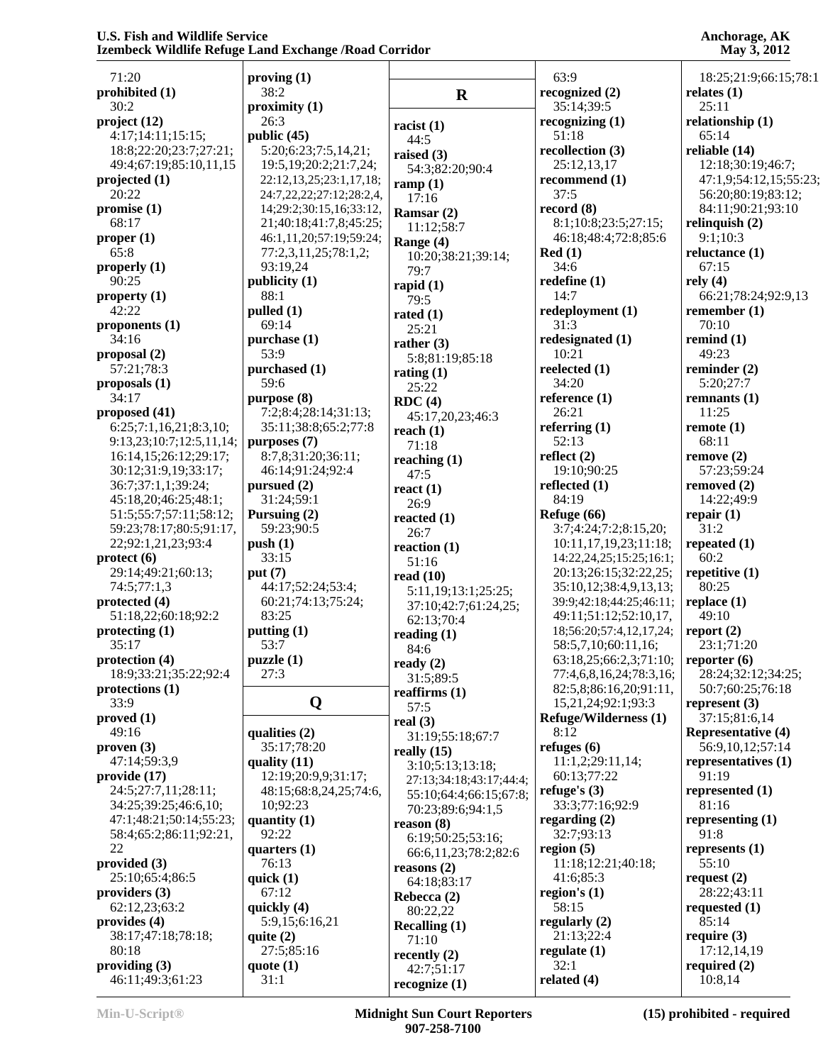71:20
**prohibited (1)**
30:2
**project (12)**
4:17;14:11;15:15;
18:8;22:20;23:7;27:21;
49:4;67:19;85:10,11,15
**projected (1)**
20:22
**promise (1)**
68:17
**proper (1)**
65:8
**properly (1)**
90:25
**property (1)**
42:22
**proponents (1)**
34:16
**proposal (2)**
57:21;78:3
**proposals (1)**
34:17
**proposed (41)**
6:25;7:1,16,21;8:3,10;
9:13,23;10:7;12:5,11,14;
16:14,15;26:12;29:17;
30:12;31:9,19;33:17;
36:7;37:1,1;39:24;
45:18,20;46:25;48:1;
51:5;55:7;57:11;58:12;
59:23;78:17;80:5;91:17,
22;92:1,21,23;93:4
**protect (6)**
29:14;49:21;60:13;
74:5;77:1,3
**protected (4)**
51:18,22;60:18;92:2
**protecting (1)**
35:17
**protection (4)**
18:9;33:21;35:22;92:4
**protections (1)**
33:9
**proved (1)**
49:16
**proven (3)**
47:14;59:3,9
**provide (17)**
24:5;27:7,11;28:11;
34:25;39:25;46:6,10;
47:1;48:21;50:14;55:23;
58:4;65:2;86:11;92:21,
22
**provided (3)**
25:10;65:4;86:5
**providers (3)**
62:12,23;63:2
**provides (4)**
38:17;47:18;78:18;
80:18
**providing (3)**
46:11;49:3;61:23
**proving (1)**
38:2
**proximity (1)**
26:3
**public (45)**
5:20;6:23;7:5,14,21;
19:5,19;20:2;21:7,24;
22:12,13,25;23:1,17,18;
24:7,22,22;27:12;28:2,4,
14;29:2;30:15,16;33:12,
21;40:18;41:7,8;45:25;
46:1,11,20;57:19;59:24;
77:2,3,11,25;78:1,2;
93:19,24
**publicity (1)**
88:1
**pulled (1)**
69:14
**purchase (1)**
53:9
**purchased (1)**
59:6
**purpose (8)**
7:2;8:4;28:14;31:13;
35:11;38:8;65:2;77:8
**purposes (7)**
8:7,8;31:20;36:11;
46:14;91:24;92:4
**pursued (2)**
31:24;59:1
**Pursuing (2)**
59:23;90:5
**push (1)**
33:15
**put (7)**
44:17;52:24;53:4;
60:21;74:13;75:24;
83:25
**putting (1)**
53:7
**puzzle (1)**
27:3

## Q

**qualities (2)**
35:17;78:20
**quality (11)**
12:19;20:9,9;31:17;
48:15;68:8,24,25;74:6,
10;92:23
**quantity (1)**
92:22
**quarters (1)**
76:13
**quick (1)**
67:12
**quickly (4)**
5:9,15;6:16,21
**quite (2)**
27:5;85:16
**quote (1)**
31:1

## R

**racist (1)**
44:5
**raised (3)**
54:3;82:20;90:4
**ramp (1)**
17:16
**Ramsar (2)**
11:12;58:7
**Range (4)**
10:20;38:21;39:14;
79:7
**rapid (1)**
79:5
**rated (1)**
25:21
**rather (3)**
5:8;81:19;85:18
**rating (1)**
25:22
**RDC (4)**
45:17,20,23;46:3
**reach (1)**
71:18
**reaching (1)**
47:5
**react (1)**
26:9
**reacted (1)**
26:7
**reaction (1)**
51:16
**read (10)**
5:11,19;13:1;25:25;
37:10;42:7;61:24,25;
62:13;70:4
**reading (1)**
84:6
**ready (2)**
31:5;89:5
**reaffirms (1)**
57:5
**real (3)**
31:19;55:18;67:7
**really (15)**
3:10;5:13;13:18;
27:13;34:18;43:17;44:4;
55:10;64:4;66:15;67:8;
70:23;89:6;94:1,5
**reason (8)**
6:19;50:25;53:16;
66:6,11,23;78:2;82:6
**reasons (2)**
64:18;83:17
**Rebecca (2)**
80:22,22
**Recalling (1)**
71:10
**recently (2)**
42:7;51:17
**recognize (1)**
63:9
**recognized (2)**
35:14;39:5
**recognizing (1)**
51:18
**recollection (3)**
25:12,13,17
**recommend (1)**
37:5
**record (8)**
8:1;10:8;23:5;27:15;
46:18;48:4;72:8;85:6
**Red (1)**
34:6
**redefine (1)**
14:7
**redeployment (1)**
31:3
**redesignated (1)**
10:21
**reelected (1)**
34:20
**reference (1)**
26:21
**referring (1)**
52:13
**reflect (2)**
19:10;90:25
**reflected (1)**
84:19
**Refuge (66)**
3:7;4:24;7:2;8:15,20;
10:11,17,19,23;11:18;
14:22,24,25;15:25;16:1;
20:13;26:15;32:22,25;
35:10,12;38:4,9,13,13;
39:9;42:18;44:25;46:11;
49:11;51:12;52:10,17,
18;56:20;57:4,12,17,24;
58:5,7,10;60:11,16;
63:18,25;66:2,3;71:10;
77:4,6,8,16,24;78:3,16;
82:5,8;86:16,20;91:11,
15,21,24;92:1;93:3
**Refuge/Wilderness (1)**
8:12
**refuges (6)**
11:1,2;29:11,14;
60:13;77:22
**refuge's (3)**
33:3;77:16;92:9
**regarding (2)**
32:7;93:13
**region (5)**
11:18;12:21;40:18;
41:6;85:3
**region's (1)**
58:15
**regularly (2)**
21:13;22:4
**regulate (1)**
32:1
**related (4)**
18:25;21:9;66:15;78:1
**relates (1)**
25:11
**relationship (1)**
65:14
**reliable (14)**
12:18;30:19;46:7;
47:1,9;54:12,15;55:23;
56:20;80:19;83:12;
84:11;90:21;93:10
**relinquish (2)**
9:1;10:3
**reluctance (1)**
67:15
**rely (4)**
66:21;78:24;92:9,13
**remember (1)**
70:10
**remind (1)**
49:23
**reminder (2)**
5:20;27:7
**remnants (1)**
11:25
**remote (1)**
68:11
**remove (2)**
57:23;59:24
**removed (2)**
14:22;49:9
**repair (1)**
31:2
**repeated (1)**
60:2
**repetitive (1)**
80:25
**replace (1)**
49:10
**report (2)**
23:1;71:20
**reporter (6)**
28:24;32:12;34:25;
50:7;60:25;76:18
**represent (3)**
37:15;81:6,14
**Representative (4)**
56:9,10,12;57:14
**representatives (1)**
91:19
**represented (1)**
81:16
**representing (1)**
91:8
**represents (1)**
55:10
**request (2)**
28:22;43:11
**requested (1)**
85:14
**require (3)**
17:12,14,19
**required (2)**
10:8,14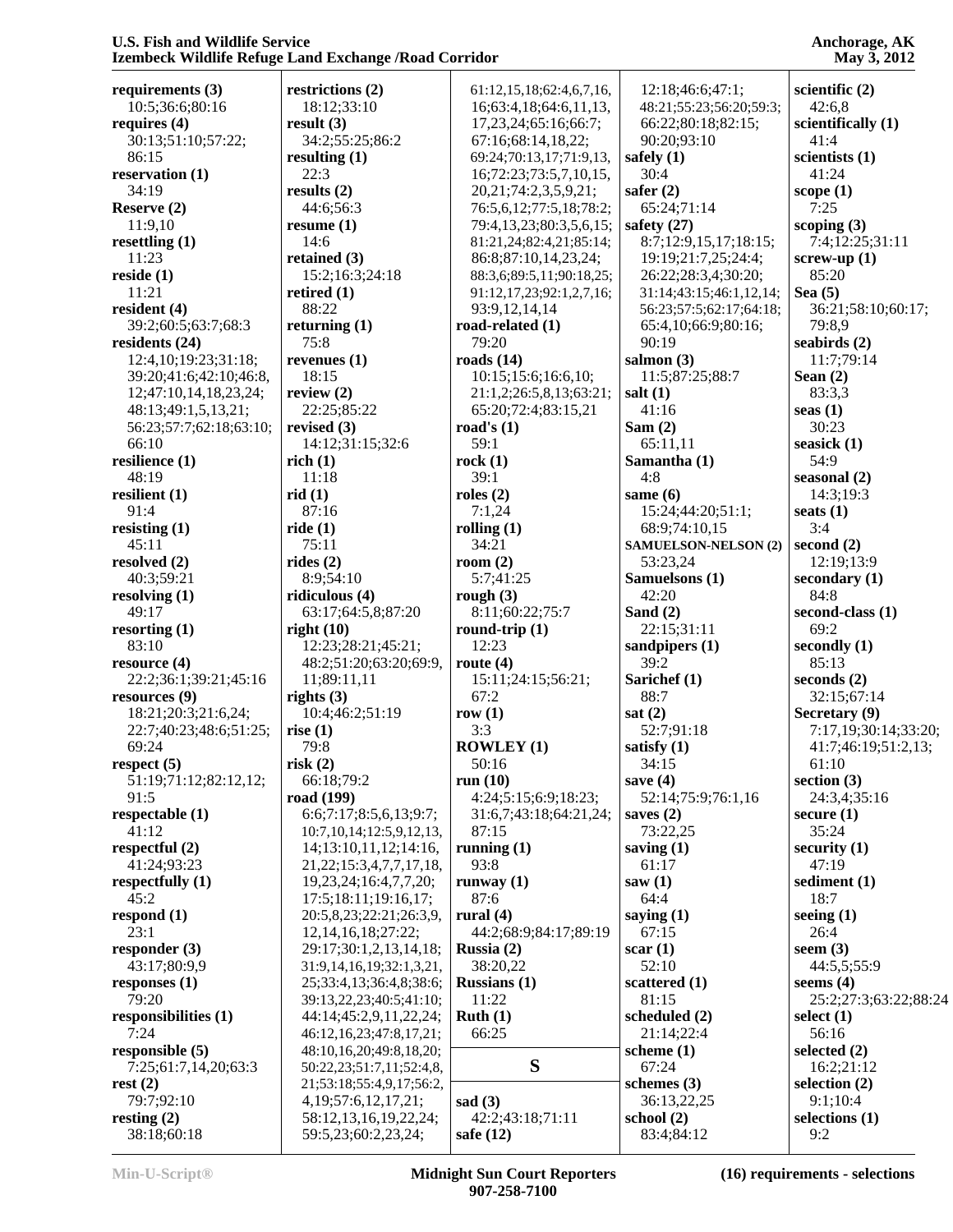**requirements (3)**
10:5;36:6;80:16
**requires (4)**
30:13;51:10;57:22;
86:15
**reservation (1)**
34:19
**Reserve (2)**
11:9,10
**resettling (1)**
11:23
**reside (1)**
11:21
**resident (4)**
39:2;60:5;63:7;68:3
**residents (24)**
12:4,10;19:23;31:18;
39:20;41:6;42:10;46:8,
12;47:10,14,18,23,24;
48:13;49:1,5,13,21;
56:23;57:7;62:18;63:10;
66:10
**resilience (1)**
48:19
**resilient (1)**
91:4
**resisting (1)**
45:11
**resolved (2)**
40:3;59:21
**resolving (1)**
49:17
**resorting (1)**
83:10
**resource (4)**
22:2;36:1;39:21;45:16
**resources (9)**
18:21;20:3;21:6,24;
22:7;40:23;48:6;51:25;
69:24
**respect (5)**
51:19;71:12;82:12,12;
91:5
**respectable (1)**
41:12
**respectful (2)**
41:24;93:23
**respectfully (1)**
45:2
**respond (1)**
23:1
**responder (3)**
43:17;80:9,9
**responses (1)**
79:20
**responsibilities (1)**
7:24
**responsible (5)**
7:25;61:7,14,20;63:3
**rest (2)**
79:7;92:10
**resting (2)**
38:18;60:18

**restrictions (2)**
18:12;33:10
**result (3)**
34:2;55:25;86:2
**resulting (1)**
22:3
**results (2)**
44:6;56:3
**resume (1)**
14:6
**retained (3)**
15:2;16:3;24:18
**retired (1)**
88:22
**returning (1)**
75:8
**revenues (1)**
18:15
**review (2)**
22:25;85:22
**revised (3)**
14:12;31:15;32:6
**rich (1)**
11:18
**rid (1)**
87:16
**ride (1)**
75:11
**rides (2)**
8:9;54:10
**ridiculous (4)**
63:17;64:5,8;87:20
**right (10)**
12:23;28:21;45:21;
48:2;51:20;63:20;69:9,
11;89:11,11
**rights (3)**
10:4;46:2;51:19
**rise (1)**
79:8
**risk (2)**
66:18;79:2
**road (199)**
6:6;7:17;8:5,6,13;9:7;
10:7,10,14;12:5,9,12,13,
14;13:10,11,12;14:16,
21,22;15:3,4,7,7,17,18,
19,23,24;16:4,7,7,20;
17:5;18:11;19:16,17;
20:5,8,23;22:21;26:3,9,
12,14,16,18;27:22;
29:17;30:1,2,13,14,18;
31:9,14,16,19;32:1,3,21,
25;33:4,13;36:4,8;38:6;
39:13,22,23;40:5;41:10;
44:14;45:2,9,11,22,24;
46:12,16,23;47:8,17,21;
48:10,16,20;49:8,18,20;
50:22,23;51:7,11;52:4,8,
21;53:18;55:4,9,17;56:2,
4,19;57:6,12,17,21;
58:12,13,16,19,22,24;
59:5,23;60:2,23,24;
61:12,15,18;62:4,6,7,16,
16;63:4,18;64:6,11,13,
17,23,24;65:16;66:7;
67:16;68:14,18,22;
69:24;70:13,17;71:9,13,
16;72:23;73:5,7,10,15,
20,21;74:2,3,5,9,21;
76:5,6,12;77:5,18;78:2;
79:4,13,23;80:3,5,6,15;
81:21,24;82:4,21;85:14;
86:8;87:10,14,23,24;
88:3,6;89:5,11;90:18,25;
91:12,17,23;92:1,2,7,16;
93:9,12,14,14
**road-related (1)**
79:20
**roads (14)**
10:15;15:6;16:6,10;
21:1,2;26:5,8,13;63:21;
65:20;72:4;83:15,21
**road's (1)**
59:1
**rock (1)**
39:1
**roles (2)**
7:1,24
**rolling (1)**
34:21
**room (2)**
5:7;41:25
**rough (3)**
8:11;60:22;75:7
**round-trip (1)**
12:23
**route (4)**
15:11;24:15;56:21;
67:2
**row (1)**
3:3
**ROWLEY (1)**
50:16
**run (10)**
4:24;5:15;6:9;18:23;
31:6,7;43:18;64:21,24;
87:15
**running (1)**
93:8
**runway (1)**
87:6
**rural (4)**
44:2;68:9;84:17;89:19
**Russia (2)**
38:20,22
**Russians (1)**
11:22
**Ruth (1)**
66:25

## S

**sad (3)**
42:2;43:18;71:11
**safe (12)**
12:18;46:6;47:1;
48:21;55:23;56:20;59:3;
66:22;80:18;82:15;
90:20;93:10
**safely (1)**
30:4
**safer (2)**
65:24;71:14
**safety (27)**
8:7;12:9,15,17;18:15;
19:19;21:7,25;24:4;
26:22;28:3,4;30:20;
31:14;43:15;46:1,12,14;
56:23;57:5;62:17;64:18;
65:4,10;66:9;80:16;
90:19
**salmon (3)**
11:5;87:25;88:7
**salt (1)**
41:16
**Sam (2)**
65:11,11
**Samantha (1)**
4:8
**same (6)**
15:24;44:20;51:1;
68:9;74:10,15
**SAMUELSON-NELSON (2)**
53:23,24
**Samuelsons (1)**
42:20
**Sand (2)**
22:15;31:11
**sandpipers (1)**
39:2
**Sarichef (1)**
88:7
**sat (2)**
52:7;91:18
**satisfy (1)**
34:15
**save (4)**
52:14;75:9;76:1,16
**saves (2)**
73:22,25
**saving (1)**
61:17
**saw (1)**
64:4
**saying (1)**
67:15
**scar (1)**
52:10
**scattered (1)**
81:15
**scheduled (2)**
21:14;22:4
**scheme (1)**
67:24
**schemes (3)**
36:13,22,25
**school (2)**
83:4;84:12

**scientific (2)**
42:6,8
**scientifically (1)**
41:4
**scientists (1)**
41:24
**scope (1)**
7:25
**scoping (3)**
7:4;12:25;31:11
**screw-up (1)**
85:20
**Sea (5)**
36:21;58:10;60:17;
79:8,9
**seabirds (2)**
11:7;79:14
**Sean (2)**
83:3,3
**seas (1)**
30:23
**seasick (1)**
54:9
**seasonal (2)**
14:3;19:3
**seats (1)**
3:4
**second (2)**
12:19;13:9
**secondary (1)**
84:8
**second-class (1)**
69:2
**secondly (1)**
85:13
**seconds (2)**
32:15;67:14
**Secretary (9)**
7:17,19;30:14;33:20;
41:7;46:19;51:2,13;
61:10
**section (3)**
24:3,4;35:16
**secure (1)**
35:24
**security (1)**
47:19
**sediment (1)**
18:7
**seeing (1)**
26:4
**seem (3)**
44:5,5;55:9
**seems (4)**
25:2;27:3;63:22;88:24
**select (1)**
56:16
**selected (2)**
16:2;21:12
**selection (2)**
9:1;10:4
**selections (1)**
9:2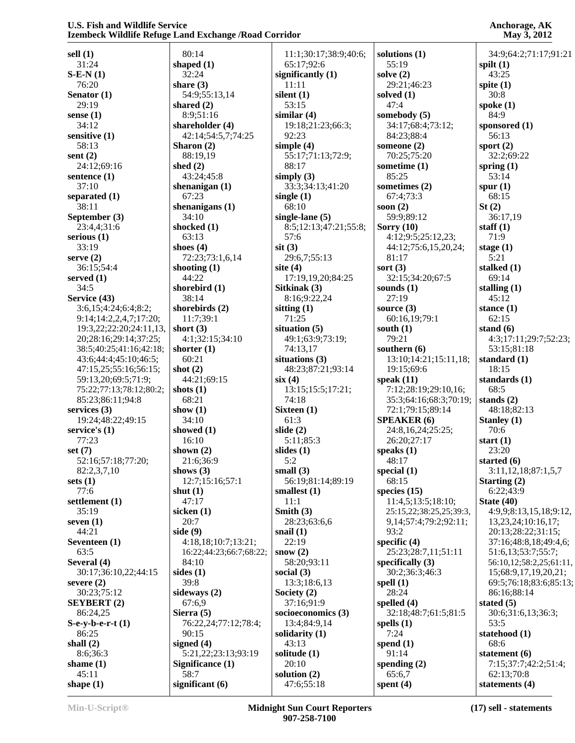**sell (1)**
31:24
**S-E-N (1)**
76:20
**Senator (1)**
29:19
**sense (1)**
34:12
**sensitive (1)**
58:13
**sent (2)**
24:12;69:16
**sentence (1)**
37:10
**separated (1)**
38:11
**September (3)**
23:4,4;31:6
**serious (1)**
33:19
**serve (2)**
36:15;54:4
**served (1)**
34:5
**Service (43)**
3:6,15;4:24;6:4;8:2;
9:14;14:2,2,4,7;17:20;
19:3,22;22:20;24:11,13,
20;28:16;29:14;37:25;
38:5;40:25;41:16;42:18;
43:6;44:4;45:10;46:5;
47:15,25;55:16;56:15;
59:13,20;69:5;71:9;
75:22;77:13;78:12;80:2;
85:23;86:11;94:8
**services (3)**
19:24;48:22;49:15
**service's (1)**
77:23
**set (7)**
52:16;57:18;77:20;
82:2,3,7,10
**sets (1)**
77:6
**settlement (1)**
35:19
**seven (1)**
44:21
**Seventeen (1)**
63:5
**Several (4)**
30:17;36:10,22;44:15
**severe (2)**
30:23;75:12
**SEYBERT (2)**
86:24,25
**S-e-y-b-e-r-t (1)**
86:25
**shall (2)**
8:6;36:3
**shame (1)**
45:11
**shape (1)**
80:14
**shaped (1)**
32:24
**share (3)**
54:9;55:13,14
**shared (2)**
8:9;51:16
**shareholder (4)**
42:14;54:5,7;74:25
**Sharon (2)**
88:19,19
**shed (2)**
43:24;45:8
**shenanigan (1)**
67:23
**shenanigans (1)**
34:10
**shocked (1)**
63:13
**shoes (4)**
72:23;73:1,6,14
**shooting (1)**
44:22
**shorebird (1)**
38:14
**shorebirds (2)**
11:7;39:1
**short (3)**
4:1;32:15;34:10
**shorter (1)**
60:21
**shot (2)**
44:21;69:15
**shots (1)**
68:21
**show (1)**
34:10
**showed (1)**
16:10
**shown (2)**
21:6;36:9
**shows (3)**
12:7;15:16;57:1
**shut (1)**
47:17
**sicken (1)**
20:7
**side (9)**
4:18,18;10:7;13:21;
16:22;44:23;66:7;68:22;
84:10
**sides (1)**
39:8
**sideways (2)**
67:6,9
**Sierra (5)**
76:22,24;77:12;78:4;
90:15
**signed (4)**
5:21,22;23:13;93:19
**Significance (1)**
58:7
**significant (6)**
11:1;30:17;38:9;40:6;
65:17;92:6
**significantly (1)**
11:11
**silent (1)**
53:15
**similar (4)**
19:18;21:23;66:3;
92:23
**simple (4)**
55:17;71:13;72:9;
88:17
**simply (3)**
33:3;34:13;41:20
**single (1)**
68:10
**single-lane (5)**
8:5;12:13;47:21;55:8;
57:6
**sit (3)**
29:6,7;55:13
**site (4)**
17:19,19,20;84:25
**Sitkinak (3)**
8:16;9:22,24
**sitting (1)**
71:25
**situation (5)**
49:1;63:9;73:19;
74:13,17
**situations (3)**
48:23;87:21;93:14
**six (4)**
13:15;15:5;17:21;
74:18
**Sixteen (1)**
61:3
**slide (2)**
5:11;85:3
**slides (1)**
5:2
**small (3)**
56:19;81:14;89:19
**smallest (1)**
11:1
**Smith (3)**
28:23;63:6,6
**snail (1)**
22:19
**snow (2)**
58:20;93:11
**social (3)**
13:3;18:6,13
**Society (2)**
37:16;91:9
**socioeconomics (3)**
13:4;84:9,14
**solidarity (1)**
43:13
**solitude (1)**
20:10
**solution (2)**
47:6;55:18
**solutions (1)**
55:19
**solve (2)**
29:21;46:23
**solved (1)**
47:4
**somebody (5)**
34:17;68:4;73:12;
84:23;88:4
**someone (2)**
70:25;75:20
**sometime (1)**
85:25
**sometimes (2)**
67:4;73:3
**soon (2)**
59:9;89:12
**Sorry (10)**
4:12;9:5;25:12,23;
44:12;75:6,15,20,24;
81:17
**sort (3)**
32:15;34:20;67:5
**sounds (1)**
27:19
**source (3)**
60:16,19;79:1
**south (1)**
79:21
**southern (6)**
13:10;14:21;15:11,18;
19:15;69:6
**speak (11)**
7:12;28:19;29:10,16;
35:3;64:16;68:3;70:19;
72:1;79:15;89:14
**SPEAKER (6)**
24:8,16,24;25:25;
26:20;27:17
**speaks (1)**
48:17
**special (1)**
68:15
**species (15)**
11:4,5;13:5;18:10;
25:15,22;38:25,25;39:3,
9,14;57:4;79:2;92:11;
93:2
**specific (4)**
25:23;28:7,11;51:11
**specifically (3)**
30:2;36:3;46:3
**spell (1)**
28:24
**spelled (4)**
32:18;48:7;61:5;81:5
**spells (1)**
7:24
**spend (1)**
91:14
**spending (2)**
65:6,7
**spent (4)**
34:9;64:2;71:17;91:21
**spilt (1)**
43:25
**spite (1)**
30:8
**spoke (1)**
84:9
**sponsored (1)**
56:13
**sport (2)**
32:2;69:22
**spring (1)**
53:14
**spur (1)**
68:15
**St (2)**
36:17,19
**staff (1)**
71:9
**stage (1)**
5:21
**stalked (1)**
69:14
**stalling (1)**
45:12
**stance (1)**
62:15
**stand (6)**
4:3;17:11;29:7;52:23;
53:15;81:18
**standard (1)**
18:15
**standards (1)**
68:5
**stands (2)**
48:18;82:13
**Stanley (1)**
70:6
**start (1)**
23:20
**started (6)**
3:11,12,18;87:1,5,7
**Starting (2)**
6:22;43:9
**State (40)**
4:9,9;8:13,15,18;9:12,
13,23,24;10:16,17;
20:13;28:22;31:15;
37:16;48:8,18;49:4,6;
51:6,13;53:7;55:7;
56:10,12;58:2,25;61:11,
15;68:9,17,19,20,21;
69:5;76:18;83:6;85:13;
86:16;88:14
**stated (5)**
30:6;31:6,13;36:3;
53:5
**statehood (1)**
68:6
**statement (6)**
7:15;37:7;42:2;51:4;
62:13;70:8
**statements (4)**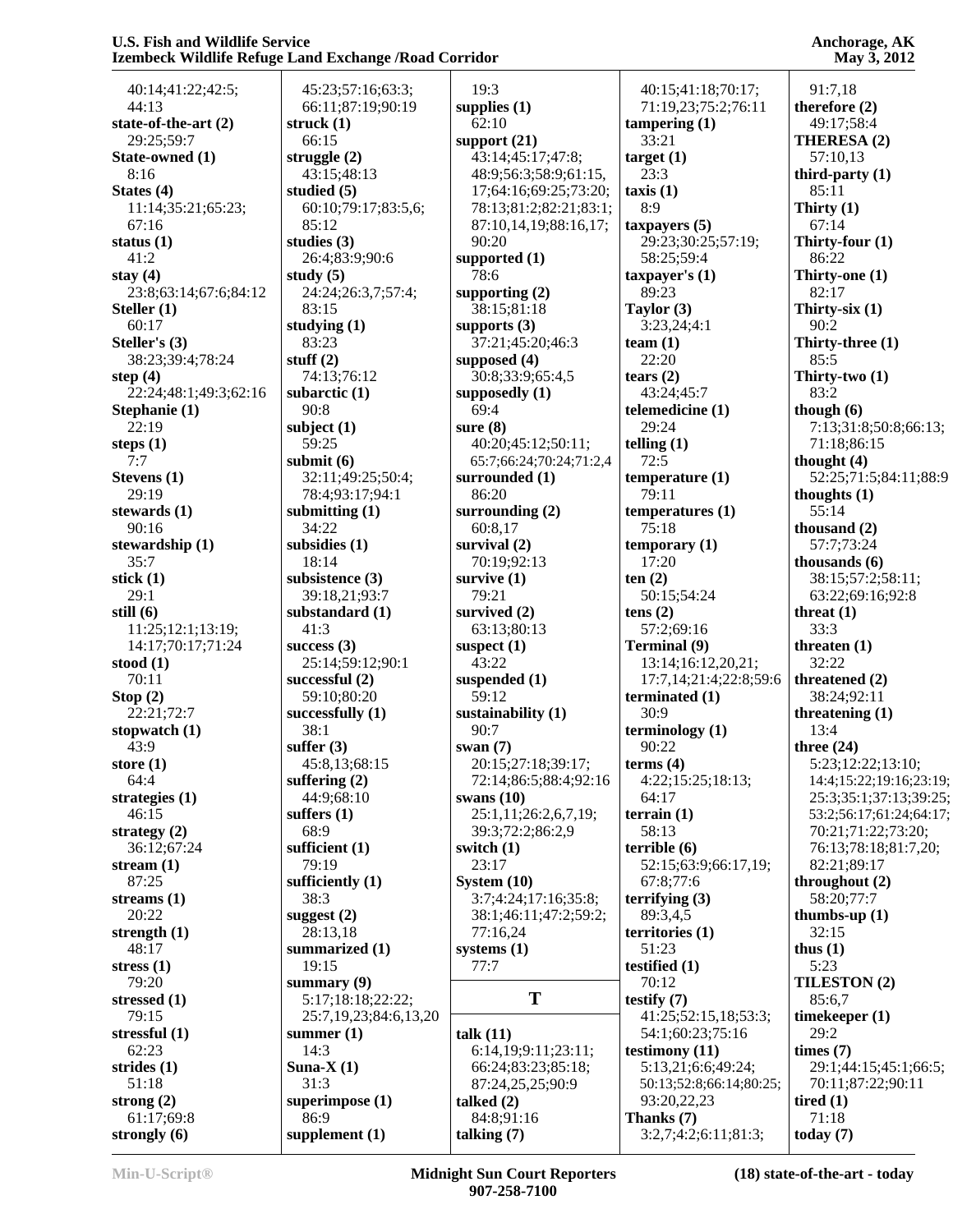40:14;41:22;42:5;
44:13

**state-of-the-art (2)**
29:25;59:7

**State-owned (1)**
8:16

**States (4)**
11:14;35:21;65:23;
67:16

**status (1)**
41:2

**stay (4)**
23:8;63:14;67:6;84:12

**Steller (1)**
60:17

**Steller's (3)**
38:23;39:4;78:24

**step (4)**
22:24;48:1;49:3;62:16

**Stephanie (1)**
22:19

**steps (1)**
7:7

**Stevens (1)**
29:19

**stewards (1)**
90:16

**stewardship (1)**
35:7

**stick (1)**
29:1

**still (6)**
11:25;12:1;13:19;
14:17;70:17;71:24

**stood (1)**
70:11

**Stop (2)**
22:21;72:7

**stopwatch (1)**
43:9

**store (1)**
64:4

**strategies (1)**
46:15

**strategy (2)**
36:12;67:24

**stream (1)**
87:25

**streams (1)**
20:22

**strength (1)**
48:17

**stress (1)**
79:20

**stressed (1)**
79:15

**stressful (1)**
62:23

**strides (1)**
51:18

**strong (2)**
61:17;69:8

**strongly (6)**
45:23;57:16;63:3;
66:11;87:19;90:19

**struck (1)**
66:15

**struggle (2)**
43:15;48:13

**studied (5)**
60:10;79:17;83:5,6;
85:12

**studies (3)**
26:4;83:9;90:6

**study (5)**
24:24;26:3,7;57:4;
83:15

**studying (1)**
83:23

**stuff (2)**
74:13;76:12

**subarctic (1)**
90:8

**subject (1)**
59:25

**submit (6)**
32:11;49:25;50:4;
78:4;93:17;94:1

**submitting (1)**
34:22

**subsidies (1)**
18:14

**subsistence (3)**
39:18,21;93:7

**substandard (1)**
41:3

**success (3)**
25:14;59:12;90:1

**successful (2)**
59:10;80:20

**successfully (1)**
38:1

**suffer (3)**
45:8,13;68:15

**suffering (2)**
44:9;68:10

**suffers (1)**
68:9

**sufficient (1)**
79:19

**sufficiently (1)**
38:3

**suggest (2)**
28:13,18

**summarized (1)**
19:15

**summary (9)**
5:17;18:18;22:22;
25:7,19,23;84:6,13,20

**summer (1)**
14:3

**Suna-X (1)**
31:3

**superimpose (1)**
86:9

**supplement (1)**
19:3

**supplies (1)**
62:10

**support (21)**
43:14;45:17;47:8;
48:9;56:3;58:9;61:15,
17;64:16;69:25;73:20;
78:13;81:2;82:21;83:1;
87:10,14,19;88:16,17;
90:20

**supported (1)**
78:6

**supporting (2)**
38:15;81:18

**supports (3)**
37:21;45:20;46:3

**supposed (4)**
30:8;33:9;65:4,5

**supposedly (1)**
69:4

**sure (8)**
40:20;45:12;50:11;
65:7;66:24;70:24;71:2,4

**surrounded (1)**
86:20

**surrounding (2)**
60:8,17

**survival (2)**
70:19;92:13

**survive (1)**
79:21

**survived (2)**
63:13;80:13

**suspect (1)**
43:22

**suspended (1)**
59:12

**sustainability (1)**
90:7

**swan (7)**
20:15;27:18;39:17;
72:14;86:5;88:4;92:16

**swans (10)**
25:1,11;26:2,6,7,19;
39:3;72:2;86:2,9

**switch (1)**
23:17

**System (10)**
3:7;4:24;17:16;35:8;
38:1;46:11;47:2;59:2;
77:16,24

**systems (1)**
77:7

## T

**talk (11)**
6:14,19;9:11;23:11;
66:24;83:23;85:18;
87:24,25,25;90:9

**talked (2)**
84:8;91:16

**talking (7)**
40:15;41:18;70:17;
71:19,23;75:2;76:11

**tampering (1)**
33:21

**target (1)**
23:3

**taxis (1)**
8:9

**taxpayers (5)**
29:23;30:25;57:19;
58:25;59:4

**taxpayer's (1)**
89:23

**Taylor (3)**
3:23,24;4:1

**team (1)**
22:20

**tears (2)**
43:24;45:7

**telemedicine (1)**
29:24

**telling (1)**
72:5

**temperature (1)**
79:11

**temperatures (1)**
75:18

**temporary (1)**
17:20

**ten (2)**
50:15;54:24

**tens (2)**
57:2;69:16

**Terminal (9)**
13:14;16:12,20,21;
17:7,14;21:4;22:8;59:6

**terminated (1)**
30:9

**terminology (1)**
90:22

**terms (4)**
4:22;15:25;18:13;
64:17

**terrain (1)**
58:13

**terrible (6)**
52:15;63:9;66:17,19;
67:8;77:6

**terrifying (3)**
89:3,4,5

**territories (1)**
51:23

**testified (1)**
70:12

**testify (7)**
41:25;52:15,18;53:3;
54:1;60:23;75:16

**testimony (11)**
5:13,21;6:6;49:24;
50:13;52:8;66:14;80:25;
93:20,22,23

**Thanks (7)**
3:2,7;4:2;6:11;81:3;
91:7,18

**therefore (2)**
49:17;58:4

**THERESA (2)**
57:10,13

**third-party (1)**
85:11

**Thirty (1)**
67:14

**Thirty-four (1)**
86:22

**Thirty-one (1)**
82:17

**Thirty-six (1)**
90:2

**Thirty-three (1)**
85:5

**Thirty-two (1)**
83:2

**though (6)**
7:13;31:8;50:8;66:13;
71:18;86:15

**thought (4)**
52:25;71:5;84:11;88:9

**thoughts (1)**
55:14

**thousand (2)**
57:7;73:24

**thousands (6)**
38:15;57:2;58:11;
63:22;69:16;92:8

**threat (1)**
33:3

**threaten (1)**
32:22

**threatened (2)**
38:24;92:11

**threatening (1)**
13:4

**three (24)**
5:23;12:22;13:10;
14:4;15:22;19:16;23:19;
25:3;35:1;37:13;39:25;
53:2;56:17;61:24;64:17;
70:21;71:22;73:20;
76:13;78:18;81:7,20;
82:21;89:17

**throughout (2)**
58:20;77:7

**thumbs-up (1)**
32:15

**thus (1)**
5:23

**TILESTON (2)**
85:6,7

**timekeeper (1)**
29:2

**times (7)**
29:1;44:15;45:1;66:5;
70:11;87:22;90:11

**tired (1)**
71:18

**today (7)**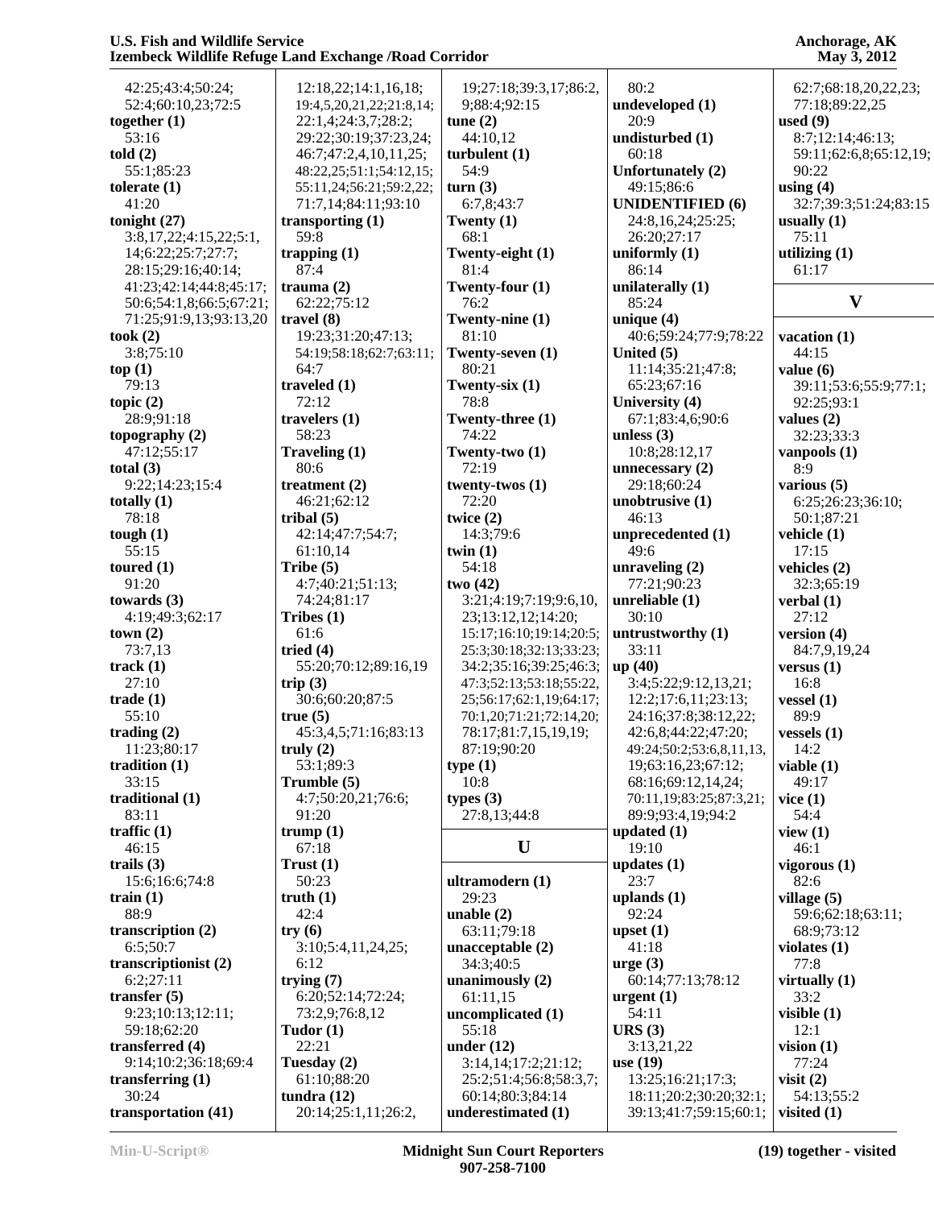42:25;43:4;50:24;
52:4;60:10,23;72:5

**together (1)**
53:16

**told (2)**
55:1;85:23

**tolerate (1)**
41:20

**tonight (27)**
3:8,17,22;4:15,22;5:1,
14;6:22;25:7;27:7;
28:15;29:16;40:14;
41:23;42:14;44:8;45:17;
50:6;54:1,8;66:5;67:21;
71:25;91:9,13;93:13,20

**took (2)**
3:8;75:10

**top (1)**
79:13

**topic (2)**
28:9;91:18

**topography (2)**
47:12;55:17

**total (3)**
9:22;14:23;15:4

**totally (1)**
78:18

**tough (1)**
55:15

**toured (1)**
91:20

**towards (3)**
4:19;49:3;62:17

**town (2)**
73:7,13

**track (1)**
27:10

**trade (1)**
55:10

**trading (2)**
11:23;80:17

**tradition (1)**
33:15

**traditional (1)**
83:11

**traffic (1)**
46:15

**trails (3)**
15:6;16:6;74:8

**train (1)**
88:9

**transcription (2)**
6:5;50:7

**transcriptionist (2)**
6:2;27:11

**transfer (5)**
9:23;10:13;12:11;
59:18;62:20

**transferred (4)**
9:14;10:2;36:18;69:4

**transferring (1)**
30:24

**transportation (41)**
12:18,22;14:1,16,18;
19:4,5,20,21,22;21:8,14;
22:1,4;24:3,7;28:2;
29:22;30:19;37:23,24;
46:7;47:2,4,10,11,25;
48:22,25;51:1;54:12,15;
55:11,24;56:21;59:2,22;
71:7,14;84:11;93:10

**transporting (1)**
59:8

**trapping (1)**
87:4

**trauma (2)**
62:22;75:12

**travel (8)**
19:23;31:20;47:13;
54:19;58:18;62:7;63:11;
64:7

**traveled (1)**
72:12

**travelers (1)**
58:23

**Traveling (1)**
80:6

**treatment (2)**
46:21;62:12

**tribal (5)**
42:14;47:7;54:7;
61:10,14

**Tribe (5)**
4:7;40:21;51:13;
74:24;81:17

**Tribes (1)**
61:6

**tried (4)**
55:20;70:12;89:16,19

**trip (3)**
30:6;60:20;87:5

**true (5)**
45:3,4,5;71:16;83:13

**truly (2)**
53:1;89:3

**Trumble (5)**
4:7;50:20,21;76:6;
91:20

**trump (1)**
67:18

**Trust (1)**
50:23

**truth (1)**
42:4

**try (6)**
3:10;5:4,11,24,25;
6:12

**trying (7)**
6:20;52:14;72:24;
73:2,9;76:8,12

**Tudor (1)**
22:21

**Tuesday (2)**
61:10;88:20

**tundra (12)**
20:14;25:1,11;26:2,
19;27:18;39:3,17;86:2,
9;88:4;92:15

**tune (2)**
44:10,12

**turbulent (1)**
54:9

**turn (3)**
6:7,8;43:7

**Twenty (1)**
68:1

**Twenty-eight (1)**
81:4

**Twenty-four (1)**
76:2

**Twenty-nine (1)**
81:10

**Twenty-seven (1)**
80:21

**Twenty-six (1)**
78:8

**Twenty-three (1)**
74:22

**Twenty-two (1)**
72:19

**twenty-twos (1)**
72:20

**twice (2)**
14:3;79:6

**twin (1)**
54:18

**two (42)**
3:21;4:19;7:19;9:6,10,
23;13:12,12;14:20;
15:17;16:10;19:14;20:5;
25:3;30:18;32:13;33:23;
34:2;35:16;39:25;46:3;
47:3;52:13;53:18;55:22,
25;56:17;62:1,19;64:17;
70:1,20;71:21;72:14,20;
78:17;81:7,15,19,19;
87:19;90:20

**type (1)**
10:8

**types (3)**
27:8,13;44:8

## U

**ultramodern (1)**
29:23

**unable (2)**
63:11;79:18

**unacceptable (2)**
34:3;40:5

**unanimously (2)**
61:11,15

**uncomplicated (1)**
55:18

**under (12)**
3:14,14;17:2;21:12;
25:2;51:4;56:8;58:3,7;
60:14;80:3;84:14

**underestimated (1)**
80:2

**undeveloped (1)**
20:9

**undisturbed (1)**
60:18

**Unfortunately (2)**
49:15;86:6

**UNIDENTIFIED (6)**
24:8,16,24;25:25;
26:20;27:17

**uniformly (1)**
86:14

**unilaterally (1)**
85:24

**unique (4)**
40:6;59:24;77:9;78:22

**United (5)**
11:14;35:21;47:8;
65:23;67:16

**University (4)**
67:1;83:4,6;90:6

**unless (3)**
10:8;28:12,17

**unnecessary (2)**
29:18;60:24

**unobtrusive (1)**
46:13

**unprecedented (1)**
49:6

**unraveling (2)**
77:21;90:23

**unreliable (1)**
30:10

**untrustworthy (1)**
33:11

**up (40)**
3:4;5:22;9:12,13,21;
12:2;17:6,11;23:13;
24:16;37:8;38:12,22;
42:6,8;44:22;47:20;
49:24;50:2;53:6,8,11,13,
19;63:16,23;67:12;
68:16;69:12,14,24;
70:11,19;83:25;87:3,21;
89:9;93:4,19;94:2

**updated (1)**
19:10

**updates (1)**
23:7

**uplands (1)**
92:24

**upset (1)**
41:18

**urge (3)**
60:14;77:13;78:12

**urgent (1)**
54:11

**URS (3)**
3:13,21,22

**use (19)**
13:25;16:21;17:3;
18:11;20:2;30:20;32:1;
39:13;41:7;59:15;60:1;
62:7;68:18,20,22,23;
77:18;89:22,25

**used (9)**
8:7;12:14;46:13;
59:11;62:6,8;65:12,19;
90:22

**using (4)**
32:7;39:3;51:24;83:15

**usually (1)**
75:11

**utilizing (1)**
61:17

## V

**vacation (1)**
44:15

**value (6)**
39:11;53:6;55:9;77:1;
92:25;93:1

**values (2)**
32:23;33:3

**vanpools (1)**
8:9

**various (5)**
6:25;26:23;36:10;
50:1;87:21

**vehicle (1)**
17:15

**vehicles (2)**
32:3;65:19

**verbal (1)**
27:12

**version (4)**
84:7,9,19,24

**versus (1)**
16:8

**vessel (1)**
89:9

**vessels (1)**
14:2

**viable (1)**
49:17

**vice (1)**
54:4

**view (1)**
46:1

**vigorous (1)**
82:6

**village (5)**
59:6;62:18;63:11;
68:9;73:12

**violates (1)**
77:8

**virtually (1)**
33:2

**visible (1)**
12:1

**vision (1)**
77:24

**visit (2)**
54:13;55:2

**visited (1)**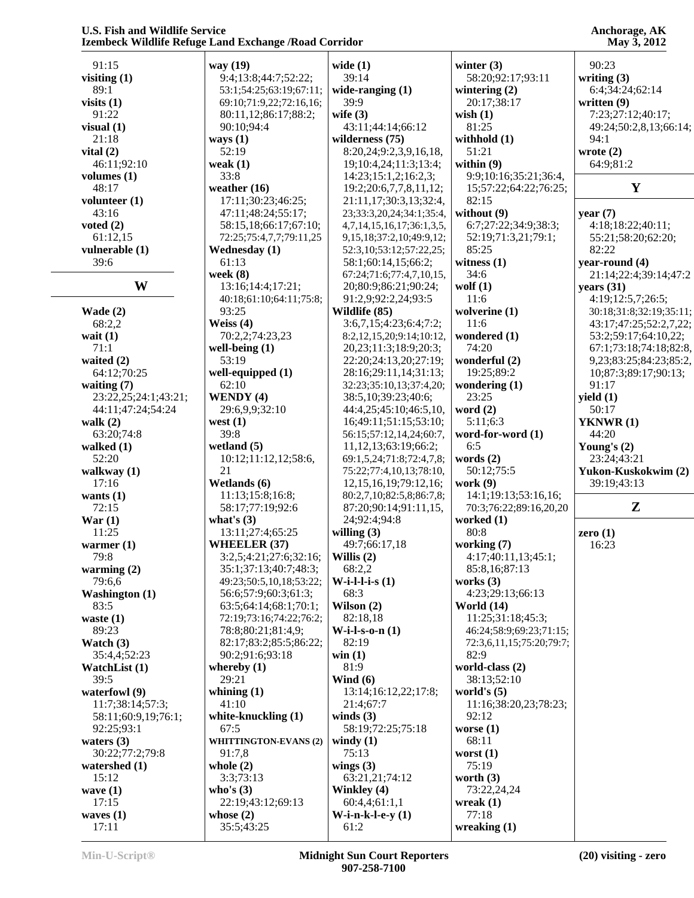91:15
**visiting (1)**
89:1
**visits (1)**
91:22
**visual (1)**
21:18
**vital (2)**
46:11;92:10
**volumes (1)**
48:17
**volunteer (1)**
43:16
**voted (2)**
61:12,15
**vulnerable (1)**
39:6

## W

**Wade (2)**
68:2,2
**wait (1)**
71:1
**waited (2)**
64:12;70:25
**waiting (7)**
23:22,25;24:1;43:21;
44:11;47:24;54:24
**walk (2)**
63:20;74:8
**walked (1)**
52:20
**walkway (1)**
17:16
**wants (1)**
72:15
**War (1)**
11:25
**warmer (1)**
79:8
**warming (2)**
79:6,6
**Washington (1)**
83:5
**waste (1)**
89:23
**Watch (3)**
35:4,4;52:23
**WatchList (1)**
39:5
**waterfowl (9)**
11:7;38:14;57:3;
58:11;60:9,19;76:1;
92:25;93:1
**waters (3)**
30:22;77:2;79:8
**watershed (1)**
15:12
**wave (1)**
17:15
**waves (1)**
17:11
**way (19)**
9:4;13:8;44:7;52:22;
53:1;54:25;63:19;67:11;
69:10;71:9,22;72:16,16;
80:11,12;86:17;88:2;
90:10;94:4
**ways (1)**
52:19
**weak (1)**
33:8
**weather (16)**
17:11;30:23;46:25;
47:11;48:24;55:17;
58:15,18;66:17;67:10;
72:25;75:4,7,7;79:11,25
**Wednesday (1)**
61:13
**week (8)**
13:16;14:4;17:21;
40:18;61:10;64:11;75:8;
93:25
**Weiss (4)**
70:2,2;74:23,23
**well-being (1)**
53:19
**well-equipped (1)**
62:10
**WENDY (4)**
29:6,9,9;32:10
**west (1)**
39:8
**wetland (5)**
10:12;11:12,12;58:6,
21
**Wetlands (6)**
11:13;15:8;16:8;
58:17;77:19;92:6
**what's (3)**
13:11;27:4;65:25
**WHEELER (37)**
3:2,5;4:21;27:6;32:16;
35:1;37:13;40:7;48:3;
49:23;50:5,10,18;53:22;
56:6;57:9;60:3;61:3;
63:5;64:14;68:1;70:1;
72:19;73:16;74:22;76:2;
78:8;80:21;81:4,9;
82:17;83:2;85:5;86:22;
90:2;91:6;93:18
**whereby (1)**
29:21
**whining (1)**
41:10
**white-knuckling (1)**
67:5
**WHITTINGTON-EVANS (2)**
91:7,8
**whole (2)**
3:3;73:13
**who's (3)**
22:19;43:12;69:13
**whose (2)**
35:5;43:25
**wide (1)**
39:14
**wide-ranging (1)**
39:9
**wife (3)**
43:11;44:14;66:12
**wilderness (75)**
8:20,24;9:2,3,9,16,18,
19;10:4,24;11:3;13:4;
14:23;15:1,2;16:2,3;
19:2;20:6,7,7,8,11,12;
21:11,17;30:3,13;32:4,
23;33:3,20,24;34:1;35:4,
4,7,14,15,16,17;36:1,3,5,
9,15,18;37:2,10;49:9,12;
52:3,10;53:12;57:22,25;
58:1;60:14,15;66:2;
67:24;71:6;77:4,7,10,15,
20;80:9;86:21;90:24;
91:2,9;92:2,24;93:5
**Wildlife (85)**
3:6,7,15;4:23;6:4;7:2;
8:2,12,15,20;9:14;10:12,
20,23;11:3;18:9;20:3;
22:20;24:13,20;27:19;
28:16;29:11,14;31:13;
32:23;35:10,13;37:4,20;
38:5,10;39:23;40:6;
44:4,25;45:10;46:5,10,
16;49:11;51:15;53:10;
56:15;57:12,14,24;60:7,
11,12,13;63:19;66:2;
69:1,5,24;71:8;72:4,7,8;
75:22;77:4,10,13;78:10,
12,15,16,19;79:12,16;
80:2,7,10;82:5,8;86:7,8;
87:20;90:14;91:11,15,
24;92:4;94:8
**willing (3)**
49:7;66:17,18
**Willis (2)**
68:2,2
**W-i-l-l-i-s (1)**
68:3
**Wilson (2)**
82:18,18
**W-i-l-s-o-n (1)**
82:19
**win (1)**
81:9
**Wind (6)**
13:14;16:12,22;17:8;
21:4;67:7
**winds (3)**
58:19;72:25;75:18
**windy (1)**
75:13
**wings (3)**
63:21,21;74:12
**Winkley (4)**
60:4,4;61:1,1
**W-i-n-k-l-e-y (1)**
61:2
**winter (3)**
58:20;92:17;93:11
**wintering (2)**
20:17;38:17
**wish (1)**
81:25
**withhold (1)**
51:21
**within (9)**
9:9;10:16;35:21;36:4,
15;57:22;64:22;76:25;
82:15
**without (9)**
6:7;27:22;34:9;38:3;
52:19;71:3,21;79:1;
85:25
**witness (1)**
34:6
**wolf (1)**
11:6
**wolverine (1)**
11:6
**wondered (1)**
74:20
**wonderful (2)**
19:25;89:2
**wondering (1)**
23:25
**word (2)**
5:11;6:3
**word-for-word (1)**
6:5
**words (2)**
50:12;75:5
**work (9)**
14:1;19:13;53:16,16;
70:3;76:22;89:16,20,20
**worked (1)**
80:8
**working (7)**
4:17;40:11,13;45:1;
85:8,16;87:13
**works (3)**
4:23;29:13;66:13
**World (14)**
11:25;31:18;45:3;
46:24;58:9;69:23;71:15;
72:3,6,11,15;75:20;79:7;
82:9
**world-class (2)**
38:13;52:10
**world's (5)**
11:16;38:20,23;78:23;
92:12
**worse (1)**
68:11
**worst (1)**
75:19
**worth (3)**
73:22,24,24
**wreak (1)**
77:18
**wreaking (1)**
90:23
**writing (3)**
6:4;34:24;62:14
**written (9)**
7:23;27:12;40:17;
49:24;50:2,8,13;66:14;
94:1
**wrote (2)**
64:9;81:2

## Y

**year (7)**
4:18;18:22;40:11;
55:21;58:20;62:20;
82:22
**year-round (4)**
21:14;22:4;39:14;47:2
**years (31)**
4:19;12:5,7;26:5;
30:18;31:8;32:19;35:11;
43:17;47:25;52:2,7,22;
53:2;59:17;64:10,22;
67:1;73:18;74:18;82:8,
9,23;83:25;84:23;85:2,
10;87:3;89:17;90:13;
91:17
**yield (1)**
50:17
**YKNWR (1)**
44:20
**Young's (2)**
23:24;43:21
**Yukon-Kuskokwim (2)**
39:19;43:13

## Z

**zero (1)**
16:23